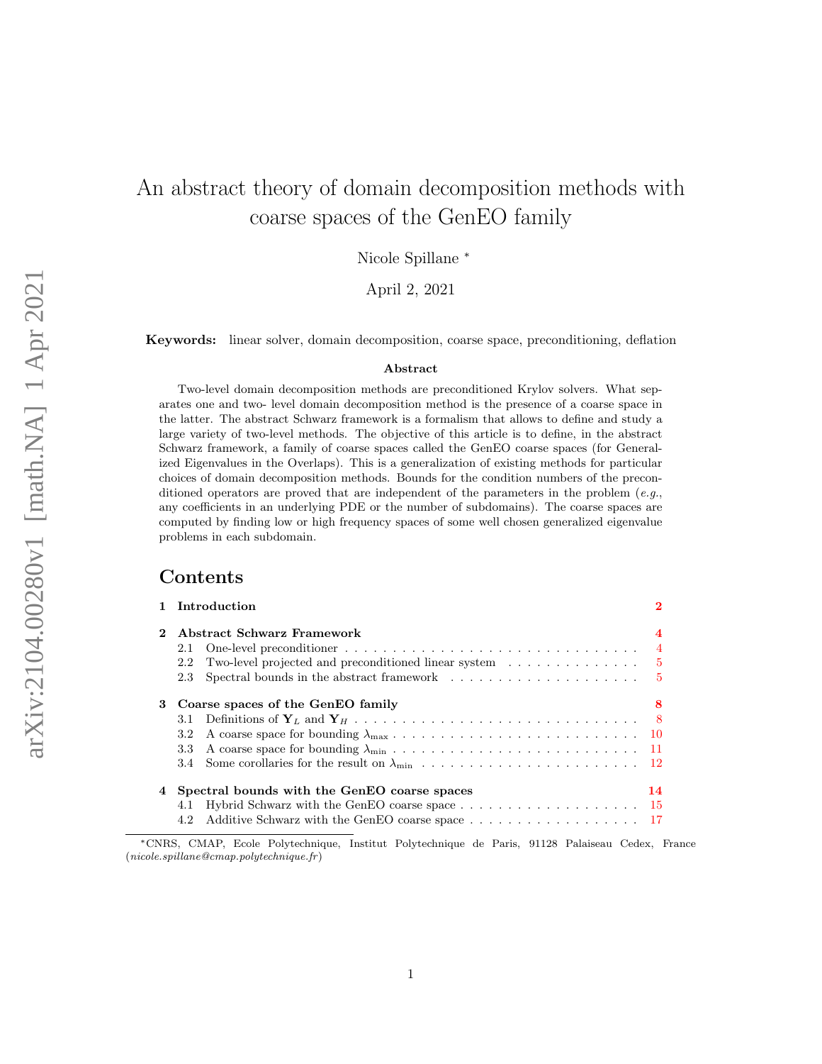# An abstract theory of domain decomposition methods with coarse spaces of the GenEO family

Nicole Spillane [*]

April 2, 2021

**Keywords:** linear solver, domain decomposition, coarse space, preconditioning, deflation

### Abstract

Two-level domain decomposition methods are preconditioned Krylov solvers. What separates one and two- level domain decomposition method is the presence of a coarse space in the latter. The abstract Schwarz framework is a formalism that allows to define and study a large variety of two-level methods. The objective of this article is to define, in the abstract Schwarz framework, a family of coarse spaces called the GenEO coarse spaces (for Generalized Eigenvalues in the Overlaps). This is a generalization of existing methods for particular choices of domain decomposition methods. Bounds for the condition numbers of the preconditioned operators are proved that are independent of the parameters in the problem (*e.g.*, any coefficients in an underlying PDE or the number of subdomains). The coarse spaces are computed by finding low or high frequency spaces of some well chosen generalized eigenvalue problems in each subdomain.

## Contents

**1 Introduction** — 2

**2 Abstract Schwarz Framework** — 4
- 2.1 One-level preconditioner — 4
- 2.2 Two-level projected and preconditioned linear system — 5
- 2.3 Spectral bounds in the abstract framework — 5

**3 Coarse spaces of the GenEO family** — 8
- 3.1 Definitions of $\mathbf{Y}_L$ and $\mathbf{Y}_H$ — 8
- 3.2 A coarse space for bounding $\lambda_{\max}$ — 10
- 3.3 A coarse space for bounding $\lambda_{\min}$ — 11
- 3.4 Some corollaries for the result on $\lambda_{\min}$ — 12

**4 Spectral bounds with the GenEO coarse spaces** — 14
- 4.1 Hybrid Schwarz with the GenEO coarse space — 15
- 4.2 Additive Schwarz with the GenEO coarse space — 17

[*] CNRS, CMAP, Ecole Polytechnique, Institut Polytechnique de Paris, 91128 Palaiseau Cedex, France (*nicole.spillane@cmap.polytechnique.fr*)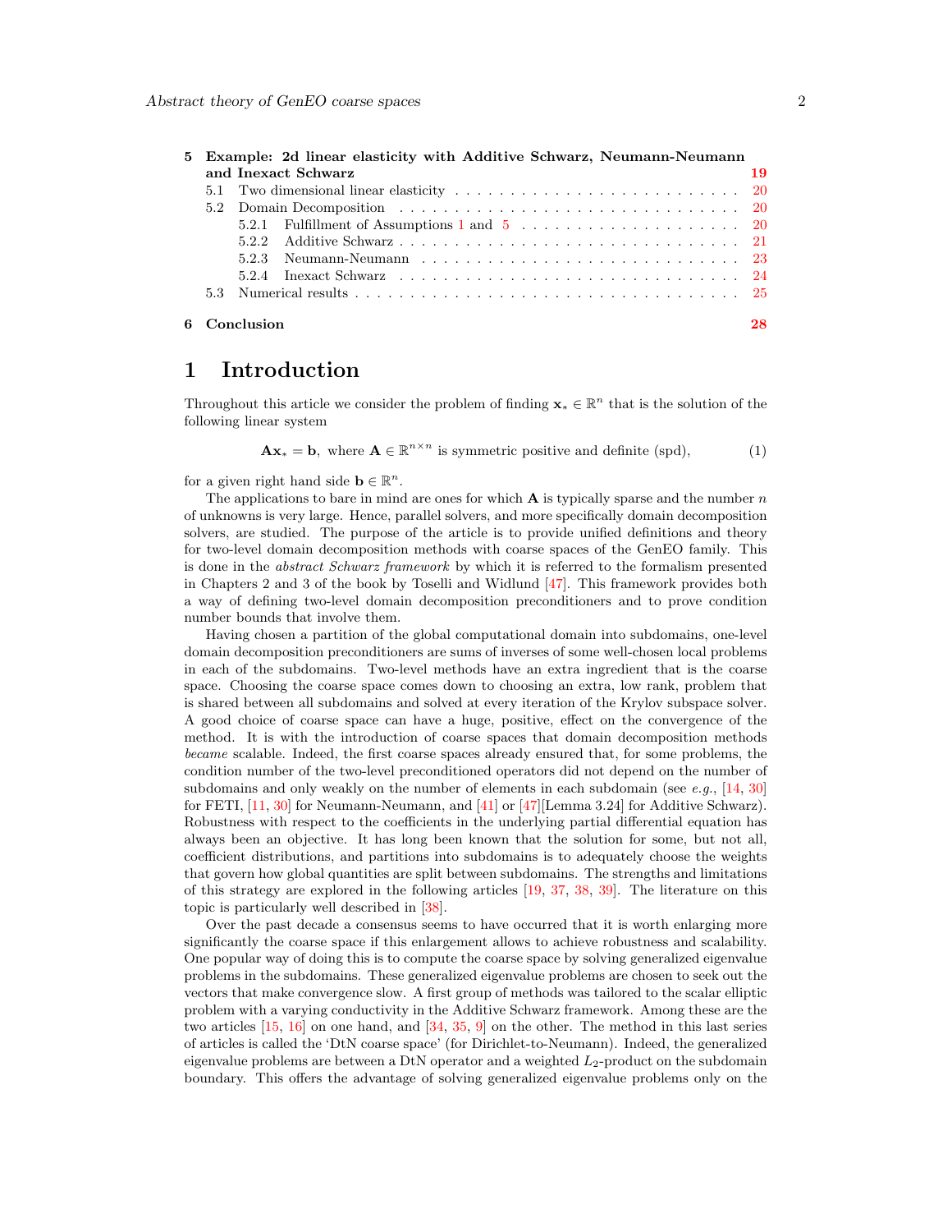| | | |
|---|---|---|
| **5** | **Example: 2d linear elasticity with Additive Schwarz, Neumann-Neumann and Inexact Schwarz** | **19** |
| 5.1 | Two dimensional linear elasticity | 20 |
| 5.2 | Domain Decomposition | 20 |
| 5.2.1 | Fulfillment of Assumptions 1 and 5 | 20 |
| 5.2.2 | Additive Schwarz | 21 |
| 5.2.3 | Neumann-Neumann | 23 |
| 5.2.4 | Inexact Schwarz | 24 |
| 5.3 | Numerical results | 25 |
| **6** | **Conclusion** | **28** |

# 1 Introduction

Throughout this article we consider the problem of finding $\mathbf{x}_* \in \mathbb{R}^n$ that is the solution of the following linear system

$$\mathbf{A}\mathbf{x}_* = \mathbf{b}, \text{ where } \mathbf{A} \in \mathbb{R}^{n\times n} \text{ is symmetric positive and definite (spd),} \tag{1}$$

for a given right hand side $\mathbf{b} \in \mathbb{R}^n$.

The applications to bare in mind are ones for which $\mathbf{A}$ is typically sparse and the number $n$ of unknowns is very large. Hence, parallel solvers, and more specifically domain decomposition solvers, are studied. The purpose of the article is to provide unified definitions and theory for two-level domain decomposition methods with coarse spaces of the GenEO family. This is done in the *abstract Schwarz framework* by which it is referred to the formalism presented in Chapters 2 and 3 of the book by Toselli and Widlund [47]. This framework provides both a way of defining two-level domain decomposition preconditioners and to prove condition number bounds that involve them.

Having chosen a partition of the global computational domain into subdomains, one-level domain decomposition preconditioners are sums of inverses of some well-chosen local problems in each of the subdomains. Two-level methods have an extra ingredient that is the coarse space. Choosing the coarse space comes down to choosing an extra, low rank, problem that is shared between all subdomains and solved at every iteration of the Krylov subspace solver. A good choice of coarse space can have a huge, positive, effect on the convergence of the method. It is with the introduction of coarse spaces that domain decomposition methods *became* scalable. Indeed, the first coarse spaces already ensured that, for some problems, the condition number of the two-level preconditioned operators did not depend on the number of subdomains and only weakly on the number of elements in each subdomain (see *e.g.*, [14, 30] for FETI, [11, 30] for Neumann-Neumann, and [41] or [47][Lemma 3.24] for Additive Schwarz). Robustness with respect to the coefficients in the underlying partial differential equation has always been an objective. It has long been known that the solution for some, but not all, coefficient distributions, and partitions into subdomains is to adequately choose the weights that govern how global quantities are split between subdomains. The strengths and limitations of this strategy are explored in the following articles [19, 37, 38, 39]. The literature on this topic is particularly well described in [38].

Over the past decade a consensus seems to have occurred that it is worth enlarging more significantly the coarse space if this enlargement allows to achieve robustness and scalability. One popular way of doing this is to compute the coarse space by solving generalized eigenvalue problems in the subdomains. These generalized eigenvalue problems are chosen to seek out the vectors that make convergence slow. A first group of methods was tailored to the scalar elliptic problem with a varying conductivity in the Additive Schwarz framework. Among these are the two articles [15, 16] on one hand, and [34, 35, 9] on the other. The method in this last series of articles is called the 'DtN coarse space' (for Dirichlet-to-Neumann). Indeed, the generalized eigenvalue problems are between a DtN operator and a weighted $L_2$-product on the subdomain boundary. This offers the advantage of solving generalized eigenvalue problems only on the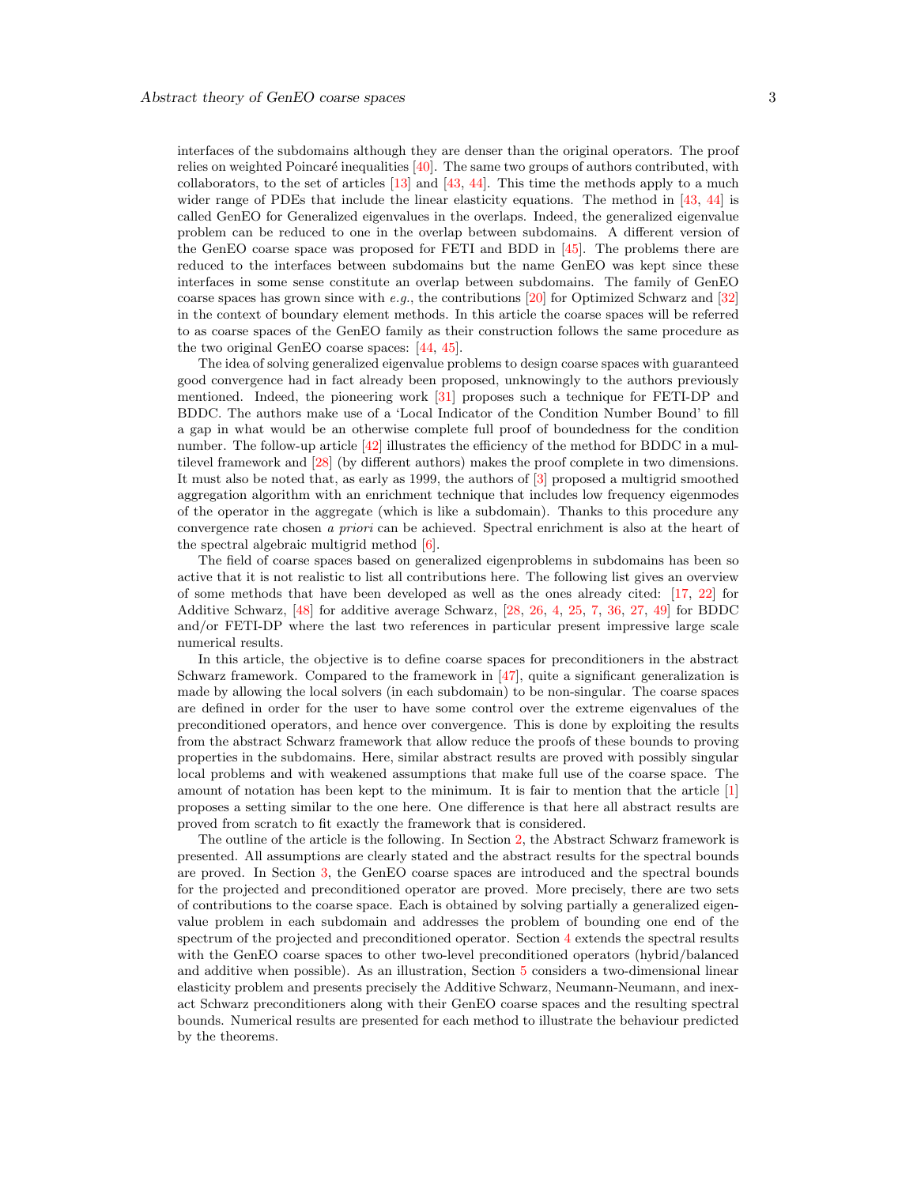interfaces of the subdomains although they are denser than the original operators. The proof relies on weighted Poincaré inequalities [40]. The same two groups of authors contributed, with collaborators, to the set of articles [13] and [43, 44]. This time the methods apply to a much wider range of PDEs that include the linear elasticity equations. The method in [43, 44] is called GenEO for Generalized eigenvalues in the overlaps. Indeed, the generalized eigenvalue problem can be reduced to one in the overlap between subdomains. A different version of the GenEO coarse space was proposed for FETI and BDD in [45]. The problems there are reduced to the interfaces between subdomains but the name GenEO was kept since these interfaces in some sense constitute an overlap between subdomains. The family of GenEO coarse spaces has grown since with *e.g.*, the contributions [20] for Optimized Schwarz and [32] in the context of boundary element methods. In this article the coarse spaces will be referred to as coarse spaces of the GenEO family as their construction follows the same procedure as the two original GenEO coarse spaces: [44, 45].

The idea of solving generalized eigenvalue problems to design coarse spaces with guaranteed good convergence had in fact already been proposed, unknowingly to the authors previously mentioned. Indeed, the pioneering work [31] proposes such a technique for FETI-DP and BDDC. The authors make use of a 'Local Indicator of the Condition Number Bound' to fill a gap in what would be an otherwise complete full proof of boundedness for the condition number. The follow-up article [42] illustrates the efficiency of the method for BDDC in a multilevel framework and [28] (by different authors) makes the proof complete in two dimensions. It must also be noted that, as early as 1999, the authors of [3] proposed a multigrid smoothed aggregation algorithm with an enrichment technique that includes low frequency eigenmodes of the operator in the aggregate (which is like a subdomain). Thanks to this procedure any convergence rate chosen *a priori* can be achieved. Spectral enrichment is also at the heart of the spectral algebraic multigrid method [6].

The field of coarse spaces based on generalized eigenproblems in subdomains has been so active that it is not realistic to list all contributions here. The following list gives an overview of some methods that have been developed as well as the ones already cited: [17, 22] for Additive Schwarz, [48] for additive average Schwarz, [28, 26, 4, 25, 7, 36, 27, 49] for BDDC and/or FETI-DP where the last two references in particular present impressive large scale numerical results.

In this article, the objective is to define coarse spaces for preconditioners in the abstract Schwarz framework. Compared to the framework in [47], quite a significant generalization is made by allowing the local solvers (in each subdomain) to be non-singular. The coarse spaces are defined in order for the user to have some control over the extreme eigenvalues of the preconditioned operators, and hence over convergence. This is done by exploiting the results from the abstract Schwarz framework that allow reduce the proofs of these bounds to proving properties in the subdomains. Here, similar abstract results are proved with possibly singular local problems and with weakened assumptions that make full use of the coarse space. The amount of notation has been kept to the minimum. It is fair to mention that the article [1] proposes a setting similar to the one here. One difference is that here all abstract results are proved from scratch to fit exactly the framework that is considered.

The outline of the article is the following. In Section 2, the Abstract Schwarz framework is presented. All assumptions are clearly stated and the abstract results for the spectral bounds are proved. In Section 3, the GenEO coarse spaces are introduced and the spectral bounds for the projected and preconditioned operator are proved. More precisely, there are two sets of contributions to the coarse space. Each is obtained by solving partially a generalized eigenvalue problem in each subdomain and addresses the problem of bounding one end of the spectrum of the projected and preconditioned operator. Section 4 extends the spectral results with the GenEO coarse spaces to other two-level preconditioned operators (hybrid/balanced and additive when possible). As an illustration, Section 5 considers a two-dimensional linear elasticity problem and presents precisely the Additive Schwarz, Neumann-Neumann, and inexact Schwarz preconditioners along with their GenEO coarse spaces and the resulting spectral bounds. Numerical results are presented for each method to illustrate the behaviour predicted by the theorems.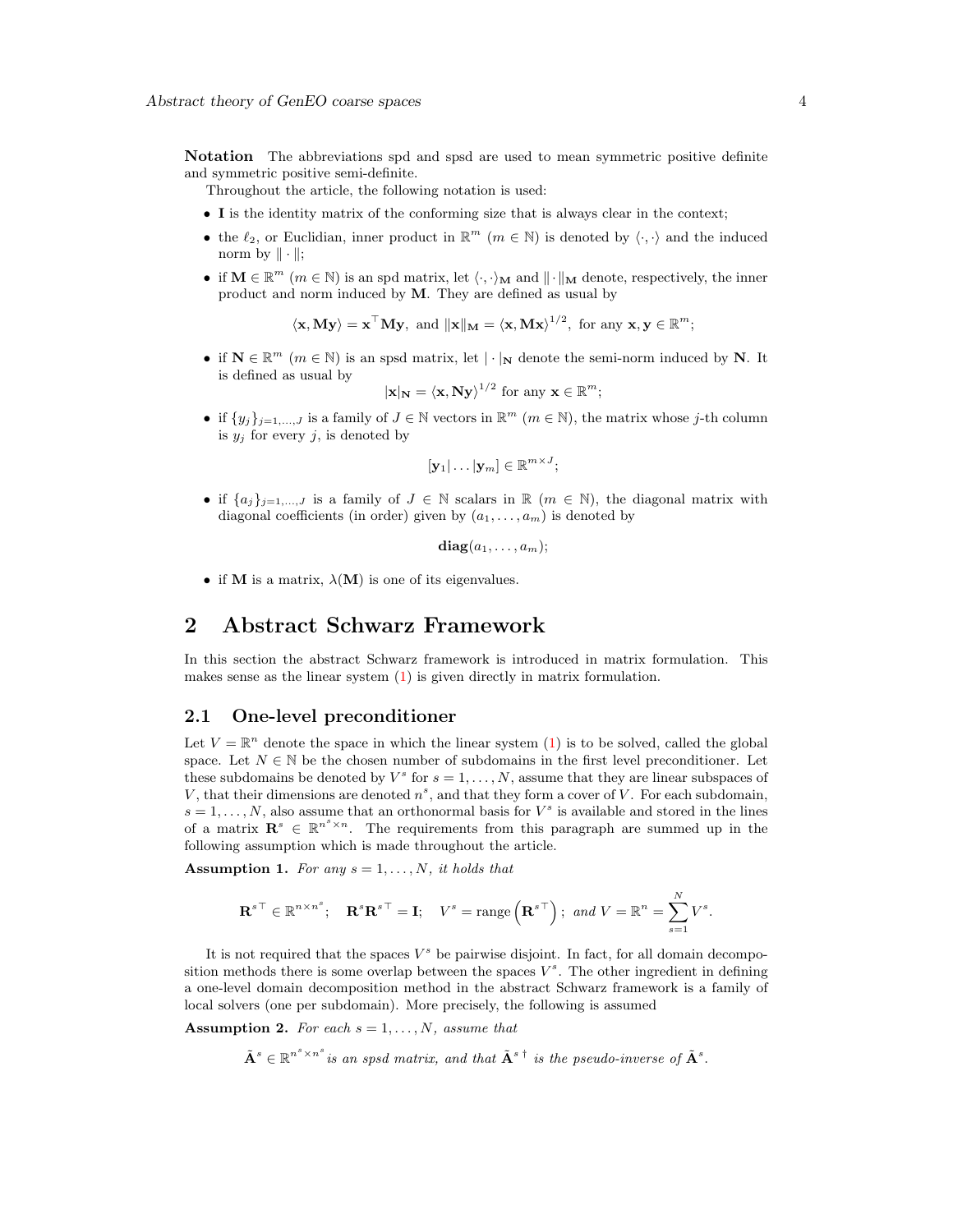**Notation** The abbreviations spd and spsd are used to mean symmetric positive definite and symmetric positive semi-definite.

Throughout the article, the following notation is used:

- $\mathbf{I}$ is the identity matrix of the conforming size that is always clear in the context;
- the $\ell_2$, or Euclidian, inner product in $\mathbb{R}^m$ ($m \in \mathbb{N}$) is denoted by $\langle \cdot, \cdot \rangle$ and the induced norm by $\| \cdot \|$;
- if $\mathbf{M} \in \mathbb{R}^m$ ($m \in \mathbb{N}$) is an spd matrix, let $\langle \cdot, \cdot \rangle_{\mathbf{M}}$ and $\| \cdot \|_{\mathbf{M}}$ denote, respectively, the inner product and norm induced by $\mathbf{M}$. They are defined as usual by

$$\langle \mathbf{x}, \mathbf{M}\mathbf{y} \rangle = \mathbf{x}^\top \mathbf{M}\mathbf{y}, \text{ and } \|\mathbf{x}\|_{\mathbf{M}} = \langle \mathbf{x}, \mathbf{M}\mathbf{x} \rangle^{1/2}, \text{ for any } \mathbf{x}, \mathbf{y} \in \mathbb{R}^m;$$

- if $\mathbf{N} \in \mathbb{R}^m$ ($m \in \mathbb{N}$) is an spsd matrix, let $| \cdot |_{\mathbf{N}}$ denote the semi-norm induced by $\mathbf{N}$. It is defined as usual by

$$|\mathbf{x}|_{\mathbf{N}} = \langle \mathbf{x}, \mathbf{N}\mathbf{y} \rangle^{1/2} \text{ for any } \mathbf{x} \in \mathbb{R}^m;$$

- if $\{y_j\}_{j=1,\dots,J}$ is a family of $J \in \mathbb{N}$ vectors in $\mathbb{R}^m$ ($m \in \mathbb{N}$), the matrix whose $j$-th column is $y_j$ for every $j$, is denoted by

$$[\mathbf{y}_1 | \dots | \mathbf{y}_m] \in \mathbb{R}^{m \times J};$$

- if $\{a_j\}_{j=1,\dots,J}$ is a family of $J \in \mathbb{N}$ scalars in $\mathbb{R}$ ($m \in \mathbb{N}$), the diagonal matrix with diagonal coefficients (in order) given by $(a_1, \dots, a_m)$ is denoted by

$$\mathbf{diag}(a_1, \dots, a_m);$$

- if $\mathbf{M}$ is a matrix, $\lambda(\mathbf{M})$ is one of its eigenvalues.

## 2 Abstract Schwarz Framework

In this section the abstract Schwarz framework is introduced in matrix formulation. This makes sense as the linear system (1) is given directly in matrix formulation.

### 2.1 One-level preconditioner

Let $V = \mathbb{R}^n$ denote the space in which the linear system (1) is to be solved, called the global space. Let $N \in \mathbb{N}$ be the chosen number of subdomains in the first level preconditioner. Let these subdomains be denoted by $V^s$ for $s = 1, \dots, N$, assume that they are linear subspaces of $V$, that their dimensions are denoted $n^s$, and that they form a cover of $V$. For each subdomain, $s = 1, \dots, N$, also assume that an orthonormal basis for $V^s$ is available and stored in the lines of a matrix $\mathbf{R}^s \in \mathbb{R}^{n^s \times n}$. The requirements from this paragraph are summed up in the following assumption which is made throughout the article.

**Assumption 1.** *For any $s = 1, \dots, N$, it holds that*

$$\mathbf{R}^{s\top} \in \mathbb{R}^{n \times n^s}; \quad \mathbf{R}^s \mathbf{R}^{s\top} = \mathbf{I}; \quad V^s = \operatorname{range}\left(\mathbf{R}^{s\top}\right); \text{ and } V = \mathbb{R}^n = \sum_{s=1}^{N} V^s.$$

It is not required that the spaces $V^s$ be pairwise disjoint. In fact, for all domain decomposition methods there is some overlap between the spaces $V^s$. The other ingredient in defining a one-level domain decomposition method in the abstract Schwarz framework is a family of local solvers (one per subdomain). More precisely, the following is assumed

**Assumption 2.** *For each $s = 1, \dots, N$, assume that*

$$\tilde{\mathbf{A}}^s \in \mathbb{R}^{n^s \times n^s} \textit{ is an spsd matrix, and that } \tilde{\mathbf{A}}^{s\,\dagger} \textit{ is the pseudo-inverse of } \tilde{\mathbf{A}}^s.$$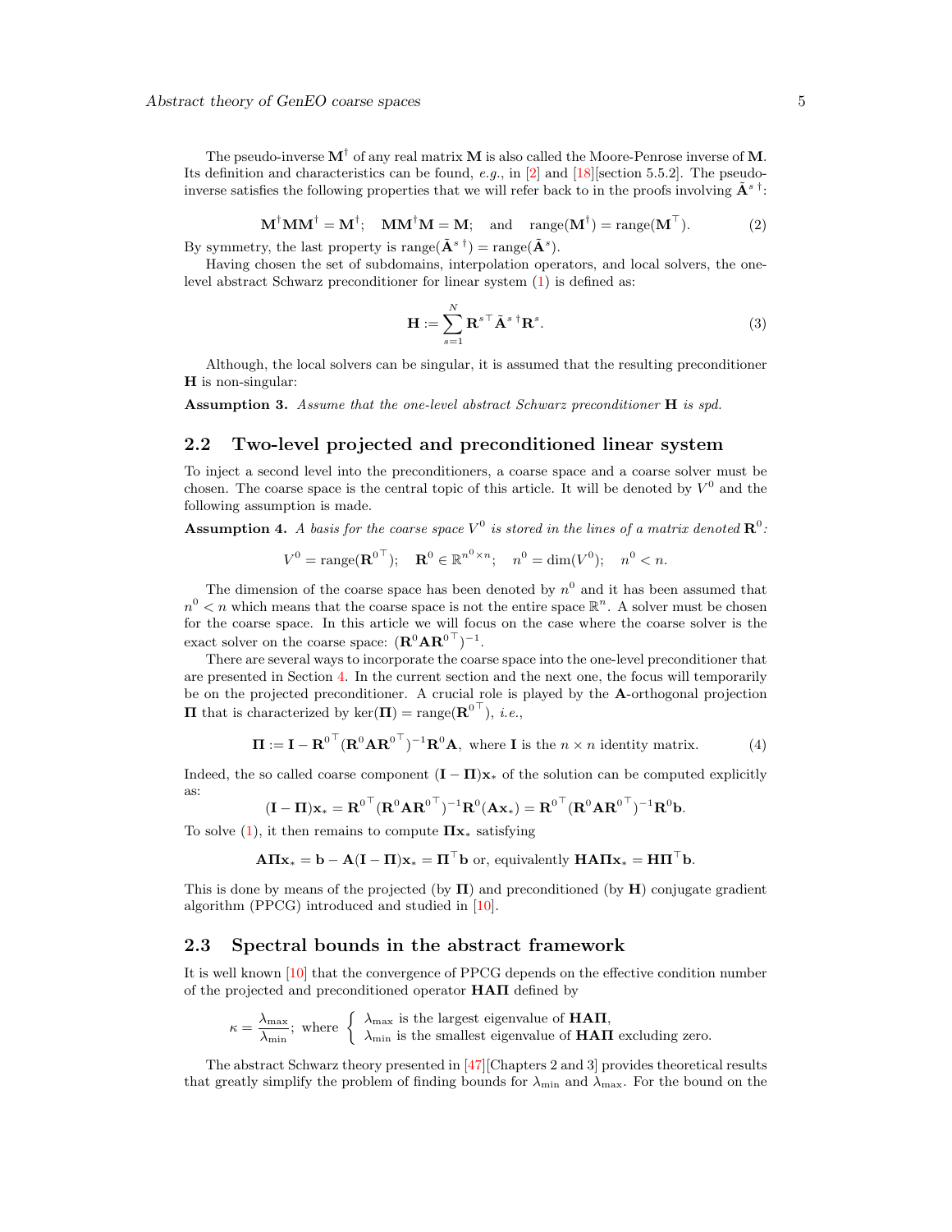The pseudo-inverse $\mathbf{M}^\dagger$ of any real matrix $\mathbf{M}$ is also called the Moore-Penrose inverse of $\mathbf{M}$. Its definition and characteristics can be found, *e.g.*, in [2] and [18][section 5.5.2]. The pseudo-inverse satisfies the following properties that we will refer back to in the proofs involving $\tilde{\mathbf{A}}^{s\,\dagger}$:

$$\mathbf{M}^\dagger\mathbf{M}\mathbf{M}^\dagger = \mathbf{M}^\dagger; \quad \mathbf{M}\mathbf{M}^\dagger\mathbf{M} = \mathbf{M}; \quad \text{and} \quad \operatorname{range}(\mathbf{M}^\dagger) = \operatorname{range}(\mathbf{M}^\top). \tag{2}$$

By symmetry, the last property is $\operatorname{range}(\tilde{\mathbf{A}}^{s\,\dagger}) = \operatorname{range}(\tilde{\mathbf{A}}^s)$.

Having chosen the set of subdomains, interpolation operators, and local solvers, the one-level abstract Schwarz preconditioner for linear system (1) is defined as:

$$\mathbf{H} := \sum_{s=1}^{N} \mathbf{R}^{s\top}\tilde{\mathbf{A}}^{s\,\dagger}\mathbf{R}^s. \tag{3}$$

Although, the local solvers can be singular, it is assumed that the resulting preconditioner $\mathbf{H}$ is non-singular:

**Assumption 3.** *Assume that the one-level abstract Schwarz preconditioner* $\mathbf{H}$ *is spd.*

## 2.2 Two-level projected and preconditioned linear system

To inject a second level into the preconditioners, a coarse space and a coarse solver must be chosen. The coarse space is the central topic of this article. It will be denoted by $V^0$ and the following assumption is made.

**Assumption 4.** *A basis for the coarse space* $V^0$ *is stored in the lines of a matrix denoted* $\mathbf{R}^0$*:*

$$V^0 = \operatorname{range}(\mathbf{R}^{0\top}); \quad \mathbf{R}^0 \in \mathbb{R}^{n^0\times n}; \quad n^0 = \dim(V^0); \quad n^0 < n.$$

The dimension of the coarse space has been denoted by $n^0$ and it has been assumed that $n^0 < n$ which means that the coarse space is not the entire space $\mathbb{R}^n$. A solver must be chosen for the coarse space. In this article we will focus on the case where the coarse solver is the exact solver on the coarse space: $(\mathbf{R}^0\mathbf{A}\mathbf{R}^{0\top})^{-1}$.

There are several ways to incorporate the coarse space into the one-level preconditioner that are presented in Section 4. In the current section and the next one, the focus will temporarily be on the projected preconditioner. A crucial role is played by the $\mathbf{A}$-orthogonal projection $\mathbf{\Pi}$ that is characterized by $\ker(\mathbf{\Pi}) = \operatorname{range}(\mathbf{R}^{0\top})$, *i.e.*,

$$\mathbf{\Pi} := \mathbf{I} - \mathbf{R}^{0\top}(\mathbf{R}^0\mathbf{A}\mathbf{R}^{0\top})^{-1}\mathbf{R}^0\mathbf{A}, \text{ where } \mathbf{I} \text{ is the } n\times n \text{ identity matrix.} \tag{4}$$

Indeed, the so called coarse component $(\mathbf{I}-\mathbf{\Pi})\mathbf{x}_*$ of the solution can be computed explicitly as:

$$(\mathbf{I}-\mathbf{\Pi})\mathbf{x}_* = \mathbf{R}^{0\top}(\mathbf{R}^0\mathbf{A}\mathbf{R}^{0\top})^{-1}\mathbf{R}^0(\mathbf{A}\mathbf{x}_*) = \mathbf{R}^{0\top}(\mathbf{R}^0\mathbf{A}\mathbf{R}^{0\top})^{-1}\mathbf{R}^0\mathbf{b}.$$

To solve (1), it then remains to compute $\mathbf{\Pi}\mathbf{x}_*$ satisfying

$$\mathbf{A}\mathbf{\Pi}\mathbf{x}_* = \mathbf{b} - \mathbf{A}(\mathbf{I}-\mathbf{\Pi})\mathbf{x}_* = \mathbf{\Pi}^\top\mathbf{b} \text{ or, equivalently } \mathbf{H}\mathbf{A}\mathbf{\Pi}\mathbf{x}_* = \mathbf{H}\mathbf{\Pi}^\top\mathbf{b}.$$

This is done by means of the projected (by $\mathbf{\Pi}$) and preconditioned (by $\mathbf{H}$) conjugate gradient algorithm (PPCG) introduced and studied in [10].

## 2.3 Spectral bounds in the abstract framework

It is well known [10] that the convergence of PPCG depends on the effective condition number of the projected and preconditioned operator $\mathbf{H}\mathbf{A}\mathbf{\Pi}$ defined by

$$\kappa = \frac{\lambda_{\max}}{\lambda_{\min}}; \text{ where } \left\{ \begin{array}{l} \lambda_{\max} \text{ is the largest eigenvalue of } \mathbf{H}\mathbf{A}\mathbf{\Pi}, \\ \lambda_{\min} \text{ is the smallest eigenvalue of } \mathbf{H}\mathbf{A}\mathbf{\Pi} \text{ excluding zero.} \end{array} \right.$$

The abstract Schwarz theory presented in [47][Chapters 2 and 3] provides theoretical results that greatly simplify the problem of finding bounds for $\lambda_{\min}$ and $\lambda_{\max}$. For the bound on the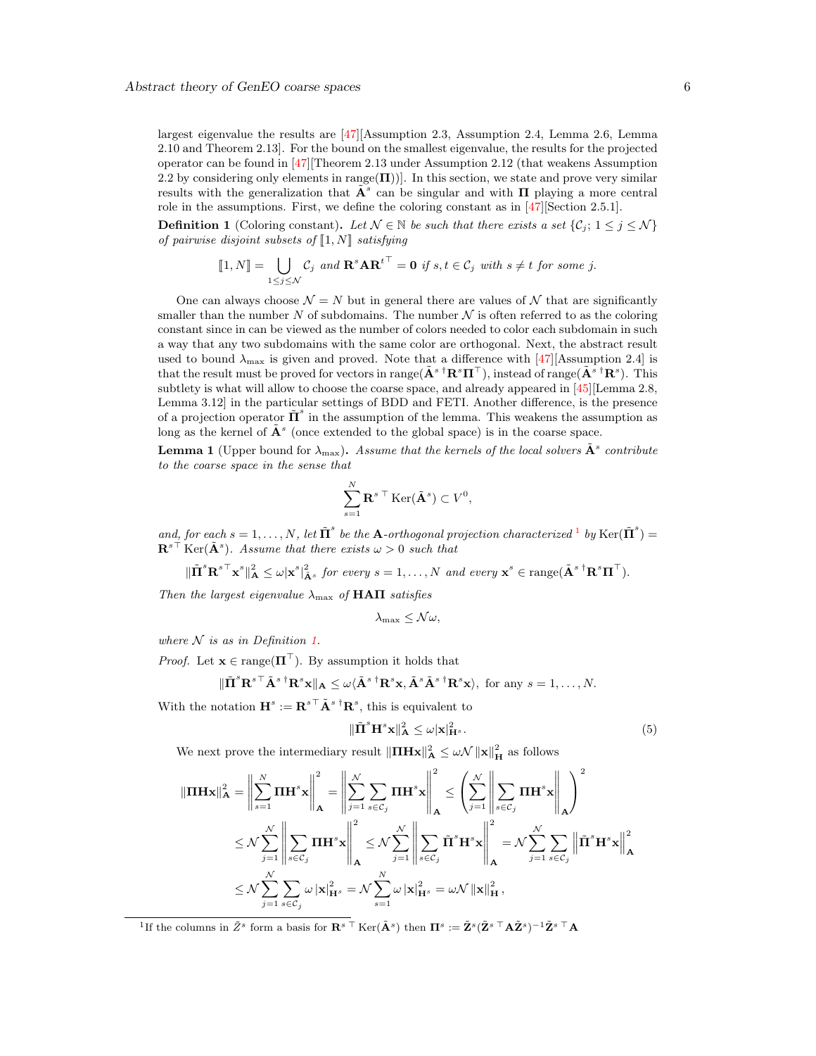largest eigenvalue the results are [47][Assumption 2.3, Assumption 2.4, Lemma 2.6, Lemma 2.10 and Theorem 2.13]. For the bound on the smallest eigenvalue, the results for the projected operator can be found in [47][Theorem 2.13 under Assumption 2.12 (that weakens Assumption 2.2 by considering only elements in range($\mathbf{\Pi}$))]. In this section, we state and prove very similar results with the generalization that $\tilde{\mathbf{A}}^s$ can be singular and with $\mathbf{\Pi}$ playing a more central role in the assumptions. First, we define the coloring constant as in [47][Section 2.5.1].

**Definition 1** (Coloring constant)**.** *Let $\mathcal{N} \in \mathbb{N}$ be such that there exists a set $\{\mathcal{C}_j;\, 1 \leq j \leq \mathcal{N}\}$ of pairwise disjoint subsets of $[\![1, N]\!]$ satisfying*

$$[\![1, N]\!] = \bigcup_{1 \leq j \leq \mathcal{N}} \mathcal{C}_j \text{ and } \mathbf{R}^s \mathbf{A} \mathbf{R}^{t\top} = \mathbf{0} \text{ if } s, t \in \mathcal{C}_j \text{ with } s \neq t \text{ for some } j.$$

One can always choose $\mathcal{N} = N$ but in general there are values of $\mathcal{N}$ that are significantly smaller than the number $N$ of subdomains. The number $\mathcal{N}$ is often referred to as the coloring constant since in can be viewed as the number of colors needed to color each subdomain in such a way that any two subdomains with the same color are orthogonal. Next, the abstract result used to bound $\lambda_{\max}$ is given and proved. Note that a difference with [47][Assumption 2.4] is that the result must be proved for vectors in range($\tilde{\mathbf{A}}^{s\,\dagger} \mathbf{R}^s \mathbf{\Pi}^\top$), instead of range($\tilde{\mathbf{A}}^{s\,\dagger} \mathbf{R}^s$). This subtlety is what will allow to choose the coarse space, and already appeared in [45][Lemma 2.8, Lemma 3.12] in the particular settings of BDD and FETI. Another difference, is the presence of a projection operator $\tilde{\mathbf{\Pi}}^s$ in the assumption of the lemma. This weakens the assumption as long as the kernel of $\tilde{\mathbf{A}}^s$ (once extended to the global space) is in the coarse space.

**Lemma 1** (Upper bound for $\lambda_{\max}$)**.** *Assume that the kernels of the local solvers $\tilde{\mathbf{A}}^s$ contribute to the coarse space in the sense that*

$$\sum_{s=1}^{N} \mathbf{R}^{s\,\top} \operatorname{Ker}(\tilde{\mathbf{A}}^s) \subset V^0,$$

*and, for each $s = 1, \ldots, N$, let $\tilde{\mathbf{\Pi}}^s$ be the $\mathbf{A}$-orthogonal projection characterized [1] by $\operatorname{Ker}(\tilde{\mathbf{\Pi}}^s) = \mathbf{R}^{s\top} \operatorname{Ker}(\tilde{\mathbf{A}}^s)$. Assume that there exists $\omega > 0$ such that*

$$\|\tilde{\mathbf{\Pi}}^s \mathbf{R}^{s\top} \mathbf{x}^s\|_{\mathbf{A}}^2 \leq \omega |\mathbf{x}^s|_{\tilde{\mathbf{A}}^s}^2 \text{ for every } s = 1, \ldots, N \text{ and every } \mathbf{x}^s \in \operatorname{range}(\tilde{\mathbf{A}}^{s\,\dagger} \mathbf{R}^s \mathbf{\Pi}^\top).$$

*Then the largest eigenvalue $\lambda_{\max}$ of $\mathbf{HA\Pi}$ satisfies*

$$\lambda_{\max} \leq \mathcal{N}\omega,$$

*where $\mathcal{N}$ is as in Definition 1.*

*Proof.* Let $\mathbf{x} \in \operatorname{range}(\mathbf{\Pi}^\top)$. By assumption it holds that

$$\|\tilde{\mathbf{\Pi}}^s \mathbf{R}^{s\top} \tilde{\mathbf{A}}^{s\,\dagger} \mathbf{R}^s \mathbf{x}\|_{\mathbf{A}} \leq \omega \langle \tilde{\mathbf{A}}^{s\,\dagger} \mathbf{R}^s \mathbf{x}, \tilde{\mathbf{A}}^s \tilde{\mathbf{A}}^{s\,\dagger} \mathbf{R}^s \mathbf{x} \rangle, \text{ for any } s = 1, \ldots, N.$$

With the notation $\mathbf{H}^s := \mathbf{R}^{s\top} \tilde{\mathbf{A}}^{s\,\dagger} \mathbf{R}^s$, this is equivalent to

$$\|\tilde{\mathbf{\Pi}}^s \mathbf{H}^s \mathbf{x}\|_{\mathbf{A}}^2 \leq \omega |\mathbf{x}|_{\mathbf{H}^s}^2. \tag{5}$$

We next prove the intermediary result $\|\mathbf{\Pi H x}\|_{\mathbf{A}}^2 \leq \omega \mathcal{N} \|\mathbf{x}\|_{\mathbf{H}}^2$ as follows

$$\begin{aligned}
\|\mathbf{\Pi H x}\|_{\mathbf{A}}^2 &= \left\| \sum_{s=1}^{N} \mathbf{\Pi H}^s \mathbf{x} \right\|_{\mathbf{A}}^2 = \left\| \sum_{j=1}^{\mathcal{N}} \sum_{s \in \mathcal{C}_j} \mathbf{\Pi H}^s \mathbf{x} \right\|_{\mathbf{A}}^2 \leq \left( \sum_{j=1}^{\mathcal{N}} \left\| \sum_{s \in \mathcal{C}_j} \mathbf{\Pi H}^s \mathbf{x} \right\|_{\mathbf{A}} \right)^2 \\
&\leq \mathcal{N} \sum_{j=1}^{\mathcal{N}} \left\| \sum_{s \in \mathcal{C}_j} \mathbf{\Pi H}^s \mathbf{x} \right\|_{\mathbf{A}}^2 \leq \mathcal{N} \sum_{j=1}^{\mathcal{N}} \left\| \sum_{s \in \mathcal{C}_j} \tilde{\mathbf{\Pi}}^s \mathbf{H}^s \mathbf{x} \right\|_{\mathbf{A}}^2 = \mathcal{N} \sum_{j=1}^{\mathcal{N}} \sum_{s \in \mathcal{C}_j} \left\| \tilde{\mathbf{\Pi}}^s \mathbf{H}^s \mathbf{x} \right\|_{\mathbf{A}}^2 \\
&\leq \mathcal{N} \sum_{j=1}^{\mathcal{N}} \sum_{s \in \mathcal{C}_j} \omega \, |\mathbf{x}|_{\mathbf{H}^s}^2 = \mathcal{N} \sum_{s=1}^{N} \omega \, |\mathbf{x}|_{\mathbf{H}^s}^2 = \omega \mathcal{N} \, \|\mathbf{x}\|_{\mathbf{H}}^2 ,
\end{aligned}$$

[1] If the columns in $\tilde{Z}^s$ form a basis for $\mathbf{R}^{s\,\top} \operatorname{Ker}(\tilde{\mathbf{A}}^s)$ then $\mathbf{\Pi}^s := \tilde{\mathbf{Z}}^s (\tilde{\mathbf{Z}}^{s\,\top} \mathbf{A} \tilde{\mathbf{Z}}^s)^{-1} \tilde{\mathbf{Z}}^{s\,\top} \mathbf{A}$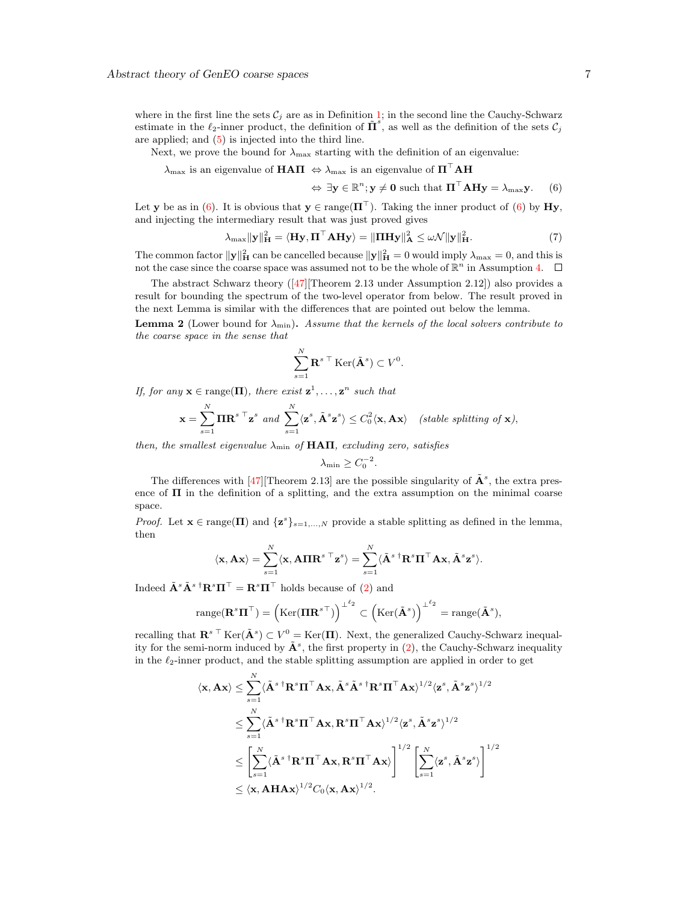where in the first line the sets $\mathcal{C}_j$ are as in Definition 1; in the second line the Cauchy-Schwarz estimate in the $\ell_2$-inner product, the definition of $\tilde{\mathbf{\Pi}}^s$, as well as the definition of the sets $\mathcal{C}_j$ are applied; and (5) is injected into the third line.

Next, we prove the bound for $\lambda_{\max}$ starting with the definition of an eigenvalue:

$$\lambda_{\max} \text{ is an eigenvalue of } \mathbf{HA\Pi} \Leftrightarrow \lambda_{\max} \text{ is an eigenvalue of } \mathbf{\Pi}^\top \mathbf{AH}$$
$$\Leftrightarrow \exists \mathbf{y} \in \mathbb{R}^n; \mathbf{y} \neq \mathbf{0} \text{ such that } \mathbf{\Pi}^\top \mathbf{AHy} = \lambda_{\max} \mathbf{y}. \quad (6)$$

Let $\mathbf{y}$ be as in (6). It is obvious that $\mathbf{y} \in \operatorname{range}(\mathbf{\Pi}^\top)$. Taking the inner product of (6) by $\mathbf{Hy}$, and injecting the intermediary result that was just proved gives

$$\lambda_{\max} \|\mathbf{y}\|_{\mathbf{H}}^2 = \langle \mathbf{Hy}, \mathbf{\Pi}^\top \mathbf{AHy} \rangle = \|\mathbf{\Pi Hy}\|_{\mathbf{A}}^2 \leq \omega \mathcal{N} \|\mathbf{y}\|_{\mathbf{H}}^2. \quad (7)$$

The common factor $\|\mathbf{y}\|_{\mathbf{H}}^2$ can be cancelled because $\|\mathbf{y}\|_{\mathbf{H}}^2 = 0$ would imply $\lambda_{\max} = 0$, and this is not the case since the coarse space was assumed not to be the whole of $\mathbb{R}^n$ in Assumption 4. ☐

The abstract Schwarz theory ([47][Theorem 2.13 under Assumption 2.12]) also provides a result for bounding the spectrum of the two-level operator from below. The result proved in the next Lemma is similar with the differences that are pointed out below the lemma.

**Lemma 2** (Lower bound for $\lambda_{\min}$)**.** *Assume that the kernels of the local solvers contribute to the coarse space in the sense that*

$$\sum_{s=1}^N \mathbf{R}^{s\,\top} \operatorname{Ker}(\tilde{\mathbf{A}}^s) \subset V^0.$$

*If, for any $\mathbf{x} \in \operatorname{range}(\mathbf{\Pi})$, there exist $\mathbf{z}^1, \ldots, \mathbf{z}^n$ such that*

$$\mathbf{x} = \sum_{s=1}^N \mathbf{\Pi R}^{s\,\top} \mathbf{z}^s \text{ and } \sum_{s=1}^N \langle \mathbf{z}^s, \tilde{\mathbf{A}}^s \mathbf{z}^s \rangle \leq C_0^2 \langle \mathbf{x}, \mathbf{Ax} \rangle \quad \textit{(stable splitting of } \mathbf{x}\textit{)},$$

*then, the smallest eigenvalue $\lambda_{\min}$ of $\mathbf{HA\Pi}$, excluding zero, satisfies*

$$\lambda_{\min} \geq C_0^{-2}.$$

The differences with [47][Theorem 2.13] are the possible singularity of $\tilde{\mathbf{A}}^s$, the extra presence of $\mathbf{\Pi}$ in the definition of a splitting, and the extra assumption on the minimal coarse space.

*Proof.* Let $\mathbf{x} \in \operatorname{range}(\mathbf{\Pi})$ and $\{\mathbf{z}^s\}_{s=1,\ldots,N}$ provide a stable splitting as defined in the lemma, then

$$\langle \mathbf{x}, \mathbf{Ax} \rangle = \sum_{s=1}^N \langle \mathbf{x}, \mathbf{A\Pi R}^{s\,\top} \mathbf{z}^s \rangle = \sum_{s=1}^N \langle \tilde{\mathbf{A}}^{s\,\dagger} \mathbf{R}^s \mathbf{\Pi}^\top \mathbf{Ax}, \tilde{\mathbf{A}}^s \mathbf{z}^s \rangle.$$

Indeed $\tilde{\mathbf{A}}^s \tilde{\mathbf{A}}^{s\,\dagger} \mathbf{R}^s \mathbf{\Pi}^\top = \mathbf{R}^s \mathbf{\Pi}^\top$ holds because of (2) and

$$\operatorname{range}(\mathbf{R}^s \mathbf{\Pi}^\top) = \left(\operatorname{Ker}(\mathbf{\Pi R}^{s\,\top})\right)^{\perp^{\ell_2}} \subset \left(\operatorname{Ker}(\tilde{\mathbf{A}}^s)\right)^{\perp^{\ell_2}} = \operatorname{range}(\tilde{\mathbf{A}}^s),$$

recalling that $\mathbf{R}^{s\,\top} \operatorname{Ker}(\tilde{\mathbf{A}}^s) \subset V^0 = \operatorname{Ker}(\mathbf{\Pi})$. Next, the generalized Cauchy-Schwarz inequality for the semi-norm induced by $\tilde{\mathbf{A}}^s$, the first property in (2), the Cauchy-Schwarz inequality in the $\ell_2$-inner product, and the stable splitting assumption are applied in order to get

$$\begin{aligned}
\langle \mathbf{x}, \mathbf{Ax} \rangle &\leq \sum_{s=1}^N \langle \tilde{\mathbf{A}}^{s\,\dagger} \mathbf{R}^s \mathbf{\Pi}^\top \mathbf{Ax}, \tilde{\mathbf{A}}^s \tilde{\mathbf{A}}^{s\,\dagger} \mathbf{R}^s \mathbf{\Pi}^\top \mathbf{Ax} \rangle^{1/2} \langle \mathbf{z}^s, \tilde{\mathbf{A}}^s \mathbf{z}^s \rangle^{1/2} \\
&\leq \sum_{s=1}^N \langle \tilde{\mathbf{A}}^{s\,\dagger} \mathbf{R}^s \mathbf{\Pi}^\top \mathbf{Ax}, \mathbf{R}^s \mathbf{\Pi}^\top \mathbf{Ax} \rangle^{1/2} \langle \mathbf{z}^s, \tilde{\mathbf{A}}^s \mathbf{z}^s \rangle^{1/2} \\
&\leq \left[ \sum_{s=1}^N \langle \tilde{\mathbf{A}}^{s\,\dagger} \mathbf{R}^s \mathbf{\Pi}^\top \mathbf{Ax}, \mathbf{R}^s \mathbf{\Pi}^\top \mathbf{Ax} \rangle \right]^{1/2} \left[ \sum_{s=1}^N \langle \mathbf{z}^s, \tilde{\mathbf{A}}^s \mathbf{z}^s \rangle \right]^{1/2} \\
&\leq \langle \mathbf{x}, \mathbf{AHAx} \rangle^{1/2} C_0 \langle \mathbf{x}, \mathbf{Ax} \rangle^{1/2}.
\end{aligned}$$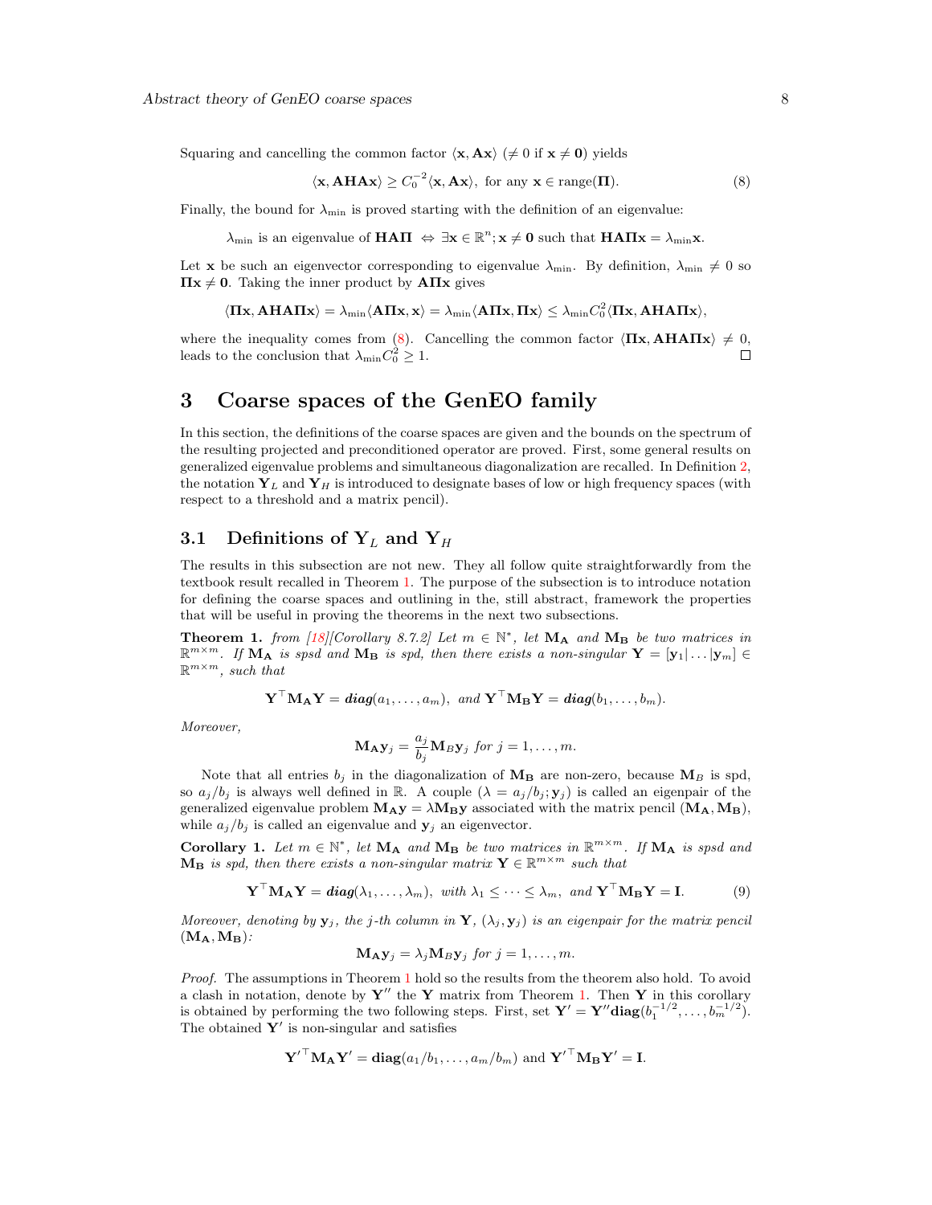Squaring and cancelling the common factor $\langle \mathbf{x}, \mathbf{A}\mathbf{x}\rangle$ ($\neq 0$ if $\mathbf{x} \neq \mathbf{0}$) yields

$$\langle \mathbf{x}, \mathbf{A}\mathbf{H}\mathbf{A}\mathbf{x}\rangle \geq C_0^{-2} \langle \mathbf{x}, \mathbf{A}\mathbf{x}\rangle, \text{ for any } \mathbf{x} \in \operatorname{range}(\mathbf{\Pi}). \tag{8}$$

Finally, the bound for $\lambda_{\min}$ is proved starting with the definition of an eigenvalue:

$$\lambda_{\min} \text{ is an eigenvalue of } \mathbf{H}\mathbf{A}\mathbf{\Pi} \Leftrightarrow \exists \mathbf{x} \in \mathbb{R}^n; \mathbf{x} \neq \mathbf{0} \text{ such that } \mathbf{H}\mathbf{A}\mathbf{\Pi}\mathbf{x} = \lambda_{\min}\mathbf{x}.$$

Let $\mathbf{x}$ be such an eigenvector corresponding to eigenvalue $\lambda_{\min}$. By definition, $\lambda_{\min} \neq 0$ so $\mathbf{\Pi}\mathbf{x} \neq \mathbf{0}$. Taking the inner product by $\mathbf{A}\mathbf{\Pi}\mathbf{x}$ gives

$$\langle \mathbf{\Pi}\mathbf{x}, \mathbf{A}\mathbf{H}\mathbf{A}\mathbf{\Pi}\mathbf{x}\rangle = \lambda_{\min}\langle \mathbf{A}\mathbf{\Pi}\mathbf{x}, \mathbf{x}\rangle = \lambda_{\min}\langle \mathbf{A}\mathbf{\Pi}\mathbf{x}, \mathbf{\Pi}\mathbf{x}\rangle \leq \lambda_{\min} C_0^2 \langle \mathbf{\Pi}\mathbf{x}, \mathbf{A}\mathbf{H}\mathbf{A}\mathbf{\Pi}\mathbf{x}\rangle,$$

where the inequality comes from (8). Cancelling the common factor $\langle \mathbf{\Pi}\mathbf{x}, \mathbf{A}\mathbf{H}\mathbf{A}\mathbf{\Pi}\mathbf{x}\rangle \neq 0$, leads to the conclusion that $\lambda_{\min} C_0^2 \geq 1$. □

# 3 Coarse spaces of the GenEO family

In this section, the definitions of the coarse spaces are given and the bounds on the spectrum of the resulting projected and preconditioned operator are proved. First, some general results on generalized eigenvalue problems and simultaneous diagonalization are recalled. In Definition 2, the notation $\mathbf{Y}_L$ and $\mathbf{Y}_H$ is introduced to designate bases of low or high frequency spaces (with respect to a threshold and a matrix pencil).

## 3.1 Definitions of $\mathbf{Y}_L$ and $\mathbf{Y}_H$

The results in this subsection are not new. They all follow quite straightforwardly from the textbook result recalled in Theorem 1. The purpose of the subsection is to introduce notation for defining the coarse spaces and outlining in the, still abstract, framework the properties that will be useful in proving the theorems in the next two subsections.

**Theorem 1.** *from [18][Corollary 8.7.2] Let $m \in \mathbb{N}^*$, let $\mathbf{M_A}$ and $\mathbf{M_B}$ be two matrices in $\mathbb{R}^{m\times m}$. If $\mathbf{M_A}$ is spsd and $\mathbf{M_B}$ is spd, then there exists a non-singular $\mathbf{Y} = [\mathbf{y}_1|\dots|\mathbf{y}_m] \in \mathbb{R}^{m\times m}$, such that*

$$\mathbf{Y}^\top \mathbf{M_A} \mathbf{Y} = \textit{\textbf{diag}}(a_1, \dots, a_m), \text{ and } \mathbf{Y}^\top \mathbf{M_B} \mathbf{Y} = \textit{\textbf{diag}}(b_1, \dots, b_m).$$

*Moreover,*

$$\mathbf{M_A}\mathbf{y}_j = \frac{a_j}{b_j}\mathbf{M}_B\mathbf{y}_j \text{ for } j = 1, \dots, m.$$

Note that all entries $b_j$ in the diagonalization of $\mathbf{M_B}$ are non-zero, because $\mathbf{M}_B$ is spd, so $a_j/b_j$ is always well defined in $\mathbb{R}$. A couple $(\lambda = a_j/b_j; \mathbf{y}_j)$ is called an eigenpair of the generalized eigenvalue problem $\mathbf{M_A}\mathbf{y} = \lambda\mathbf{M_B}\mathbf{y}$ associated with the matrix pencil $(\mathbf{M_A}, \mathbf{M_B})$, while $a_j/b_j$ is called an eigenvalue and $\mathbf{y}_j$ an eigenvector.

**Corollary 1.** *Let $m \in \mathbb{N}^*$, let $\mathbf{M_A}$ and $\mathbf{M_B}$ be two matrices in $\mathbb{R}^{m\times m}$. If $\mathbf{M_A}$ is spsd and $\mathbf{M_B}$ is spd, then there exists a non-singular matrix $\mathbf{Y} \in \mathbb{R}^{m\times m}$ such that*

$$\mathbf{Y}^\top \mathbf{M_A} \mathbf{Y} = \textit{\textbf{diag}}(\lambda_1, \dots, \lambda_m), \text{ with } \lambda_1 \leq \dots \leq \lambda_m, \text{ and } \mathbf{Y}^\top \mathbf{M_B} \mathbf{Y} = \mathbf{I}. \tag{9}$$

*Moreover, denoting by $\mathbf{y}_j$, the $j$-th column in $\mathbf{Y}$, $(\lambda_j, \mathbf{y}_j)$ is an eigenpair for the matrix pencil $(\mathbf{M_A}, \mathbf{M_B})$:*

$$\mathbf{M_A}\mathbf{y}_j = \lambda_j \mathbf{M}_B \mathbf{y}_j \text{ for } j = 1, \dots, m.$$

*Proof.* The assumptions in Theorem 1 hold so the results from the theorem also hold. To avoid a clash in notation, denote by $\mathbf{Y}''$ the $\mathbf{Y}$ matrix from Theorem 1. Then $\mathbf{Y}$ in this corollary is obtained by performing the two following steps. First, set $\mathbf{Y}' = \mathbf{Y}''\mathbf{diag}(b_1^{-1/2}, \dots, b_m^{-1/2})$. The obtained $\mathbf{Y}'$ is non-singular and satisfies

$$\mathbf{Y}'^\top \mathbf{M_A} \mathbf{Y}' = \mathbf{diag}(a_1/b_1, \dots, a_m/b_m) \text{ and } \mathbf{Y}'^\top \mathbf{M_B} \mathbf{Y}' = \mathbf{I}.$$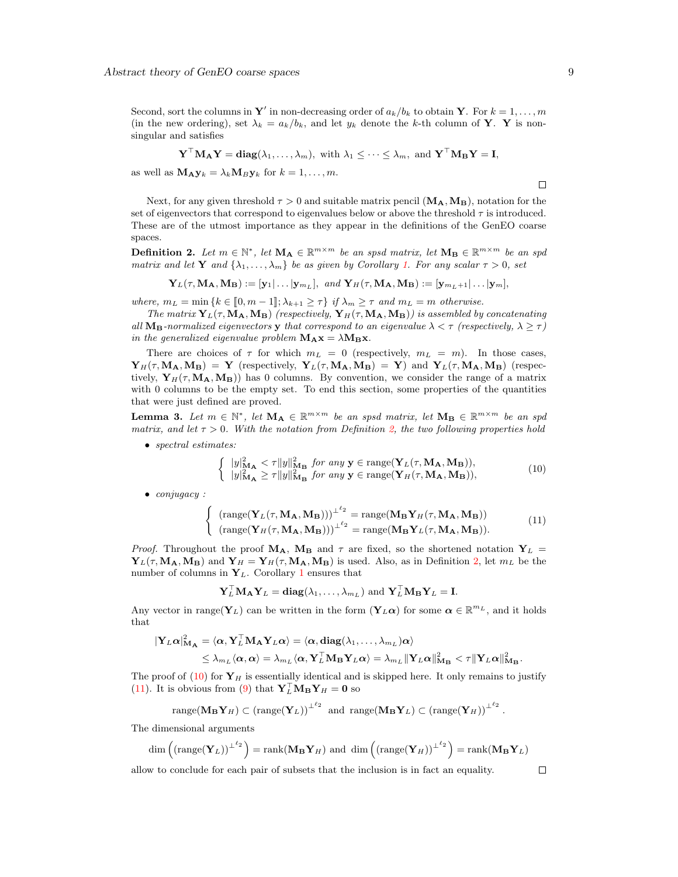Second, sort the columns in $\mathbf{Y}'$ in non-decreasing order of $a_k/b_k$ to obtain $\mathbf{Y}$. For $k = 1, \dots, m$ (in the new ordering), set $\lambda_k = a_k/b_k$, and let $y_k$ denote the $k$-th column of $\mathbf{Y}$. $\mathbf{Y}$ is non-singular and satisfies

$$\mathbf{Y}^\top \mathbf{M_A} \mathbf{Y} = \mathbf{diag}(\lambda_1, \dots, \lambda_m), \text{ with } \lambda_1 \leq \dots \leq \lambda_m, \text{ and } \mathbf{Y}^\top \mathbf{M_B} \mathbf{Y} = \mathbf{I},$$

as well as $\mathbf{M_A} \mathbf{y}_k = \lambda_k \mathbf{M}_B \mathbf{y}_k$ for $k = 1, \dots, m$.

□

Next, for any given threshold $\tau > 0$ and suitable matrix pencil $(\mathbf{M_A}, \mathbf{M_B})$, notation for the set of eigenvectors that correspond to eigenvalues below or above the threshold $\tau$ is introduced. These are of the utmost importance as they appear in the definitions of the GenEO coarse spaces.

**Definition 2.** *Let $m \in \mathbb{N}^*$, let $\mathbf{M_A} \in \mathbb{R}^{m\times m}$ be an spsd matrix, let $\mathbf{M_B} \in \mathbb{R}^{m \times m}$ be an spd matrix and let $\mathbf{Y}$ and $\{\lambda_1, \dots, \lambda_m\}$ be as given by Corollary 1. For any scalar $\tau > 0$, set*

$$\mathbf{Y}_L(\tau, \mathbf{M_A}, \mathbf{M_B}) := [\mathbf{y}_1 | \dots | \mathbf{y}_{m_L}], \text{ and } \mathbf{Y}_H(\tau, \mathbf{M_A}, \mathbf{M_B}) := [\mathbf{y}_{m_L+1} | \dots | \mathbf{y}_m],$$

*where, $m_L = \min\{k \in [\![0, m-1]\!]; \lambda_{k+1} \geq \tau\}$ if $\lambda_m \geq \tau$ and $m_L = m$ otherwise.*

*The matrix $\mathbf{Y}_L(\tau, \mathbf{M_A}, \mathbf{M_B})$ (respectively, $\mathbf{Y}_H(\tau, \mathbf{M_A}, \mathbf{M_B})$) is assembled by concatenating all $\mathbf{M_B}$-normalized eigenvectors $\mathbf{y}$ that correspond to an eigenvalue $\lambda < \tau$ (respectively, $\lambda \geq \tau$) in the generalized eigenvalue problem $\mathbf{M_A}\mathbf{x} = \lambda \mathbf{M_B} \mathbf{x}$.*

There are choices of $\tau$ for which $m_L = 0$ (respectively, $m_L = m$). In those cases, $\mathbf{Y}_H(\tau, \mathbf{M_A}, \mathbf{M_B}) = \mathbf{Y}$ (respectively, $\mathbf{Y}_L(\tau, \mathbf{M_A}, \mathbf{M_B}) = \mathbf{Y}$) and $\mathbf{Y}_L(\tau, \mathbf{M_A}, \mathbf{M_B})$ (respectively, $\mathbf{Y}_H(\tau, \mathbf{M_A}, \mathbf{M_B})$) has 0 columns. By convention, we consider the range of a matrix with 0 columns to be the empty set. To end this section, some properties of the quantities that were just defined are proved.

**Lemma 3.** *Let $m \in \mathbb{N}^*$, let $\mathbf{M_A} \in \mathbb{R}^{m\times m}$ be an spsd matrix, let $\mathbf{M_B} \in \mathbb{R}^{m\times m}$ be an spd matrix, and let $\tau > 0$. With the notation from Definition 2, the two following properties hold*

- *spectral estimates:*

$$\begin{cases} |y|^2_{\mathbf{M_A}} < \tau \|y\|^2_{\mathbf{M_B}} \text{ for any } \mathbf{y} \in \operatorname{range}(\mathbf{Y}_L(\tau, \mathbf{M_A}, \mathbf{M_B})), \\ |y|^2_{\mathbf{M_A}} \geq \tau \|y\|^2_{\mathbf{M_B}} \text{ for any } \mathbf{y} \in \operatorname{range}(\mathbf{Y}_H(\tau, \mathbf{M_A}, \mathbf{M_B})), \end{cases} \tag{10}$$

- *conjugacy :*

$$\begin{cases} (\operatorname{range}(\mathbf{Y}_L(\tau, \mathbf{M_A}, \mathbf{M_B})))^{\perp^{\ell_2}} = \operatorname{range}(\mathbf{M_B} \mathbf{Y}_H(\tau, \mathbf{M_A}, \mathbf{M_B})) \\ (\operatorname{range}(\mathbf{Y}_H(\tau, \mathbf{M_A}, \mathbf{M_B})))^{\perp^{\ell_2}} = \operatorname{range}(\mathbf{M_B} \mathbf{Y}_L(\tau, \mathbf{M_A}, \mathbf{M_B})). \end{cases} \tag{11}$$

*Proof.* Throughout the proof $\mathbf{M_A}$, $\mathbf{M_B}$ and $\tau$ are fixed, so the shortened notation $\mathbf{Y}_L = \mathbf{Y}_L(\tau, \mathbf{M_A}, \mathbf{M_B})$ and $\mathbf{Y}_H = \mathbf{Y}_H(\tau, \mathbf{M_A}, \mathbf{M_B})$ is used. Also, as in Definition 2, let $m_L$ be the number of columns in $\mathbf{Y}_L$. Corollary 1 ensures that

$$\mathbf{Y}_L^\top \mathbf{M_A} \mathbf{Y}_L = \mathbf{diag}(\lambda_1, \dots, \lambda_{m_L}) \text{ and } \mathbf{Y}_L^\top \mathbf{M_B} \mathbf{Y}_L = \mathbf{I}.$$

Any vector in $\operatorname{range}(\mathbf{Y}_L)$ can be written in the form $(\mathbf{Y}_L \boldsymbol{\alpha})$ for some $\boldsymbol{\alpha} \in \mathbb{R}^{m_L}$, and it holds that

$$\begin{aligned} |\mathbf{Y}_L \boldsymbol{\alpha}|^2_{\mathbf{M_A}} &= \langle \boldsymbol{\alpha}, \mathbf{Y}_L^\top \mathbf{M_A} \mathbf{Y}_L \boldsymbol{\alpha} \rangle = \langle \boldsymbol{\alpha}, \mathbf{diag}(\lambda_1, \dots, \lambda_{m_L}) \boldsymbol{\alpha} \rangle \\ &\leq \lambda_{m_L} \langle \boldsymbol{\alpha}, \boldsymbol{\alpha} \rangle = \lambda_{m_L} \langle \boldsymbol{\alpha}, \mathbf{Y}_L^\top \mathbf{M_B} \mathbf{Y}_L \boldsymbol{\alpha} \rangle = \lambda_{m_L} \|\mathbf{Y}_L \boldsymbol{\alpha}\|^2_{\mathbf{M_B}} < \tau \|\mathbf{Y}_L \boldsymbol{\alpha}\|^2_{\mathbf{M_B}}. \end{aligned}$$

The proof of (10) for $\mathbf{Y}_H$ is essentially identical and is skipped here. It only remains to justify (11). It is obvious from (9) that $\mathbf{Y}_L^\top \mathbf{M_B} \mathbf{Y}_H = \mathbf{0}$ so

$$\operatorname{range}(\mathbf{M_B} \mathbf{Y}_H) \subset (\operatorname{range}(\mathbf{Y}_L))^{\perp^{\ell_2}} \text{ and } \operatorname{range}(\mathbf{M_B} \mathbf{Y}_L) \subset (\operatorname{range}(\mathbf{Y}_H))^{\perp^{\ell_2}}.$$

The dimensional arguments

$$\dim\left( (\operatorname{range}(\mathbf{Y}_L))^{\perp^{\ell_2}} \right) = \operatorname{rank}(\mathbf{M_B} \mathbf{Y}_H) \text{ and } \dim\left( (\operatorname{range}(\mathbf{Y}_H))^{\perp^{\ell_2}} \right) = \operatorname{rank}(\mathbf{M_B} \mathbf{Y}_L)$$

allow to conclude for each pair of subsets that the inclusion is in fact an equality. □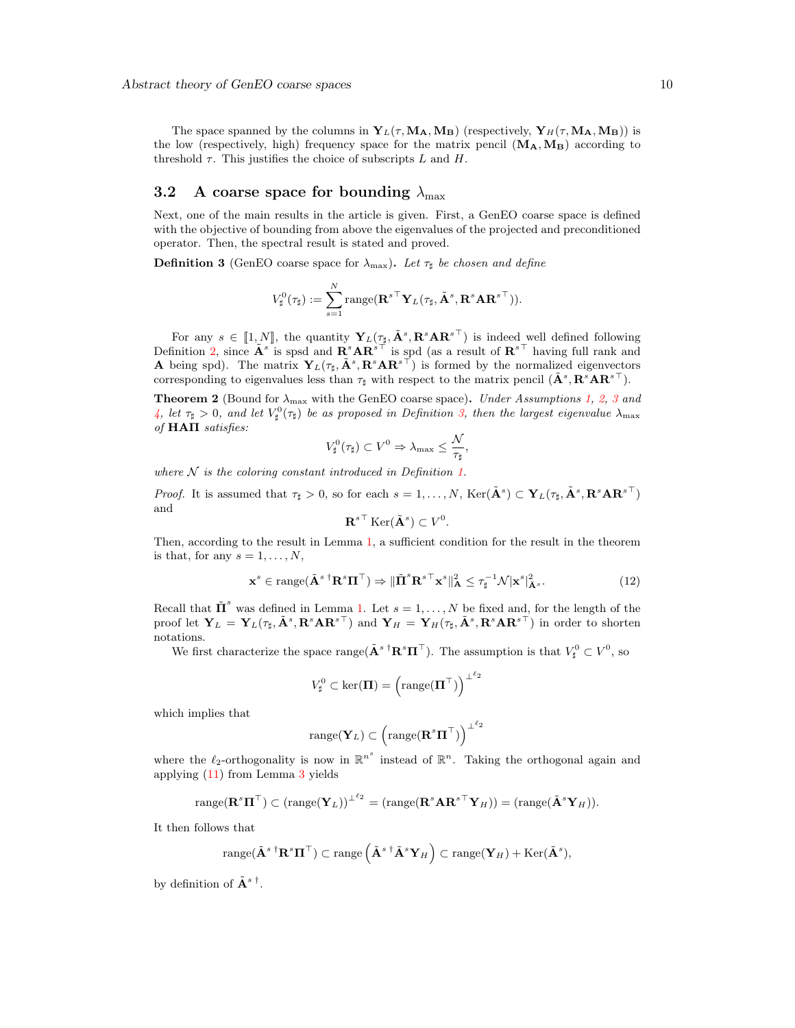The space spanned by the columns in $\mathbf{Y}_L(\tau, \mathbf{M_A}, \mathbf{M_B})$ (respectively, $\mathbf{Y}_H(\tau, \mathbf{M_A}, \mathbf{M_B})$) is the low (respectively, high) frequency space for the matrix pencil $(\mathbf{M_A}, \mathbf{M_B})$ according to threshold $\tau$. This justifies the choice of subscripts $L$ and $H$.

## 3.2 A coarse space for bounding $\lambda_{\max}$

Next, one of the main results in the article is given. First, a GenEO coarse space is defined with the objective of bounding from above the eigenvalues of the projected and preconditioned operator. Then, the spectral result is stated and proved.

**Definition 3** (GenEO coarse space for $\lambda_{\max}$). *Let $\tau_\sharp$ be chosen and define*

$$V_\sharp^0(\tau_\sharp) := \sum_{s=1}^{N} \operatorname{range}(\mathbf{R}^{s\top} \mathbf{Y}_L(\tau_\sharp, \tilde{\mathbf{A}}^s, \mathbf{R}^s \mathbf{A} \mathbf{R}^{s\top})).$$

For any $s \in [\![1, N]\!]$, the quantity $\mathbf{Y}_L(\tau_\sharp, \tilde{\mathbf{A}}^s, \mathbf{R}^s \mathbf{A} \mathbf{R}^{s\top})$ is indeed well defined following Definition 2, since $\tilde{\mathbf{A}}^s$ is spsd and $\mathbf{R}^s \mathbf{A} \mathbf{R}^{s\top}$ is spd (as a result of $\mathbf{R}^{s\top}$ having full rank and $\mathbf{A}$ being spd). The matrix $\mathbf{Y}_L(\tau_\sharp, \tilde{\mathbf{A}}^s, \mathbf{R}^s \mathbf{A} \mathbf{R}^{s\top})$ is formed by the normalized eigenvectors corresponding to eigenvalues less than $\tau_\sharp$ with respect to the matrix pencil $(\tilde{\mathbf{A}}^s, \mathbf{R}^s \mathbf{A} \mathbf{R}^{s\top})$.

**Theorem 2** (Bound for $\lambda_{\max}$ with the GenEO coarse space). *Under Assumptions 1, 2, 3 and 4, let $\tau_\sharp > 0$, and let $V_\sharp^0(\tau_\sharp)$ be as proposed in Definition 3, then the largest eigenvalue $\lambda_{\max}$ of $\mathbf{H}\mathbf{A}\mathbf{\Pi}$ satisfies:*

$$V_\sharp^0(\tau_\sharp) \subset V^0 \Rightarrow \lambda_{\max} \leq \frac{\mathcal{N}}{\tau_\sharp},$$

*where $\mathcal{N}$ is the coloring constant introduced in Definition 1.*

*Proof.* It is assumed that $\tau_\sharp > 0$, so for each $s = 1, \ldots, N$, $\operatorname{Ker}(\tilde{\mathbf{A}}^s) \subset \mathbf{Y}_L(\tau_\sharp, \tilde{\mathbf{A}}^s, \mathbf{R}^s \mathbf{A} \mathbf{R}^{s\top})$ and

$$\mathbf{R}^{s\top} \operatorname{Ker}(\tilde{\mathbf{A}}^s) \subset V^0.$$

Then, according to the result in Lemma 1, a sufficient condition for the result in the theorem is that, for any $s = 1, \ldots, N$,

$$\mathbf{x}^s \in \operatorname{range}(\tilde{\mathbf{A}}^{s\,\dagger} \mathbf{R}^s \mathbf{\Pi}^\top) \Rightarrow \|\tilde{\mathbf{\Pi}}^s \mathbf{R}^{s\top} \mathbf{x}^s\|_{\mathbf{A}}^2 \leq \tau_\sharp^{-1} \mathcal{N} |\mathbf{x}^s|_{\tilde{\mathbf{A}}^s}^2. \tag{12}$$

Recall that $\tilde{\mathbf{\Pi}}^s$ was defined in Lemma 1. Let $s = 1, \ldots, N$ be fixed and, for the length of the proof let $\mathbf{Y}_L = \mathbf{Y}_L(\tau_\sharp, \tilde{\mathbf{A}}^s, \mathbf{R}^s \mathbf{A} \mathbf{R}^{s\top})$ and $\mathbf{Y}_H = \mathbf{Y}_H(\tau_\sharp, \tilde{\mathbf{A}}^s, \mathbf{R}^s \mathbf{A} \mathbf{R}^{s\top})$ in order to shorten notations.

We first characterize the space $\operatorname{range}(\tilde{\mathbf{A}}^{s\,\dagger} \mathbf{R}^s \mathbf{\Pi}^\top)$. The assumption is that $V_\sharp^0 \subset V^0$, so

$$V_\sharp^0 \subset \ker(\mathbf{\Pi}) = \left(\operatorname{range}(\mathbf{\Pi}^\top)\right)^{\perp^{\ell_2}}$$

which implies that

$$\operatorname{range}(\mathbf{Y}_L) \subset \left(\operatorname{range}(\mathbf{R}^s \mathbf{\Pi}^\top)\right)^{\perp^{\ell_2}}$$

where the $\ell_2$-orthogonality is now in $\mathbb{R}^{n^s}$ instead of $\mathbb{R}^n$. Taking the orthogonal again and applying (11) from Lemma 3 yields

$$\operatorname{range}(\mathbf{R}^s \mathbf{\Pi}^\top) \subset (\operatorname{range}(\mathbf{Y}_L))^{\perp^{\ell_2}} = (\operatorname{range}(\mathbf{R}^s \mathbf{A} \mathbf{R}^{s\top} \mathbf{Y}_H)) = (\operatorname{range}(\tilde{\mathbf{A}}^s \mathbf{Y}_H)).$$

It then follows that

$$\operatorname{range}(\tilde{\mathbf{A}}^{s\,\dagger} \mathbf{R}^s \mathbf{\Pi}^\top) \subset \operatorname{range}\left(\tilde{\mathbf{A}}^{s\,\dagger} \tilde{\mathbf{A}}^s \mathbf{Y}_H\right) \subset \operatorname{range}(\mathbf{Y}_H) + \operatorname{Ker}(\tilde{\mathbf{A}}^s),$$

by definition of $\tilde{\mathbf{A}}^{s\,\dagger}$.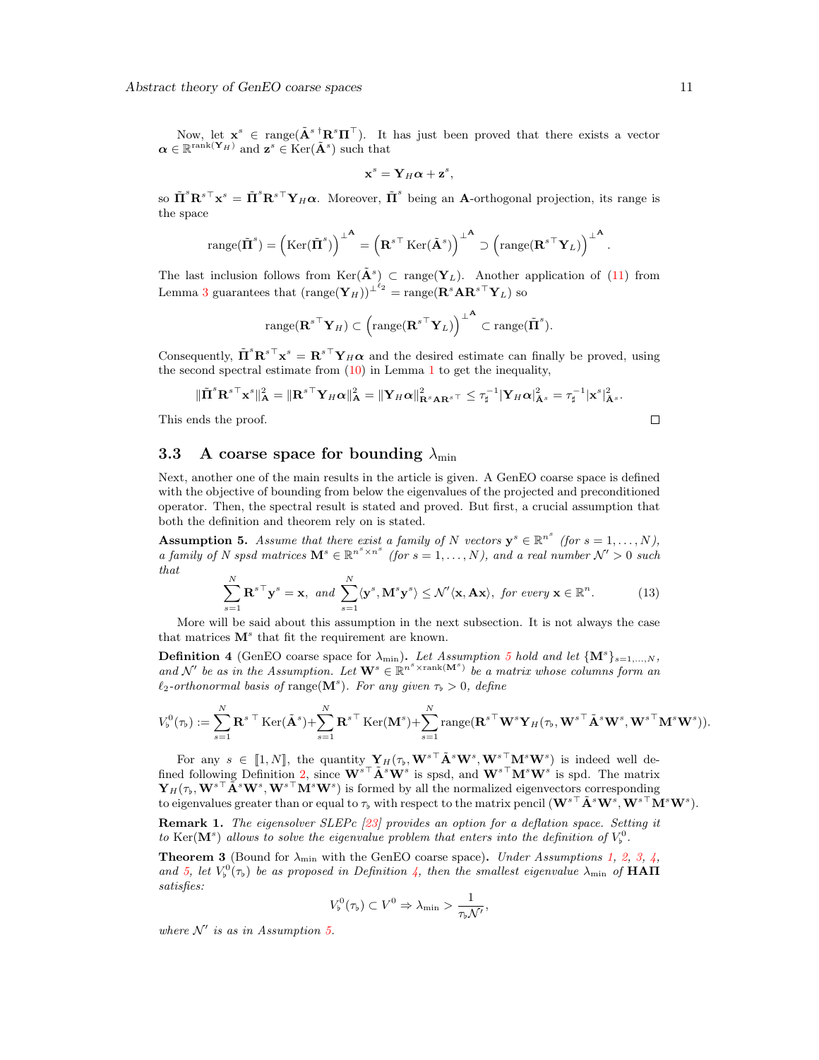Now, let $\mathbf{x}^s \in \operatorname{range}(\tilde{\mathbf{A}}^{s\,\dagger}\mathbf{R}^s\mathbf{\Pi}^\top)$. It has just been proved that there exists a vector $\boldsymbol{\alpha} \in \mathbb{R}^{\operatorname{rank}(\mathbf{Y}_H)}$ and $\mathbf{z}^s \in \operatorname{Ker}(\tilde{\mathbf{A}}^s)$ such that

$$\mathbf{x}^s = \mathbf{Y}_H\boldsymbol{\alpha} + \mathbf{z}^s,$$

so $\tilde{\mathbf{\Pi}}^s\mathbf{R}^{s\top}\mathbf{x}^s = \tilde{\mathbf{\Pi}}^s\mathbf{R}^{s\top}\mathbf{Y}_H\boldsymbol{\alpha}$. Moreover, $\tilde{\mathbf{\Pi}}^s$ being an $\mathbf{A}$-orthogonal projection, its range is the space

$$\operatorname{range}(\tilde{\mathbf{\Pi}}^s) = \left(\operatorname{Ker}(\tilde{\mathbf{\Pi}}^s)\right)^{\perp^{\mathbf{A}}} = \left(\mathbf{R}^{s\top}\operatorname{Ker}(\tilde{\mathbf{A}}^s)\right)^{\perp^{\mathbf{A}}} \supset \left(\operatorname{range}(\mathbf{R}^{s\top}\mathbf{Y}_L)\right)^{\perp^{\mathbf{A}}}.$$

The last inclusion follows from $\operatorname{Ker}(\tilde{\mathbf{A}}^s) \subset \operatorname{range}(\mathbf{Y}_L)$. Another application of (11) from Lemma 3 guarantees that $(\operatorname{range}(\mathbf{Y}_H))^{\perp^{\ell_2}} = \operatorname{range}(\mathbf{R}^s\mathbf{A}\mathbf{R}^{s\top}\mathbf{Y}_L)$ so

$$\operatorname{range}(\mathbf{R}^{s\top}\mathbf{Y}_H) \subset \left(\operatorname{range}(\mathbf{R}^{s\top}\mathbf{Y}_L)\right)^{\perp^{\mathbf{A}}} \subset \operatorname{range}(\tilde{\mathbf{\Pi}}^s).$$

Consequently, $\tilde{\mathbf{\Pi}}^s\mathbf{R}^{s\top}\mathbf{x}^s = \mathbf{R}^{s\top}\mathbf{Y}_H\boldsymbol{\alpha}$ and the desired estimate can finally be proved, using the second spectral estimate from (10) in Lemma 1 to get the inequality,

$$\|\tilde{\mathbf{\Pi}}^s\mathbf{R}^{s\top}\mathbf{x}^s\|^2_{\mathbf{A}} = \|\mathbf{R}^{s\top}\mathbf{Y}_H\boldsymbol{\alpha}\|^2_{\mathbf{A}} = \|\mathbf{Y}_H\boldsymbol{\alpha}\|^2_{\mathbf{R}^s\mathbf{A}\mathbf{R}^{s\top}} \le \tau_\sharp^{-1}|\mathbf{Y}_H\boldsymbol{\alpha}|^2_{\tilde{\mathbf{A}}^s} = \tau_\sharp^{-1}|\mathbf{x}^s|^2_{\tilde{\mathbf{A}}^s}.$$

This ends the proof. $\square$

### 3.3 A coarse space for bounding $\lambda_{\min}$

Next, another one of the main results in the article is given. A GenEO coarse space is defined with the objective of bounding from below the eigenvalues of the projected and preconditioned operator. Then, the spectral result is stated and proved. But first, a crucial assumption that both the definition and theorem rely on is stated.

**Assumption 5.** *Assume that there exist a family of $N$ vectors $\mathbf{y}^s \in \mathbb{R}^{n^s}$ (for $s = 1, \ldots, N$), a family of $N$ spsd matrices $\mathbf{M}^s \in \mathbb{R}^{n^s \times n^s}$ (for $s = 1, \ldots, N$), and a real number $\mathcal{N}' > 0$ such that*

$$\sum_{s=1}^N \mathbf{R}^{s\top}\mathbf{y}^s = \mathbf{x}, \text{ and } \sum_{s=1}^N \langle \mathbf{y}^s, \mathbf{M}^s\mathbf{y}^s\rangle \le \mathcal{N}'\langle \mathbf{x}, \mathbf{A}\mathbf{x}\rangle, \text{ for every } \mathbf{x} \in \mathbb{R}^n. \tag{13}$$

More will be said about this assumption in the next subsection. It is not always the case that matrices $\mathbf{M}^s$ that fit the requirement are known.

**Definition 4** (GenEO coarse space for $\lambda_{\min}$)**.** *Let Assumption 5 hold and let $\{\mathbf{M}^s\}_{s=1,\ldots,N}$, and $\mathcal{N}'$ be as in the Assumption. Let $\mathbf{W}^s \in \mathbb{R}^{n^s \times \operatorname{rank}(\mathbf{M}^s)}$ be a matrix whose columns form an $\ell_2$-orthonormal basis of $\operatorname{range}(\mathbf{M}^s)$. For any given $\tau_\flat > 0$, define*

$$V_\flat^0(\tau_\flat) := \sum_{s=1}^N \mathbf{R}^{s\,\top}\operatorname{Ker}(\tilde{\mathbf{A}}^s) + \sum_{s=1}^N \mathbf{R}^{s\top}\operatorname{Ker}(\mathbf{M}^s) + \sum_{s=1}^N \operatorname{range}(\mathbf{R}^{s\top}\mathbf{W}^s\mathbf{Y}_H(\tau_\flat, \mathbf{W}^{s\top}\tilde{\mathbf{A}}^s\mathbf{W}^s, \mathbf{W}^{s\top}\mathbf{M}^s\mathbf{W}^s)).$$

For any $s \in [\![1, N]\!]$, the quantity $\mathbf{Y}_H(\tau_\flat, \mathbf{W}^{s\top}\tilde{\mathbf{A}}^s\mathbf{W}^s, \mathbf{W}^{s\top}\mathbf{M}^s\mathbf{W}^s)$ is indeed well defined following Definition 2, since $\mathbf{W}^{s\top}\tilde{\mathbf{A}}^s\mathbf{W}^s$ is spsd, and $\mathbf{W}^{s\top}\mathbf{M}^s\mathbf{W}^s$ is spd. The matrix $\mathbf{Y}_H(\tau_\flat, \mathbf{W}^{s\top}\tilde{\mathbf{A}}^s\mathbf{W}^s, \mathbf{W}^{s\top}\mathbf{M}^s\mathbf{W}^s)$ is formed by all the normalized eigenvectors corresponding to eigenvalues greater than or equal to $\tau_\flat$ with respect to the matrix pencil $(\mathbf{W}^{s\top}\tilde{\mathbf{A}}^s\mathbf{W}^s, \mathbf{W}^{s\top}\mathbf{M}^s\mathbf{W}^s)$.

**Remark 1.** *The eigensolver SLEPc [23] provides an option for a deflation space. Setting it to $\operatorname{Ker}(\mathbf{M}^s)$ allows to solve the eigenvalue problem that enters into the definition of $V_\flat^0$.*

**Theorem 3** (Bound for $\lambda_{\min}$ with the GenEO coarse space)**.** *Under Assumptions 1, 2, 3, 4, and 5, let $V_\flat^0(\tau_\flat)$ be as proposed in Definition 4, then the smallest eigenvalue $\lambda_{\min}$ of $\mathbf{H}\mathbf{A}\mathbf{\Pi}$ satisfies:*

$$V_\flat^0(\tau_\flat) \subset V^0 \Rightarrow \lambda_{\min} > \frac{1}{\tau_\flat\mathcal{N}'},$$

*where $\mathcal{N}'$ is as in Assumption 5.*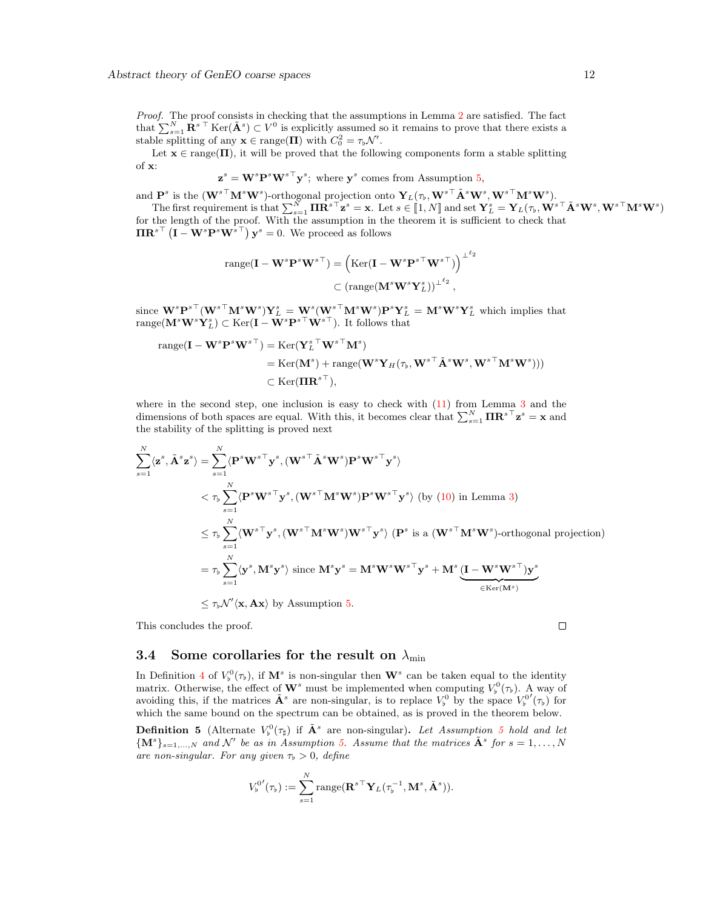*Proof.* The proof consists in checking that the assumptions in Lemma 2 are satisfied. The fact that $\sum_{s=1}^N \mathbf{R}^{s\top} \operatorname{Ker}(\tilde{\mathbf{A}}^s) \subset V^0$ is explicitly assumed so it remains to prove that there exists a stable splitting of any $\mathbf{x} \in \operatorname{range}(\mathbf{\Pi})$ with $C_0^2 = \tau_\flat \mathcal{N}'$.

Let $\mathbf{x} \in \operatorname{range}(\mathbf{\Pi})$, it will be proved that the following components form a stable splitting of $\mathbf{x}$:

$$\mathbf{z}^s = \mathbf{W}^s \mathbf{P}^s \mathbf{W}^{s\top} \mathbf{y}^s; \text{ where } \mathbf{y}^s \text{ comes from Assumption 5,}$$

and $\mathbf{P}^s$ is the $(\mathbf{W}^{s\top}\mathbf{M}^s\mathbf{W}^s)$-orthogonal projection onto $\mathbf{Y}_L(\tau_\flat, \mathbf{W}^{s\top}\tilde{\mathbf{A}}^s\mathbf{W}^s, \mathbf{W}^{s\top}\mathbf{M}^s\mathbf{W}^s)$.

The first requirement is that $\sum_{s=1}^N \mathbf{\Pi}\mathbf{R}^{s\top}\mathbf{z}^s = \mathbf{x}$. Let $s \in [\![1, N]\!]$ and set $\mathbf{Y}_L^s = \mathbf{Y}_L(\tau_\flat, \mathbf{W}^{s\top}\tilde{\mathbf{A}}^s\mathbf{W}^s, \mathbf{W}^{s\top}\mathbf{M}^s\mathbf{W}^s)$ for the length of the proof. With the assumption in the theorem it is sufficient to check that $\mathbf{\Pi}\mathbf{R}^{s\top}\left(\mathbf{I} - \mathbf{W}^s\mathbf{P}^s\mathbf{W}^{s\top}\right)\mathbf{y}^s = 0$. We proceed as follows

$$\begin{aligned}\operatorname{range}(\mathbf{I} - \mathbf{W}^s\mathbf{P}^s\mathbf{W}^{s\top}) &= \left(\operatorname{Ker}(\mathbf{I} - \mathbf{W}^s\mathbf{P}^{s\top}\mathbf{W}^{s\top})\right)^{\perp^{\ell_2}} \\ &\subset \left(\operatorname{range}(\mathbf{M}^s\mathbf{W}^s\mathbf{Y}_L^s)\right)^{\perp^{\ell_2}},\end{aligned}$$

since $\mathbf{W}^s\mathbf{P}^{s\top}(\mathbf{W}^{s\top}\mathbf{M}^s\mathbf{W}^s)\mathbf{Y}_L^s = \mathbf{W}^s(\mathbf{W}^{s\top}\mathbf{M}^s\mathbf{W}^s)\mathbf{P}^s\mathbf{Y}_L^s = \mathbf{M}^s\mathbf{W}^s\mathbf{Y}_L^s$ which implies that $\operatorname{range}(\mathbf{M}^s\mathbf{W}^s\mathbf{Y}_L^s) \subset \operatorname{Ker}(\mathbf{I} - \mathbf{W}^s\mathbf{P}^{s\top}\mathbf{W}^{s\top})$. It follows that

$$\begin{aligned}\operatorname{range}(\mathbf{I} - \mathbf{W}^s\mathbf{P}^s\mathbf{W}^{s\top}) &= \operatorname{Ker}(\mathbf{Y}_L^{s\top}\mathbf{W}^{s\top}\mathbf{M}^s) \\ &= \operatorname{Ker}(\mathbf{M}^s) + \operatorname{range}(\mathbf{W}^s\mathbf{Y}_H(\tau_\flat, \mathbf{W}^{s\top}\tilde{\mathbf{A}}^s\mathbf{W}^s, \mathbf{W}^{s\top}\mathbf{M}^s\mathbf{W}^s))) \\ &\subset \operatorname{Ker}(\mathbf{\Pi}\mathbf{R}^{s\top}),\end{aligned}$$

where in the second step, one inclusion is easy to check with (11) from Lemma 3 and the dimensions of both spaces are equal. With this, it becomes clear that $\sum_{s=1}^N \mathbf{\Pi}\mathbf{R}^{s\top}\mathbf{z}^s = \mathbf{x}$ and the stability of the splitting is proved next

$$\begin{aligned}\sum_{s=1}^N \langle \mathbf{z}^s, \tilde{\mathbf{A}}^s\mathbf{z}^s\rangle &= \sum_{s=1}^N \langle \mathbf{P}^s\mathbf{W}^{s\top}\mathbf{y}^s, (\mathbf{W}^{s\top}\tilde{\mathbf{A}}^s\mathbf{W}^s)\mathbf{P}^s\mathbf{W}^{s\top}\mathbf{y}^s\rangle \\ &< \tau_\flat \sum_{s=1}^N \langle \mathbf{P}^s\mathbf{W}^{s\top}\mathbf{y}^s, (\mathbf{W}^{s\top}\mathbf{M}^s\mathbf{W}^s)\mathbf{P}^s\mathbf{W}^{s\top}\mathbf{y}^s\rangle \text{ (by (10) in Lemma 3)} \\ &\le \tau_\flat \sum_{s=1}^N \langle \mathbf{W}^{s\top}\mathbf{y}^s, (\mathbf{W}^{s\top}\mathbf{M}^s\mathbf{W}^s)\mathbf{W}^{s\top}\mathbf{y}^s\rangle \text{ ($\mathbf{P}^s$ is a $(\mathbf{W}^{s\top}\mathbf{M}^s\mathbf{W}^s)$-orthogonal projection)} \\ &= \tau_\flat \sum_{s=1}^N \langle \mathbf{y}^s, \mathbf{M}^s\mathbf{y}^s\rangle \text{ since } \mathbf{M}^s\mathbf{y}^s = \mathbf{M}^s\mathbf{W}^s\mathbf{W}^{s\top}\mathbf{y}^s + \mathbf{M}^s\underbrace{(\mathbf{I} - \mathbf{W}^s\mathbf{W}^{s\top})\mathbf{y}^s}_{\in \operatorname{Ker}(\mathbf{M}^s)} \\ &\le \tau_\flat \mathcal{N}' \langle \mathbf{x}, \mathbf{A}\mathbf{x}\rangle \text{ by Assumption 5.}\end{aligned}$$

This concludes the proof. $\square$

### 3.4 Some corollaries for the result on $\lambda_{\min}$

In Definition 4 of $V_\flat^0(\tau_\flat)$, if $\mathbf{M}^s$ is non-singular then $\mathbf{W}^s$ can be taken equal to the identity matrix. Otherwise, the effect of $\mathbf{W}^s$ must be implemented when computing $V_\flat^0(\tau_\flat)$. A way of avoiding this, if the matrices $\tilde{\mathbf{A}}^s$ are non-singular, is to replace $V_\flat^0$ by the space $V_\flat^{0\prime}(\tau_\flat)$ for which the same bound on the spectrum can be obtained, as is proved in the theorem below.

**Definition 5** (Alternate $V_\flat^0(\tau_\sharp)$ if $\tilde{\mathbf{A}}^s$ are non-singular)**.** *Let Assumption 5 hold and let $\{\mathbf{M}^s\}_{s=1,\dots,N}$ and $\mathcal{N}'$ be as in Assumption 5. Assume that the matrices $\tilde{\mathbf{A}}^s$ for $s = 1, \dots, N$ are non-singular. For any given $\tau_\flat > 0$, define*

$$V_\flat^{0\prime}(\tau_\flat) := \sum_{s=1}^N \operatorname{range}(\mathbf{R}^{s\top}\mathbf{Y}_L(\tau_\flat^{-1}, \mathbf{M}^s, \tilde{\mathbf{A}}^s)).$$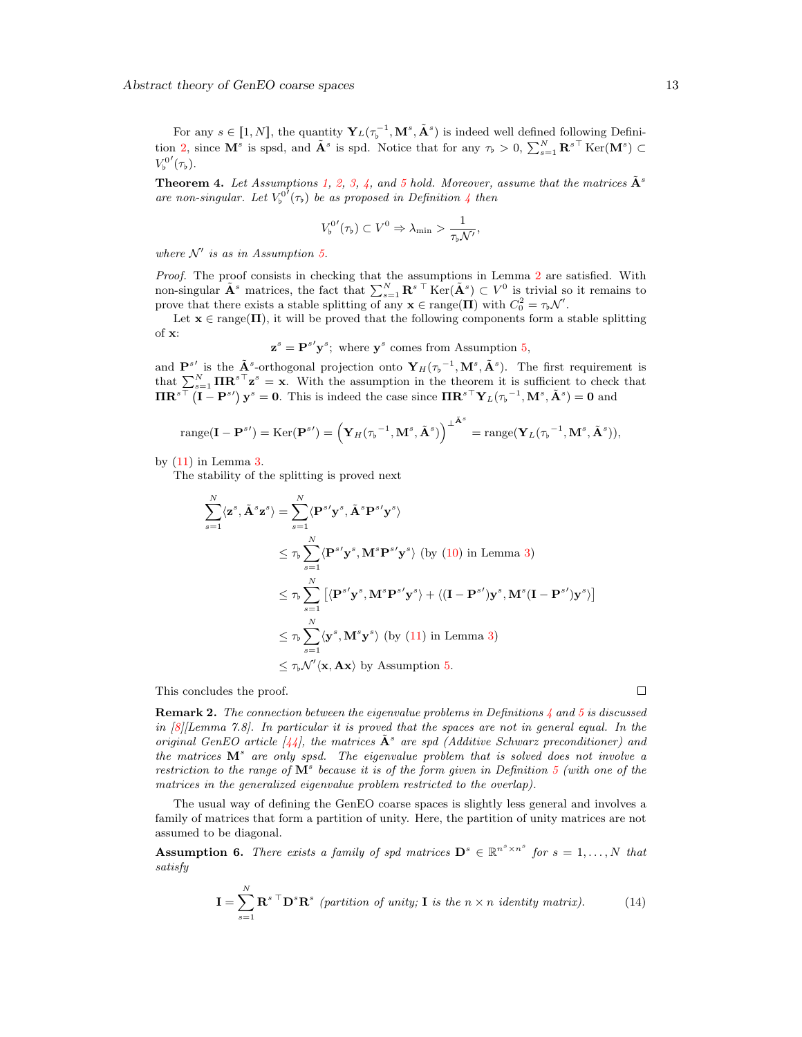For any $s \in [\![1, N]\!]$, the quantity $\mathbf{Y}_L(\tau_\flat^{-1}, \mathbf{M}^s, \tilde{\mathbf{A}}^s)$ is indeed well defined following Definition 2, since $\mathbf{M}^s$ is spsd, and $\tilde{\mathbf{A}}^s$ is spd. Notice that for any $\tau_\flat > 0$, $\sum_{s=1}^N \mathbf{R}^{s\top} \operatorname{Ker}(\mathbf{M}^s) \subset V_\flat^{0\prime}(\tau_\flat)$.

**Theorem 4.** *Let Assumptions 1, 2, 3, 4, and 5 hold. Moreover, assume that the matrices $\tilde{\mathbf{A}}^s$ are non-singular. Let $V_\flat^{0\prime}(\tau_\flat)$ be as proposed in Definition 4 then*

$$V_\flat^{0\prime}(\tau_\flat) \subset V^0 \Rightarrow \lambda_{\min} > \frac{1}{\tau_\flat \mathcal{N}'},$$

*where $\mathcal{N}'$ is as in Assumption 5.*

*Proof.* The proof consists in checking that the assumptions in Lemma 2 are satisfied. With non-singular $\tilde{\mathbf{A}}^s$ matrices, the fact that $\sum_{s=1}^N \mathbf{R}^{s\top} \operatorname{Ker}(\tilde{\mathbf{A}}^s) \subset V^0$ is trivial so it remains to prove that there exists a stable splitting of any $\mathbf{x} \in \operatorname{range}(\boldsymbol{\Pi})$ with $C_0^2 = \tau_\flat \mathcal{N}'$.

Let $\mathbf{x} \in \operatorname{range}(\boldsymbol{\Pi})$, it will be proved that the following components form a stable splitting of $\mathbf{x}$:

$$\mathbf{z}^s = \mathbf{P}^{s\prime}\mathbf{y}^s; \text{ where } \mathbf{y}^s \text{ comes from Assumption 5,}$$

and $\mathbf{P}^{s\prime}$ is the $\tilde{\mathbf{A}}^s$-orthogonal projection onto $\mathbf{Y}_H({\tau_\flat}^{-1}, \mathbf{M}^s, \tilde{\mathbf{A}}^s)$. The first requirement is that $\sum_{s=1}^N \boldsymbol{\Pi}\mathbf{R}^{s\top}\mathbf{z}^s = \mathbf{x}$. With the assumption in the theorem it is sufficient to check that $\boldsymbol{\Pi}\mathbf{R}^{s\top}\left(\mathbf{I} - \mathbf{P}^{s\prime}\right)\mathbf{y}^s = \mathbf{0}$. This is indeed the case since $\boldsymbol{\Pi}\mathbf{R}^{s\top}\mathbf{Y}_L({\tau_\flat}^{-1}, \mathbf{M}^s, \tilde{\mathbf{A}}^s) = \mathbf{0}$ and

$$\operatorname{range}(\mathbf{I} - \mathbf{P}^{s\prime}) = \operatorname{Ker}(\mathbf{P}^{s\prime}) = \left(\mathbf{Y}_H({\tau_\flat}^{-1}, \mathbf{M}^s, \tilde{\mathbf{A}}^s)\right)^{\perp^{\tilde{\mathbf{A}}^s}} = \operatorname{range}(\mathbf{Y}_L({\tau_\flat}^{-1}, \mathbf{M}^s, \tilde{\mathbf{A}}^s)),$$

by (11) in Lemma 3.

The stability of the splitting is proved next

$$\begin{aligned}
\sum_{s=1}^N \langle \mathbf{z}^s, \tilde{\mathbf{A}}^s \mathbf{z}^s \rangle &= \sum_{s=1}^N \langle \mathbf{P}^{s\prime}\mathbf{y}^s, \tilde{\mathbf{A}}^s \mathbf{P}^{s\prime}\mathbf{y}^s \rangle \\
&\leq \tau_\flat \sum_{s=1}^N \langle \mathbf{P}^{s\prime}\mathbf{y}^s, \mathbf{M}^s \mathbf{P}^{s\prime}\mathbf{y}^s \rangle \text{ (by (10) in Lemma 3)} \\
&\leq \tau_\flat \sum_{s=1}^N \left[ \langle \mathbf{P}^{s\prime}\mathbf{y}^s, \mathbf{M}^s \mathbf{P}^{s\prime}\mathbf{y}^s \rangle + \langle (\mathbf{I} - \mathbf{P}^{s\prime})\mathbf{y}^s, \mathbf{M}^s (\mathbf{I} - \mathbf{P}^{s\prime})\mathbf{y}^s \rangle \right] \\
&\leq \tau_\flat \sum_{s=1}^N \langle \mathbf{y}^s, \mathbf{M}^s \mathbf{y}^s \rangle \text{ (by (11) in Lemma 3)} \\
&\leq \tau_\flat \mathcal{N}' \langle \mathbf{x}, \mathbf{A}\mathbf{x} \rangle \text{ by Assumption 5.}
\end{aligned}$$

This concludes the proof. ∎

**Remark 2.** *The connection between the eigenvalue problems in Definitions 4 and 5 is discussed in [8][Lemma 7.8]. In particular it is proved that the spaces are not in general equal. In the original GenEO article [44], the matrices $\tilde{\mathbf{A}}^s$ are spd (Additive Schwarz preconditioner) and the matrices $\mathbf{M}^s$ are only spsd. The eigenvalue problem that is solved does not involve a restriction to the range of $\mathbf{M}^s$ because it is of the form given in Definition 5 (with one of the matrices in the generalized eigenvalue problem restricted to the overlap).*

The usual way of defining the GenEO coarse spaces is slightly less general and involves a family of matrices that form a partition of unity. Here, the partition of unity matrices are not assumed to be diagonal.

**Assumption 6.** *There exists a family of spd matrices $\mathbf{D}^s \in \mathbb{R}^{n^s \times n^s}$ for $s = 1, \ldots, N$ that satisfy*

$$\mathbf{I} = \sum_{s=1}^N \mathbf{R}^{s\top}\mathbf{D}^s\mathbf{R}^s \text{ (partition of unity; } \mathbf{I} \text{ is the } n \times n \text{ identity matrix).} \tag{14}$$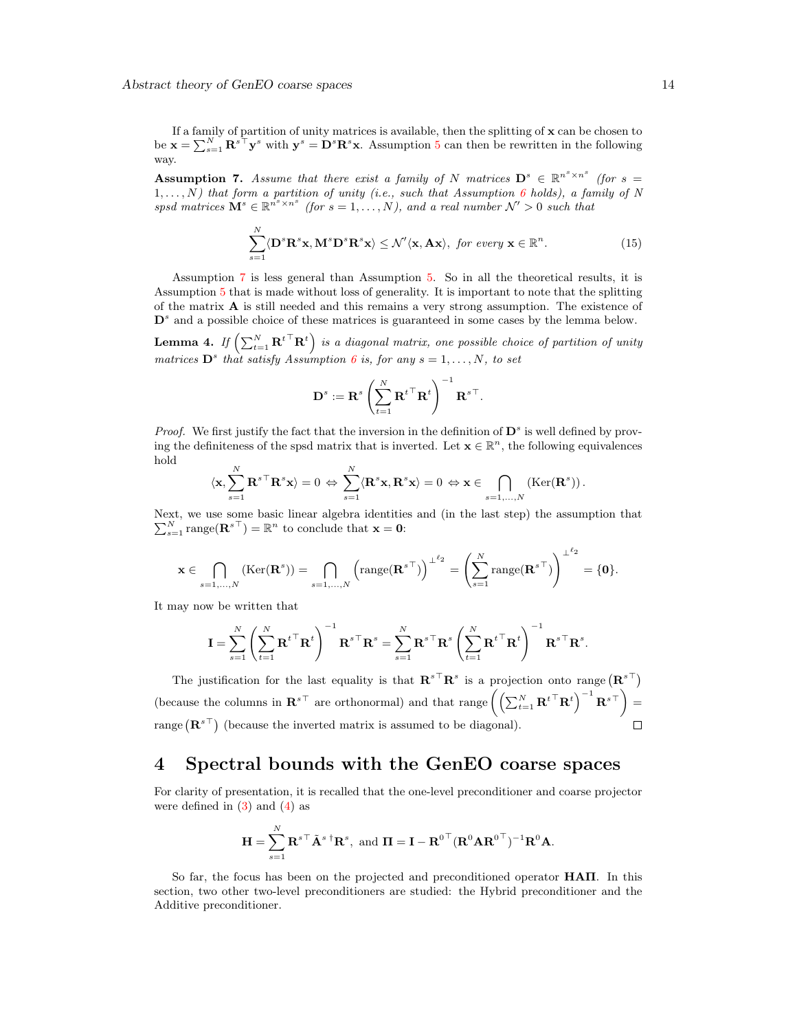If a family of partition of unity matrices is available, then the splitting of $\mathbf{x}$ can be chosen to be $\mathbf{x} = \sum_{s=1}^{N} \mathbf{R}^{s\top}\mathbf{y}^s$ with $\mathbf{y}^s = \mathbf{D}^s\mathbf{R}^s\mathbf{x}$. Assumption 5 can then be rewritten in the following way.

**Assumption 7.** *Assume that there exist a family of $N$ matrices $\mathbf{D}^s \in \mathbb{R}^{n^s \times n^s}$ (for $s = 1, \ldots, N$) that form a partition of unity (i.e., such that Assumption 6 holds), a family of $N$ spsd matrices $\mathbf{M}^s \in \mathbb{R}^{n^s \times n^s}$ (for $s = 1, \ldots, N$), and a real number $\mathcal{N}' > 0$ such that*

$$\sum_{s=1}^{N} \langle \mathbf{D}^s\mathbf{R}^s\mathbf{x}, \mathbf{M}^s\mathbf{D}^s\mathbf{R}^s\mathbf{x}\rangle \leq \mathcal{N}' \langle \mathbf{x}, \mathbf{A}\mathbf{x}\rangle, \text{ for every } \mathbf{x} \in \mathbb{R}^n. \tag{15}$$

Assumption 7 is less general than Assumption 5. So in all the theoretical results, it is Assumption 5 that is made without loss of generality. It is important to note that the splitting of the matrix $\mathbf{A}$ is still needed and this remains a very strong assumption. The existence of $\mathbf{D}^s$ and a possible choice of these matrices is guaranteed in some cases by the lemma below.

**Lemma 4.** *If $\left(\sum_{t=1}^{N} \mathbf{R}^{t\top}\mathbf{R}^t\right)$ is a diagonal matrix, one possible choice of partition of unity matrices $\mathbf{D}^s$ that satisfy Assumption 6 is, for any $s = 1, \ldots, N$, to set*

$$\mathbf{D}^s := \mathbf{R}^s \left(\sum_{t=1}^{N} \mathbf{R}^{t\top}\mathbf{R}^t\right)^{-1} \mathbf{R}^{s\top}.$$

*Proof.* We first justify the fact that the inversion in the definition of $\mathbf{D}^s$ is well defined by proving the definiteness of the spsd matrix that is inverted. Let $\mathbf{x} \in \mathbb{R}^n$, the following equivalences hold

$$\langle \mathbf{x}, \sum_{s=1}^{N} \mathbf{R}^{s\top}\mathbf{R}^s\mathbf{x}\rangle = 0 \Leftrightarrow \sum_{s=1}^{N} \langle \mathbf{R}^s\mathbf{x}, \mathbf{R}^s\mathbf{x}\rangle = 0 \Leftrightarrow \mathbf{x} \in \bigcap_{s=1,\ldots,N} (\mathrm{Ker}(\mathbf{R}^s)).$$

Next, we use some basic linear algebra identities and (in the last step) the assumption that $\sum_{s=1}^{N} \mathrm{range}(\mathbf{R}^{s\top}) = \mathbb{R}^n$ to conclude that $\mathbf{x} = \mathbf{0}$:

$$\mathbf{x} \in \bigcap_{s=1,\ldots,N} (\mathrm{Ker}(\mathbf{R}^s)) = \bigcap_{s=1,\ldots,N} \left(\mathrm{range}(\mathbf{R}^{s\top})\right)^{\perp^{\ell_2}} = \left(\sum_{s=1}^{N} \mathrm{range}(\mathbf{R}^{s\top})\right)^{\perp^{\ell_2}} = \{\mathbf{0}\}.$$

It may now be written that

$$\mathbf{I} = \sum_{s=1}^{N} \left(\sum_{t=1}^{N} \mathbf{R}^{t\top}\mathbf{R}^t\right)^{-1} \mathbf{R}^{s\top}\mathbf{R}^s = \sum_{s=1}^{N} \mathbf{R}^{s\top}\mathbf{R}^s \left(\sum_{t=1}^{N} \mathbf{R}^{t\top}\mathbf{R}^t\right)^{-1} \mathbf{R}^{s\top}\mathbf{R}^s.$$

The justification for the last equality is that $\mathbf{R}^{s\top}\mathbf{R}^s$ is a projection onto $\mathrm{range}\left(\mathbf{R}^{s\top}\right)$ (because the columns in $\mathbf{R}^{s\top}$ are orthonormal) and that $\mathrm{range}\left(\left(\sum_{t=1}^{N} \mathbf{R}^{t\top}\mathbf{R}^t\right)^{-1} \mathbf{R}^{s\top}\right) = \mathrm{range}\left(\mathbf{R}^{s\top}\right)$ (because the inverted matrix is assumed to be diagonal). ☐

# 4 Spectral bounds with the GenEO coarse spaces

For clarity of presentation, it is recalled that the one-level preconditioner and coarse projector were defined in (3) and (4) as

$$\mathbf{H} = \sum_{s=1}^{N} \mathbf{R}^{s\top} \tilde{\mathbf{A}}^{s\,\dagger} \mathbf{R}^s, \text{ and } \mathbf{\Pi} = \mathbf{I} - \mathbf{R}^{0\top}(\mathbf{R}^0\mathbf{A}\mathbf{R}^{0\top})^{-1}\mathbf{R}^0\mathbf{A}.$$

So far, the focus has been on the projected and preconditioned operator $\mathbf{HA\Pi}$. In this section, two other two-level preconditioners are studied: the Hybrid preconditioner and the Additive preconditioner.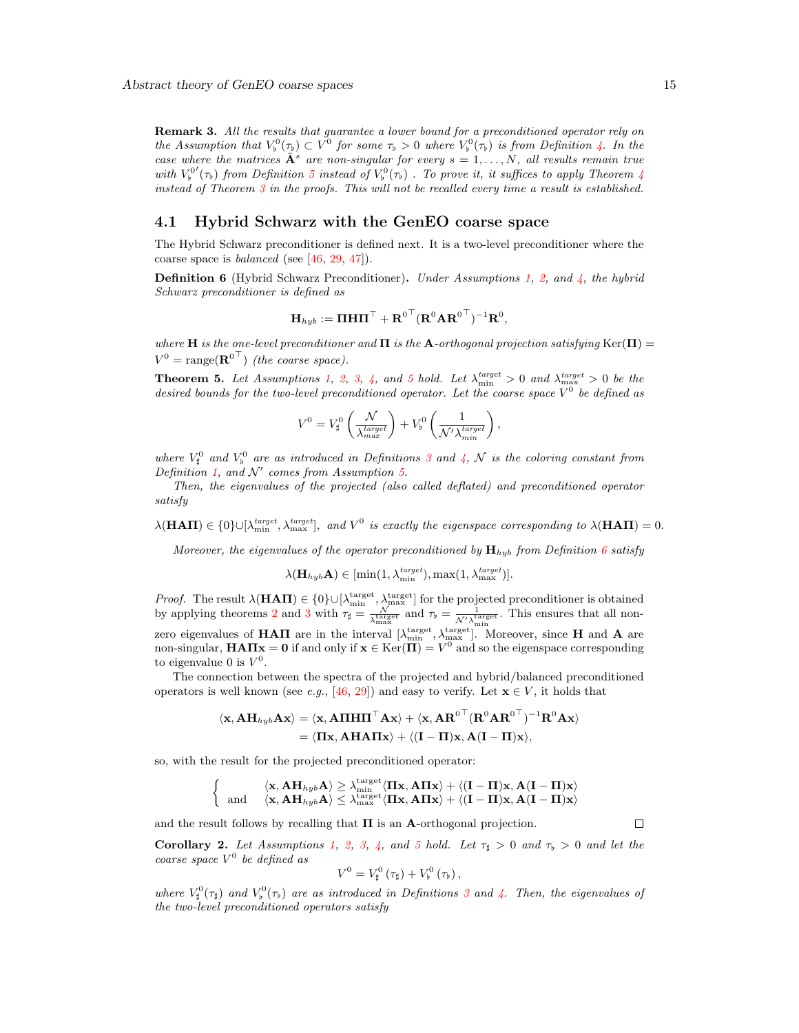**Remark 3.** *All the results that guarantee a lower bound for a preconditioned operator rely on the Assumption that $V_\flat^0(\tau_\flat) \subset V^0$ for some $\tau_\flat > 0$ where $V_\flat^0(\tau_\flat)$ is from Definition 4. In the case where the matrices $\tilde{\mathbf{A}}^s$ are non-singular for every $s = 1, \ldots, N$, all results remain true with $V_\flat^{0\prime}(\tau_\flat)$ from Definition 5 instead of $V_\flat^0(\tau_\flat)$ . To prove it, it suffices to apply Theorem 4 instead of Theorem 3 in the proofs. This will not be recalled every time a result is established.*

## 4.1 Hybrid Schwarz with the GenEO coarse space

The Hybrid Schwarz preconditioner is defined next. It is a two-level preconditioner where the coarse space is *balanced* (see [46, 29, 47]).

**Definition 6** (Hybrid Schwarz Preconditioner)**.** *Under Assumptions 1, 2, and 4, the hybrid Schwarz preconditioner is defined as*

$$\mathbf{H}_{hyb} := \mathbf{\Pi} \mathbf{H} \mathbf{\Pi}^\top + \mathbf{R}^{0\top}(\mathbf{R}^0 \mathbf{A} \mathbf{R}^{0\top})^{-1}\mathbf{R}^0,$$

*where* $\mathbf{H}$ *is the one-level preconditioner and* $\mathbf{\Pi}$ *is the* $\mathbf{A}$*-orthogonal projection satisfying* $\operatorname{Ker}(\mathbf{\Pi}) = V^0 = \operatorname{range}(\mathbf{R}^{0\top})$ *(the coarse space).*

**Theorem 5.** *Let Assumptions 1, 2, 3, 4, and 5 hold. Let $\lambda_{\min}^{target} > 0$ and $\lambda_{\max}^{target} > 0$ be the desired bounds for the two-level preconditioned operator. Let the coarse space $V^0$ be defined as*

$$V^0 = V_\sharp^0\left(\frac{\mathcal{N}}{\lambda_{max}^{target}}\right) + V_\flat^0\left(\frac{1}{\mathcal{N}'\lambda_{min}^{target}}\right),$$

*where $V_\sharp^0$ and $V_\flat^0$ are as introduced in Definitions 3 and 4, $\mathcal{N}$ is the coloring constant from Definition 1, and $\mathcal{N}'$ comes from Assumption 5.*

*Then, the eigenvalues of the projected (also called deflated) and preconditioned operator satisfy*

$\lambda(\mathbf{HA\Pi}) \in \{0\} \cup [\lambda_{\min}^{target}, \lambda_{\max}^{target}]$, *and $V^0$ is exactly the eigenspace corresponding to $\lambda(\mathbf{HA\Pi}) = 0$.*

*Moreover, the eigenvalues of the operator preconditioned by $\mathbf{H}_{hyb}$ from Definition 6 satisfy*

$$\lambda(\mathbf{H}_{hyb}\mathbf{A}) \in [\min(1, \lambda_{\min}^{target}), \max(1, \lambda_{\max}^{target})].$$

*Proof.* The result $\lambda(\mathbf{HA\Pi}) \in \{0\} \cup [\lambda_{\min}^{\text{target}}, \lambda_{\max}^{\text{target}}]$ for the projected preconditioner is obtained by applying theorems 2 and 3 with $\tau_\sharp = \frac{\mathcal{N}}{\lambda_{\max}^{\text{target}}}$ and $\tau_\flat = \frac{1}{\mathcal{N}'\lambda_{\min}^{\text{target}}}$. This ensures that all non-zero eigenvalues of $\mathbf{HA\Pi}$ are in the interval $[\lambda_{\min}^{\text{target}}, \lambda_{\max}^{\text{target}}]$. Moreover, since $\mathbf{H}$ and $\mathbf{A}$ are non-singular, $\mathbf{HA\Pi x} = \mathbf{0}$ if and only if $\mathbf{x} \in \operatorname{Ker}(\mathbf{\Pi}) = V^0$ and so the eigenspace corresponding to eigenvalue 0 is $V^0$.

The connection between the spectra of the projected and hybrid/balanced preconditioned operators is well known (see *e.g.*, [46, 29]) and easy to verify. Let $\mathbf{x} \in V$, it holds that

$$\begin{aligned}
\langle \mathbf{x}, \mathbf{A}\mathbf{H}_{hyb}\mathbf{A}\mathbf{x}\rangle &= \langle \mathbf{x}, \mathbf{A\Pi H \Pi}^\top \mathbf{A x}\rangle + \langle \mathbf{x}, \mathbf{A R}^{0\top}(\mathbf{R}^0\mathbf{A}\mathbf{R}^{0\top})^{-1}\mathbf{R}^0\mathbf{A x}\rangle \\
&= \langle \mathbf{\Pi x}, \mathbf{AHA\Pi x}\rangle + \langle (\mathbf{I} - \mathbf{\Pi})\mathbf{x}, \mathbf{A}(\mathbf{I} - \mathbf{\Pi})\mathbf{x}\rangle,
\end{aligned}$$

so, with the result for the projected preconditioned operator:

$$\begin{cases}
\quad\;\; \langle \mathbf{x}, \mathbf{A}\mathbf{H}_{hyb}\mathbf{A}\rangle \geq \lambda_{\min}^{\text{target}}\langle \mathbf{\Pi x}, \mathbf{A\Pi x}\rangle + \langle (\mathbf{I} - \mathbf{\Pi})\mathbf{x}, \mathbf{A}(\mathbf{I} - \mathbf{\Pi})\mathbf{x}\rangle \\
\text{and} \quad \langle \mathbf{x}, \mathbf{A}\mathbf{H}_{hyb}\mathbf{A}\rangle \leq \lambda_{\max}^{\text{target}}\langle \mathbf{\Pi x}, \mathbf{A\Pi x}\rangle + \langle (\mathbf{I} - \mathbf{\Pi})\mathbf{x}, \mathbf{A}(\mathbf{I} - \mathbf{\Pi})\mathbf{x}\rangle
\end{cases}$$

and the result follows by recalling that $\mathbf{\Pi}$ is an $\mathbf{A}$-orthogonal projection. □

**Corollary 2.** *Let Assumptions 1, 2, 3, 4, and 5 hold. Let $\tau_\sharp > 0$ and $\tau_\flat > 0$ and let the coarse space $V^0$ be defined as*

$$V^0 = V_\sharp^0\left(\tau_\sharp\right) + V_\flat^0\left(\tau_\flat\right),$$

*where $V_\sharp^0(\tau_\sharp)$ and $V_\flat^0(\tau_\flat)$ are as introduced in Definitions 3 and 4. Then, the eigenvalues of the two-level preconditioned operators satisfy*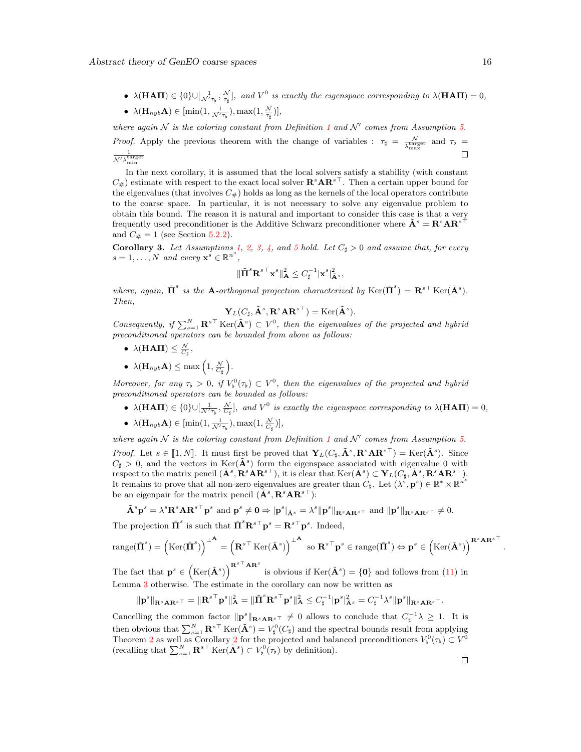- $\lambda(\mathbf{H}\mathbf{A}\boldsymbol{\Pi}) \in \{0\} \cup [\frac{1}{\mathcal{N}'\tau_\flat}, \frac{\mathcal{N}}{\tau_\sharp}]$, *and* $V^0$ *is exactly the eigenspace corresponding to* $\lambda(\mathbf{H}\mathbf{A}\boldsymbol{\Pi}) = 0$,
- $\lambda(\mathbf{H}_{hyb}\mathbf{A}) \in [\min(1, \frac{1}{\mathcal{N}'\tau_\flat}), \max(1, \frac{\mathcal{N}}{\tau_\sharp})]$,

*where again* $\mathcal{N}$ *is the coloring constant from Definition 1 and* $\mathcal{N}'$ *comes from Assumption 5.*

*Proof.* Apply the previous theorem with the change of variables : $\tau_\sharp = \frac{\mathcal{N}}{\lambda_{\max}^{\text{target}}}$ and $\tau_\flat = \frac{1}{\mathcal{N}'\lambda_{\min}^{\text{target}}}$ □

In the next corollary, it is assumed that the local solvers satisfy a stability (with constant $C_\#$) estimate with respect to the exact local solver $\mathbf{R}^s\mathbf{A}\mathbf{R}^{s\top}$. Then a certain upper bound for the eigenvalues (that involves $C_\#$) holds as long as the kernels of the local operators contribute to the coarse space. In particular, it is not necessary to solve any eigenvalue problem to obtain this bound. The reason it is natural and important to consider this case is that a very frequently used preconditioner is the Additive Schwarz preconditioner where $\tilde{\mathbf{A}}^s = \mathbf{R}^s\mathbf{A}\mathbf{R}^{s\top}$ and $C_\# = 1$ (see Section 5.2.2).

**Corollary 3.** *Let Assumptions 1, 2, 3, 4, and 5 hold. Let* $C_\sharp > 0$ *and assume that, for every* $s = 1, \dots, N$ *and every* $\mathbf{x}^s \in \mathbb{R}^{n^s}$,

$$\|\tilde{\boldsymbol{\Pi}}^s \mathbf{R}^{s\top}\mathbf{x}^s\|_{\mathbf{A}}^2 \leq C_\sharp^{-1}|\mathbf{x}^s|_{\tilde{\mathbf{A}}^s}^2,$$

*where, again,* $\tilde{\boldsymbol{\Pi}}^s$ *is the* $\mathbf{A}$*-orthogonal projection characterized by* $\operatorname{Ker}(\tilde{\boldsymbol{\Pi}}^s) = \mathbf{R}^{s\top}\operatorname{Ker}(\tilde{\mathbf{A}}^s)$. *Then,*

$$\mathbf{Y}_L(C_\sharp, \tilde{\mathbf{A}}^s, \mathbf{R}^s\mathbf{A}\mathbf{R}^{s\top}) = \operatorname{Ker}(\tilde{\mathbf{A}}^s).$$

*Consequently, if* $\sum_{s=1}^N \mathbf{R}^{s\top}\operatorname{Ker}(\tilde{\mathbf{A}}^s) \subset V^0$, *then the eigenvalues of the projected and hybrid preconditioned operators can be bounded from above as follows:*

- $\lambda(\mathbf{H}\mathbf{A}\boldsymbol{\Pi}) \leq \frac{\mathcal{N}}{C_\sharp}$,
- $\lambda(\mathbf{H}_{hyb}\mathbf{A}) \leq \max\left(1, \frac{\mathcal{N}}{C_\sharp}\right)$.

*Moreover, for any* $\tau_\flat > 0$, *if* $V_\flat^0(\tau_\flat) \subset V^0$, *then the eigenvalues of the projected and hybrid preconditioned operators can be bounded as follows:*

- $\lambda(\mathbf{H}\mathbf{A}\boldsymbol{\Pi}) \in \{0\} \cup [\frac{1}{\mathcal{N}'\tau_\flat}, \frac{\mathcal{N}}{C_\sharp}]$, *and* $V^0$ *is exactly the eigenspace corresponding to* $\lambda(\mathbf{H}\mathbf{A}\boldsymbol{\Pi}) = 0$,
- $\lambda(\mathbf{H}_{hyb}\mathbf{A}) \in [\min(1, \frac{1}{\mathcal{N}'\tau_\flat}), \max(1, \frac{\mathcal{N}}{C_\sharp})]$,

*where again* $\mathcal{N}$ *is the coloring constant from Definition 1 and* $\mathcal{N}'$ *comes from Assumption 5.*

*Proof.* Let $s \in [\![1, N]\!]$. It must first be proved that $\mathbf{Y}_L(C_\sharp, \tilde{\mathbf{A}}^s, \mathbf{R}^s\mathbf{A}\mathbf{R}^{s\top}) = \operatorname{Ker}(\tilde{\mathbf{A}}^s)$. Since $C_\sharp > 0$, and the vectors in $\operatorname{Ker}(\tilde{\mathbf{A}}^s)$ form the eigenspace associated with eigenvalue 0 with respect to the matrix pencil $(\tilde{\mathbf{A}}^s, \mathbf{R}^s\mathbf{A}\mathbf{R}^{s\top})$, it is clear that $\operatorname{Ker}(\tilde{\mathbf{A}}^s) \subset \mathbf{Y}_L(C_\sharp, \tilde{\mathbf{A}}^s, \mathbf{R}^s\mathbf{A}\mathbf{R}^{s\top})$. It remains to prove that all non-zero eigenvalues are greater than $C_\sharp$. Let $(\lambda^s, \mathbf{p}^s) \in \mathbb{R}^* \times \mathbb{R}^{n^s}$ be an eigenpair for the matrix pencil $(\tilde{\mathbf{A}}^s, \mathbf{R}^s\mathbf{A}\mathbf{R}^{s\top})$:

$$\tilde{\mathbf{A}}^s\mathbf{p}^s = \lambda^s\mathbf{R}^s\mathbf{A}\mathbf{R}^{s\top}\mathbf{p}^s \text{ and } \mathbf{p}^s \neq \mathbf{0} \Rightarrow |\mathbf{p}^s|_{\tilde{\mathbf{A}}^s} = \lambda^s\|\mathbf{p}^s\|_{\mathbf{R}^s\mathbf{A}\mathbf{R}^{s\top}} \text{ and } \|\mathbf{p}^s\|_{\mathbf{R}^s\mathbf{A}\mathbf{R}^{s\top}} \neq 0.$$

The projection $\tilde{\boldsymbol{\Pi}}^s$ is such that $\tilde{\boldsymbol{\Pi}}^s\mathbf{R}^{s\top}\mathbf{p}^s = \mathbf{R}^{s\top}\mathbf{p}^s$. Indeed,

$$\operatorname{range}(\tilde{\boldsymbol{\Pi}}^s) = \left(\operatorname{Ker}(\tilde{\boldsymbol{\Pi}}^s)\right)^{\perp^{\mathbf{A}}} = \left(\mathbf{R}^{s\top}\operatorname{Ker}(\tilde{\mathbf{A}}^s)\right)^{\perp^{\mathbf{A}}} \text{ so } \mathbf{R}^{s\top}\mathbf{p}^s \in \operatorname{range}(\tilde{\boldsymbol{\Pi}}^s) \Leftrightarrow \mathbf{p}^s \in \left(\operatorname{Ker}(\tilde{\mathbf{A}}^s)\right)^{\mathbf{R}^s\mathbf{A}\mathbf{R}^{s\top}}.$$

The fact that $\mathbf{p}^s \in \left(\operatorname{Ker}(\tilde{\mathbf{A}}^s)\right)^{\mathbf{R}^{s\top}\mathbf{A}\mathbf{R}^s}$ is obvious if $\operatorname{Ker}(\tilde{\mathbf{A}}^s) = \{\mathbf{0}\}$ and follows from (11) in Lemma 3 otherwise. The estimate in the corollary can now be written as

$$\|\mathbf{p}^s\|_{\mathbf{R}^s\mathbf{A}\mathbf{R}^{s\top}} = \|\mathbf{R}^{s\top}\mathbf{p}^s\|_{\mathbf{A}}^2 = \|\tilde{\boldsymbol{\Pi}}^s\mathbf{R}^{s\top}\mathbf{p}^s\|_{\mathbf{A}}^2 \leq C_\sharp^{-1}|\mathbf{p}^s|_{\tilde{\mathbf{A}}^s}^2 = C_\sharp^{-1}\lambda^s\|\mathbf{p}^s\|_{\mathbf{R}^s\mathbf{A}\mathbf{R}^{s\top}}.$$

Cancelling the common factor $\|\mathbf{p}^s\|_{\mathbf{R}^s\mathbf{A}\mathbf{R}^{s\top}} \neq 0$ allows to conclude that $C_\sharp^{-1}\lambda \geq 1$. It is then obvious that $\sum_{s=1}^N \mathbf{R}^{s\top}\operatorname{Ker}(\tilde{\mathbf{A}}^s) = V_\sharp^0(C_\sharp)$ and the spectral bounds result from applying Theorem 2 as well as Corollary 2 for the projected and balanced preconditioners $V_\flat^0(\tau_\flat) \subset V^0$ (recalling that $\sum_{s=1}^N \mathbf{R}^{s\top}\operatorname{Ker}(\tilde{\mathbf{A}}^s) \subset V_\flat^0(\tau_\flat)$ by definition).

□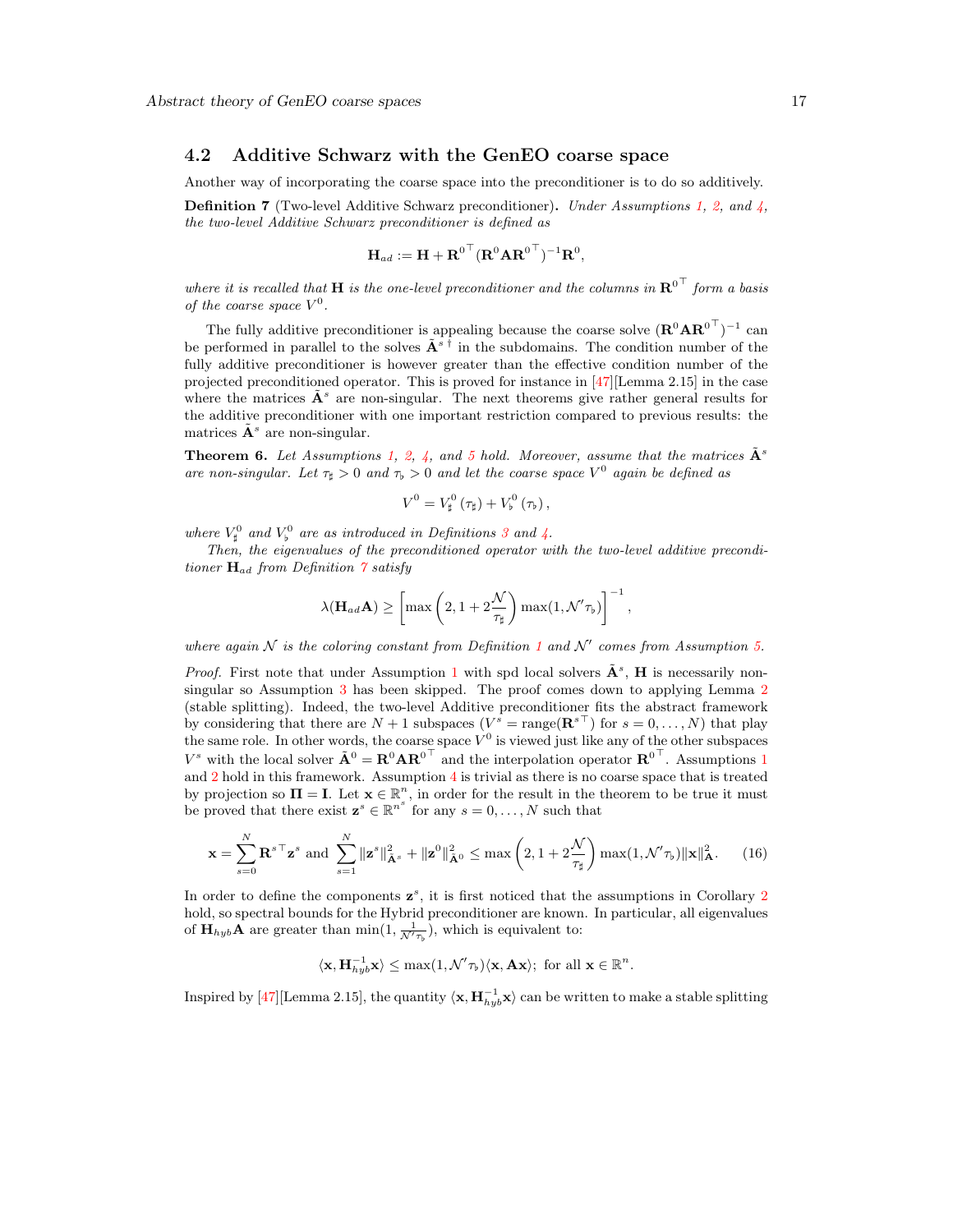## 4.2 Additive Schwarz with the GenEO coarse space

Another way of incorporating the coarse space into the preconditioner is to do so additively.

**Definition 7** (Two-level Additive Schwarz preconditioner)**.** *Under Assumptions 1, 2, and 4, the two-level Additive Schwarz preconditioner is defined as*

$$\mathbf{H}_{ad} := \mathbf{H} + \mathbf{R}^{0\top}(\mathbf{R}^0\mathbf{A}\mathbf{R}^{0\top})^{-1}\mathbf{R}^0,$$

*where it is recalled that* $\mathbf{H}$ *is the one-level preconditioner and the columns in* $\mathbf{R}^{0\top}$ *form a basis of the coarse space* $V^0$*.*

The fully additive preconditioner is appealing because the coarse solve $(\mathbf{R}^0\mathbf{A}\mathbf{R}^{0\top})^{-1}$ can be performed in parallel to the solves $\tilde{\mathbf{A}}^{s\,\dagger}$ in the subdomains. The condition number of the fully additive preconditioner is however greater than the effective condition number of the projected preconditioned operator. This is proved for instance in [47][Lemma 2.15] in the case where the matrices $\tilde{\mathbf{A}}^s$ are non-singular. The next theorems give rather general results for the additive preconditioner with one important restriction compared to previous results: the matrices $\tilde{\mathbf{A}}^s$ are non-singular.

**Theorem 6.** *Let Assumptions 1, 2, 4, and 5 hold. Moreover, assume that the matrices* $\tilde{\mathbf{A}}^s$ *are non-singular. Let* $\tau_\sharp > 0$ *and* $\tau_\flat > 0$ *and let the coarse space* $V^0$ *again be defined as*

$$V^0 = V^0_\sharp(\tau_\sharp) + V^0_\flat(\tau_\flat),$$

*where* $V^0_\sharp$ *and* $V^0_\flat$ *are as introduced in Definitions 3 and 4.*

*Then, the eigenvalues of the preconditioned operator with the two-level additive preconditioner* $\mathbf{H}_{ad}$ *from Definition 7 satisfy*

$$\lambda(\mathbf{H}_{ad}\mathbf{A}) \geq \left[\max\left(2, 1 + 2\frac{\mathcal{N}}{\tau_\sharp}\right)\max(1, \mathcal{N}'\tau_\flat)\right]^{-1},$$

*where again* $\mathcal{N}$ *is the coloring constant from Definition 1 and* $\mathcal{N}'$ *comes from Assumption 5.*

*Proof.* First note that under Assumption 1 with spd local solvers $\tilde{\mathbf{A}}^s$, $\mathbf{H}$ is necessarily non-singular so Assumption 3 has been skipped. The proof comes down to applying Lemma 2 (stable splitting). Indeed, the two-level Additive preconditioner fits the abstract framework by considering that there are $N+1$ subspaces ($V^s = \operatorname{range}(\mathbf{R}^{s\top})$ for $s = 0, \dots, N$) that play the same role. In other words, the coarse space $V^0$ is viewed just like any of the other subspaces $V^s$ with the local solver $\tilde{\mathbf{A}}^0 = \mathbf{R}^0\mathbf{A}\mathbf{R}^{0\top}$ and the interpolation operator $\mathbf{R}^{0\top}$. Assumptions 1 and 2 hold in this framework. Assumption 4 is trivial as there is no coarse space that is treated by projection so $\mathbf{\Pi} = \mathbf{I}$. Let $\mathbf{x} \in \mathbb{R}^n$, in order for the result in the theorem to be true it must be proved that there exist $\mathbf{z}^s \in \mathbb{R}^{n^s}$ for any $s = 0, \dots, N$ such that

$$\mathbf{x} = \sum_{s=0}^{N} \mathbf{R}^{s\top}\mathbf{z}^s \text{ and } \sum_{s=1}^{N} \|\mathbf{z}^s\|^2_{\tilde{\mathbf{A}}^s} + \|\mathbf{z}^0\|^2_{\tilde{\mathbf{A}}^0} \leq \max\left(2, 1 + 2\frac{\mathcal{N}}{\tau_\sharp}\right)\max(1, \mathcal{N}'\tau_\flat)\|\mathbf{x}\|^2_{\mathbf{A}}. \quad (16)$$

In order to define the components $\mathbf{z}^s$, it is first noticed that the assumptions in Corollary 2 hold, so spectral bounds for the Hybrid preconditioner are known. In particular, all eigenvalues of $\mathbf{H}_{hyb}\mathbf{A}$ are greater than $\min(1, \frac{1}{\mathcal{N}'\tau_\flat})$, which is equivalent to:

$$\langle \mathbf{x}, \mathbf{H}_{hyb}^{-1}\mathbf{x}\rangle \leq \max(1, \mathcal{N}'\tau_\flat)\langle \mathbf{x}, \mathbf{A}\mathbf{x}\rangle; \text{ for all } \mathbf{x} \in \mathbb{R}^n.$$

Inspired by [47][Lemma 2.15], the quantity $\langle \mathbf{x}, \mathbf{H}_{hyb}^{-1}\mathbf{x}\rangle$ can be written to make a stable splitting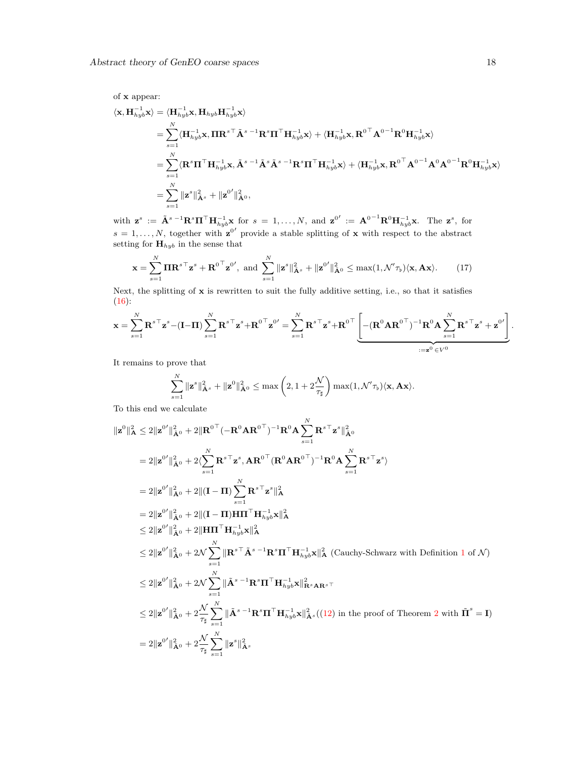of $\mathbf{x}$ appear:

$$
\begin{aligned}
\langle \mathbf{x}, \mathbf{H}_{hyb}^{-1}\mathbf{x}\rangle &= \langle \mathbf{H}_{hyb}^{-1}\mathbf{x}, \mathbf{H}_{hyb}\mathbf{H}_{hyb}^{-1}\mathbf{x}\rangle \\
&= \sum_{s=1}^{N} \langle \mathbf{H}_{hyb}^{-1}\mathbf{x}, \mathbf{\Pi}\mathbf{R}^{s\top}\tilde{\mathbf{A}}^{s\,-1}\mathbf{R}^{s}\mathbf{\Pi}^{\top}\mathbf{H}_{hyb}^{-1}\mathbf{x}\rangle + \langle \mathbf{H}_{hyb}^{-1}\mathbf{x}, \mathbf{R}^{0\top}\mathbf{A}^{0^{-1}}\mathbf{R}^{0}\mathbf{H}_{hyb}^{-1}\mathbf{x}\rangle \\
&= \sum_{s=1}^{N} \langle \mathbf{R}^{s}\mathbf{\Pi}^{\top}\mathbf{H}_{hyb}^{-1}\mathbf{x}, \tilde{\mathbf{A}}^{s\,-1}\tilde{\mathbf{A}}^{s}\tilde{\mathbf{A}}^{s\,-1}\mathbf{R}^{s}\mathbf{\Pi}^{\top}\mathbf{H}_{hyb}^{-1}\mathbf{x}\rangle + \langle \mathbf{H}_{hyb}^{-1}\mathbf{x}, \mathbf{R}^{0\top}\mathbf{A}^{0^{-1}}\mathbf{A}^{0}\mathbf{A}^{0^{-1}}\mathbf{R}^{0}\mathbf{H}_{hyb}^{-1}\mathbf{x}\rangle \\
&= \sum_{s=1}^{N} \|\mathbf{z}^{s}\|_{\tilde{\mathbf{A}}^{s}}^{2} + \|\mathbf{z}^{0'}\|_{\tilde{\mathbf{A}}^{0}}^{2},
\end{aligned}
$$

with $\mathbf{z}^{s} := \tilde{\mathbf{A}}^{s\,-1}\mathbf{R}^{s}\mathbf{\Pi}^{\top}\mathbf{H}_{hyb}^{-1}\mathbf{x}$ for $s = 1,\dots,N$, and $\mathbf{z}^{0'} := \mathbf{A}^{0^{-1}}\mathbf{R}^{0}\mathbf{H}_{hyb}^{-1}\mathbf{x}$. The $\mathbf{z}^{s}$, for $s = 1,\dots,N$, together with $\mathbf{z}^{0'}$ provide a stable splitting of $\mathbf{x}$ with respect to the abstract setting for $\mathbf{H}_{hyb}$ in the sense that

$$
\mathbf{x} = \sum_{s=1}^{N} \mathbf{\Pi}\mathbf{R}^{s\top}\mathbf{z}^{s} + \mathbf{R}^{0\top}\mathbf{z}^{0'}, \text{ and } \sum_{s=1}^{N} \|\mathbf{z}^{s}\|_{\tilde{\mathbf{A}}^{s}}^{2} + \|\mathbf{z}^{0'}\|_{\tilde{\mathbf{A}}^{0}}^{2} \leq \max(1, \mathcal{N}'\tau_{\flat})\langle \mathbf{x}, \mathbf{A}\mathbf{x}\rangle. \tag{17}
$$

Next, the splitting of $\mathbf{x}$ is rewritten to suit the fully additive setting, i.e., so that it satisfies (16):

$$
\mathbf{x} = \sum_{s=1}^{N} \mathbf{R}^{s\top}\mathbf{z}^{s} - (\mathbf{I}-\mathbf{\Pi})\sum_{s=1}^{N} \mathbf{R}^{s\top}\mathbf{z}^{s} + \mathbf{R}^{0\top}\mathbf{z}^{0'} = \sum_{s=1}^{N} \mathbf{R}^{s\top}\mathbf{z}^{s} + \mathbf{R}^{0\top}\underbrace{\left[-(\mathbf{R}^{0}\mathbf{A}\mathbf{R}^{0\top})^{-1}\mathbf{R}^{0}\mathbf{A}\sum_{s=1}^{N}\mathbf{R}^{s\top}\mathbf{z}^{s} + \mathbf{z}^{0'}\right]}_{:=\mathbf{z}^{0} \in V^{0}}.
$$

It remains to prove that

$$
\sum_{s=1}^{N} \|\mathbf{z}^{s}\|_{\tilde{\mathbf{A}}^{s}}^{2} + \|\mathbf{z}^{0}\|_{\tilde{\mathbf{A}}^{0}}^{2} \leq \max\left(2, 1 + 2\frac{\mathcal{N}}{\tau_{\sharp}}\right)\max(1, \mathcal{N}'\tau_{\flat})\langle \mathbf{x}, \mathbf{A}\mathbf{x}\rangle.
$$

To this end we calculate

$$
\begin{aligned}
\|\mathbf{z}^{0}\|_{\mathbf{A}}^{2} &\leq 2\|\mathbf{z}^{0'}\|_{\tilde{\mathbf{A}}^{0}}^{2} + 2\|\mathbf{R}^{0\top}(-\mathbf{R}^{0}\mathbf{A}\mathbf{R}^{0\top})^{-1}\mathbf{R}^{0}\mathbf{A}\sum_{s=1}^{N}\mathbf{R}^{s\top}\mathbf{z}^{s}\|_{\tilde{\mathbf{A}}^{0}}^{2} \\
&= 2\|\mathbf{z}^{0'}\|_{\tilde{\mathbf{A}}^{0}}^{2} + 2\langle \sum_{s=1}^{N}\mathbf{R}^{s\top}\mathbf{z}^{s}, \mathbf{A}\mathbf{R}^{0\top}(\mathbf{R}^{0}\mathbf{A}\mathbf{R}^{0\top})^{-1}\mathbf{R}^{0}\mathbf{A}\sum_{s=1}^{N}\mathbf{R}^{s\top}\mathbf{z}^{s}\rangle \\
&= 2\|\mathbf{z}^{0'}\|_{\tilde{\mathbf{A}}^{0}}^{2} + 2\|(\mathbf{I}-\mathbf{\Pi})\sum_{s=1}^{N}\mathbf{R}^{s\top}\mathbf{z}^{s}\|_{\mathbf{A}}^{2} \\
&= 2\|\mathbf{z}^{0'}\|_{\tilde{\mathbf{A}}^{0}}^{2} + 2\|(\mathbf{I}-\mathbf{\Pi})\mathbf{H}\mathbf{\Pi}^{\top}\mathbf{H}_{hyb}^{-1}\mathbf{x}\|_{\mathbf{A}}^{2} \\
&\leq 2\|\mathbf{z}^{0'}\|_{\tilde{\mathbf{A}}^{0}}^{2} + 2\|\mathbf{H}\mathbf{\Pi}^{\top}\mathbf{H}_{hyb}^{-1}\mathbf{x}\|_{\mathbf{A}}^{2} \\
&\leq 2\|\mathbf{z}^{0'}\|_{\tilde{\mathbf{A}}^{0}}^{2} + 2\mathcal{N}\sum_{s=1}^{N}\|\mathbf{R}^{s\top}\tilde{\mathbf{A}}^{s\,-1}\mathbf{R}^{s}\mathbf{\Pi}^{\top}\mathbf{H}_{hyb}^{-1}\mathbf{x}\|_{\mathbf{A}}^{2} \text{ (Cauchy-Schwarz with Definition 1 of } \mathcal{N}) \\
&\leq 2\|\mathbf{z}^{0'}\|_{\tilde{\mathbf{A}}^{0}}^{2} + 2\mathcal{N}\sum_{s=1}^{N}\|\tilde{\mathbf{A}}^{s\,-1}\mathbf{R}^{s}\mathbf{\Pi}^{\top}\mathbf{H}_{hyb}^{-1}\mathbf{x}\|_{\mathbf{R}^{s}\mathbf{A}\mathbf{R}^{s\top}}^{2} \\
&\leq 2\|\mathbf{z}^{0'}\|_{\tilde{\mathbf{A}}^{0}}^{2} + 2\frac{\mathcal{N}}{\tau_{\sharp}}\sum_{s=1}^{N}\|\tilde{\mathbf{A}}^{s\,-1}\mathbf{R}^{s}\mathbf{\Pi}^{\top}\mathbf{H}_{hyb}^{-1}\mathbf{x}\|_{\tilde{\mathbf{A}}^{s}}^{2} \text{((12) in the proof of Theorem 2 with } \tilde{\mathbf{\Pi}}^{s} = \mathbf{I}) \\
&= 2\|\mathbf{z}^{0'}\|_{\tilde{\mathbf{A}}^{0}}^{2} + 2\frac{\mathcal{N}}{\tau_{\sharp}}\sum_{s=1}^{N}\|\mathbf{z}^{s}\|_{\tilde{\mathbf{A}}^{s}}^{2}
\end{aligned}
$$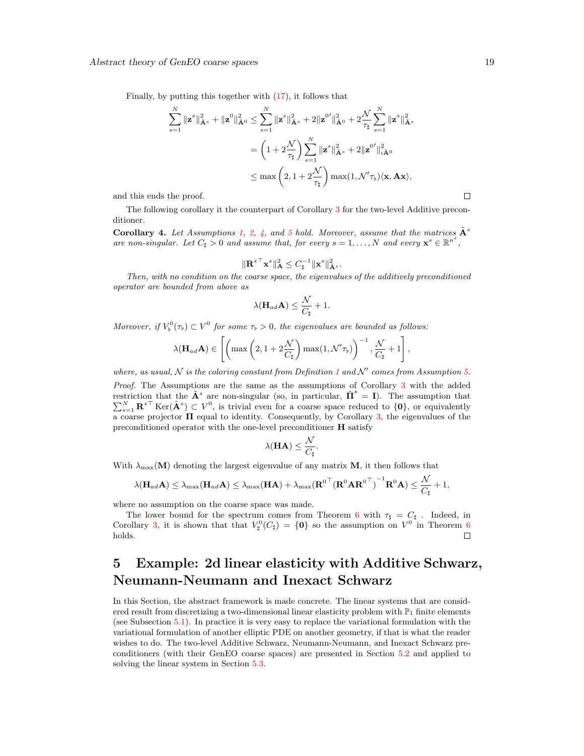Finally, by putting this together with (17), it follows that

$$
\begin{aligned}
\sum_{s=1}^{N} \|\mathbf{z}^s\|^2_{\tilde{\mathbf{A}}^s} + \|\mathbf{z}^0\|^2_{\tilde{\mathbf{A}}^0} &\leq \sum_{s=1}^{N} \|\mathbf{z}^s\|^2_{\tilde{\mathbf{A}}^s} + 2\|\mathbf{z}^{0'}\|^2_{\tilde{\mathbf{A}}^0} + 2\frac{\mathcal{N}}{\tau_\sharp}\sum_{s=1}^{N} \|\mathbf{z}^s\|^2_{\tilde{\mathbf{A}}^s} \\
&= \left(1 + 2\frac{\mathcal{N}}{\tau_\sharp}\right)\sum_{s=1}^{N} \|\mathbf{z}^s\|^2_{\tilde{\mathbf{A}}^s} + 2\|\mathbf{z}^{0'}\|^2_{\tilde{\mathbf{A}}^0} \\
&\leq \max\left(2, 1 + 2\frac{\mathcal{N}}{\tau_\sharp}\right)\max(1, \mathcal{N}'\tau_\flat)\langle \mathbf{x}, \mathbf{A}\mathbf{x}\rangle,
\end{aligned}
$$

and this ends the proof. ☐

The following corollary it the counterpart of Corollary 3 for the two-level Additive preconditioner.

**Corollary 4.** *Let Assumptions 1, 2, 4, and 5 hold. Moreover, assume that the matrices $\tilde{\mathbf{A}}^s$ are non-singular. Let $C_\sharp > 0$ and assume that, for every $s = 1, \ldots, N$ and every $\mathbf{x}^s \in \mathbb{R}^{n^s}$,*

$$
\|\mathbf{R}^{s\top}\mathbf{x}^s\|^2_{\mathbf{A}} \leq C_\sharp^{-1}\|\mathbf{x}^s\|^2_{\tilde{\mathbf{A}}^s}.
$$

*Then, with no condition on the coarse space, the eigenvalues of the additively preconditioned operator are bounded from above as*

$$
\lambda(\mathbf{H}_{ad}\mathbf{A}) \leq \frac{\mathcal{N}}{C_\sharp} + 1.
$$

*Moreover, if $V_\flat^0(\tau_\flat) \subset V^0$ for some $\tau_\flat > 0$, the eigenvalues are bounded as follows:*

$$
\lambda(\mathbf{H}_{ad}\mathbf{A}) \in \left[\left(\max\left(2, 1 + 2\frac{\mathcal{N}}{C_\sharp}\right)\max(1, \mathcal{N}'\tau_\flat)\right)^{-1}, \frac{\mathcal{N}}{C_\sharp} + 1\right],
$$

*where, as usual, $\mathcal{N}$ is the coloring constant from Definition 1 and $\mathcal{N}'$ comes from Assumption 5.*

*Proof.* The Assumptions are the same as the assumptions of Corollary 3 with the added restriction that the $\tilde{\mathbf{A}}^s$ are non-singular (so, in particular, $\tilde{\mathbf{\Pi}}^s = \mathbf{I}$). The assumption that $\sum_{s=1}^{N} \mathbf{R}^{s\top}\operatorname{Ker}(\tilde{\mathbf{A}}^s) \subset V^0$, is trivial even for a coarse space reduced to $\{\mathbf{0}\}$, or equivalently a coarse projector $\mathbf{\Pi}$ equal to identity. Consequently, by Corollary 3, the eigenvalues of the preconditioned operator with the one-level preconditioner $\mathbf{H}$ satisfy

$$
\lambda(\mathbf{H}\mathbf{A}) \leq \frac{\mathcal{N}}{C_\sharp}.
$$

With $\lambda_{\max}(\mathbf{M})$ denoting the largest eigenvalue of any matrix $\mathbf{M}$, it then follows that

$$
\lambda(\mathbf{H}_{ad}\mathbf{A}) \leq \lambda_{\max}(\mathbf{H}_{ad}\mathbf{A}) \leq \lambda_{\max}(\mathbf{H}\mathbf{A}) + \lambda_{\max}(\mathbf{R}^{0\top}(\mathbf{R}^0\mathbf{A}\mathbf{R}^{0\top})^{-1}\mathbf{R}^0\mathbf{A}) \leq \frac{\mathcal{N}}{C_\sharp} + 1,
$$

where no assumption on the coarse space was made.

The lower bound for the spectrum comes from Theorem 6 with $\tau_\sharp = C_\sharp$ . Indeed, in Corollary 3, it is shown that that $V_\sharp^0(C_\sharp) = \{\mathbf{0}\}$ so the assumption on $V^0$ in Theorem 6 holds. ☐

# 5 Example: 2d linear elasticity with Additive Schwarz, Neumann-Neumann and Inexact Schwarz

In this Section, the abstract framework is made concrete. The linear systems that are considered result from discretizing a two-dimensional linear elasticity problem with $\mathbb{P}_1$ finite elements (see Subsection 5.1). In practice it is very easy to replace the variational formulation with the variational formulation of another elliptic PDE on another geometry, if that is what the reader wishes to do. The two-level Additive Schwarz, Neumann-Neumann, and Inexact Schwarz preconditioners (with their GenEO coarse spaces) are presented in Section 5.2 and applied to solving the linear system in Section 5.3.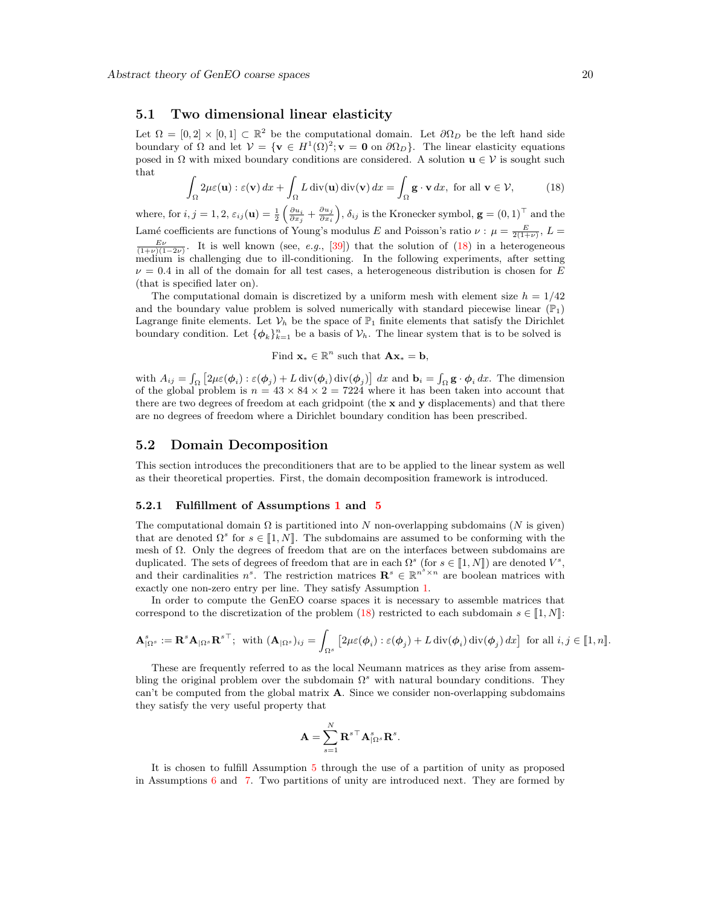## 5.1 Two dimensional linear elasticity

Let $\Omega = [0,2] \times [0,1] \subset \mathbb{R}^2$ be the computational domain. Let $\partial\Omega_D$ be the left hand side boundary of $\Omega$ and let $\mathcal{V} = \{\mathbf{v} \in H^1(\Omega)^2; \mathbf{v} = \mathbf{0} \text{ on } \partial\Omega_D\}$. The linear elasticity equations posed in $\Omega$ with mixed boundary conditions are considered. A solution $\mathbf{u} \in \mathcal{V}$ is sought such that

$$\int_\Omega 2\mu\varepsilon(\mathbf{u}) : \varepsilon(\mathbf{v})\, dx + \int_\Omega L \operatorname{div}(\mathbf{u}) \operatorname{div}(\mathbf{v})\, dx = \int_\Omega \mathbf{g} \cdot \mathbf{v}\, dx, \text{ for all } \mathbf{v} \in \mathcal{V}, \tag{18}$$

where, for $i,j = 1,2$, $\varepsilon_{ij}(\mathbf{u}) = \frac{1}{2}\left(\frac{\partial u_i}{\partial x_j} + \frac{\partial u_j}{\partial x_i}\right)$, $\delta_{ij}$ is the Kronecker symbol, $\mathbf{g} = (0,1)^\top$ and the Lamé coefficients are functions of Young's modulus $E$ and Poisson's ratio $\nu$ : $\mu = \frac{E}{2(1+\nu)}$, $L = \frac{E\nu}{(1+\nu)(1-2\nu)}$. It is well known (see, *e.g.*, [39]) that the solution of (18) in a heterogeneous medium is challenging due to ill-conditioning. In the following experiments, after setting $\nu = 0.4$ in all of the domain for all test cases, a heterogeneous distribution is chosen for $E$ (that is specified later on).

The computational domain is discretized by a uniform mesh with element size $h = 1/42$ and the boundary value problem is solved numerically with standard piecewise linear ($\mathbb{P}_1$) Lagrange finite elements. Let $\mathcal{V}_h$ be the space of $\mathbb{P}_1$ finite elements that satisfy the Dirichlet boundary condition. Let $\{\boldsymbol{\phi}_k\}_{k=1}^n$ be a basis of $\mathcal{V}_h$. The linear system that is to be solved is

$$\text{Find } \mathbf{x}_* \in \mathbb{R}^n \text{ such that } \mathbf{A}\mathbf{x}_* = \mathbf{b},$$

with $A_{ij} = \int_\Omega \left[2\mu\varepsilon(\boldsymbol{\phi}_i) : \varepsilon(\boldsymbol{\phi}_j) + L \operatorname{div}(\boldsymbol{\phi}_i) \operatorname{div}(\boldsymbol{\phi}_j)\right] dx$ and $\mathbf{b}_i = \int_\Omega \mathbf{g} \cdot \boldsymbol{\phi}_i\, dx$. The dimension of the global problem is $n = 43 \times 84 \times 2 = 7224$ where it has been taken into account that there are two degrees of freedom at each gridpoint (the $\mathbf{x}$ and $\mathbf{y}$ displacements) and that there are no degrees of freedom where a Dirichlet boundary condition has been prescribed.

## 5.2 Domain Decomposition

This section introduces the preconditioners that are to be applied to the linear system as well as their theoretical properties. First, the domain decomposition framework is introduced.

### 5.2.1 Fulfillment of Assumptions 1 and 5

The computational domain $\Omega$ is partitioned into $N$ non-overlapping subdomains ($N$ is given) that are denoted $\Omega^s$ for $s \in [\![1, N]\!]$. The subdomains are assumed to be conforming with the mesh of $\Omega$. Only the degrees of freedom that are on the interfaces between subdomains are duplicated. The sets of degrees of freedom that are in each $\Omega^s$ (for $s \in [\![1, N]\!]$) are denoted $V^s$, and their cardinalities $n^s$. The restriction matrices $\mathbf{R}^s \in \mathbb{R}^{n^s \times n}$ are boolean matrices with exactly one non-zero entry per line. They satisfy Assumption 1.

In order to compute the GenEO coarse spaces it is necessary to assemble matrices that correspond to the discretization of the problem (18) restricted to each subdomain $s \in [\![1, N]\!]$:

$$\mathbf{A}^s_{|\Omega^s} := \mathbf{R}^s \mathbf{A}_{|\Omega^s} \mathbf{R}^{s\top}; \text{ with } (\mathbf{A}_{|\Omega^s})_{ij} = \int_{\Omega^s} \left[2\mu\varepsilon(\boldsymbol{\phi}_i) : \varepsilon(\boldsymbol{\phi}_j) + L \operatorname{div}(\boldsymbol{\phi}_i) \operatorname{div}(\boldsymbol{\phi}_j)\, dx\right] \text{ for all } i,j \in [\![1, n]\!].$$

These are frequently referred to as the local Neumann matrices as they arise from assembling the original problem over the subdomain $\Omega^s$ with natural boundary conditions. They can't be computed from the global matrix $\mathbf{A}$. Since we consider non-overlapping subdomains they satisfy the very useful property that

$$\mathbf{A} = \sum_{s=1}^N \mathbf{R}^{s\top} \mathbf{A}^s_{|\Omega^s} \mathbf{R}^s.$$

It is chosen to fulfill Assumption 5 through the use of a partition of unity as proposed in Assumptions 6 and 7. Two partitions of unity are introduced next. They are formed by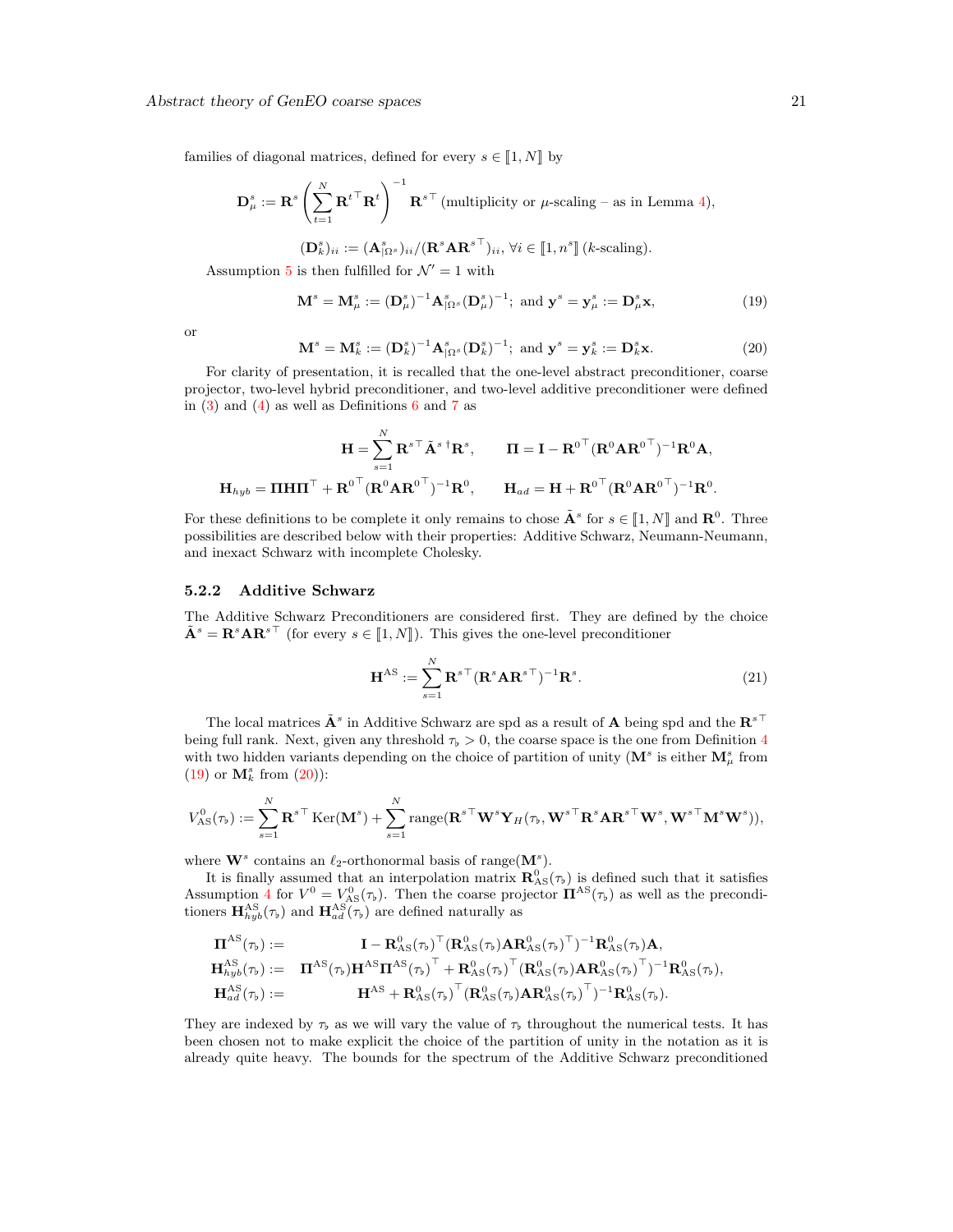families of diagonal matrices, defined for every $s \in [\![1, N]\!]$ by

$$\mathbf{D}^s_\mu := \mathbf{R}^s \left( \sum_{t=1}^N \mathbf{R}^{t\top} \mathbf{R}^t \right)^{-1} \mathbf{R}^{s\top} \text{ (multiplicity or } \mu\text{-scaling – as in Lemma 4)},$$

$$(\mathbf{D}^s_k)_{ii} := (\mathbf{A}^s_{|\Omega^s})_{ii} / (\mathbf{R}^s \mathbf{A} \mathbf{R}^{s\top})_{ii}, \; \forall i \in [\![1, n^s]\!] \text{ (}k\text{-scaling)}.$$

Assumption 5 is then fulfilled for $\mathcal{N}' = 1$ with

$$\mathbf{M}^s = \mathbf{M}^s_\mu := (\mathbf{D}^s_\mu)^{-1} \mathbf{A}^s_{|\Omega^s} (\mathbf{D}^s_\mu)^{-1}; \text{ and } \mathbf{y}^s = \mathbf{y}^s_\mu := \mathbf{D}^s_\mu \mathbf{x}, \tag{19}$$

or

$$\mathbf{M}^s = \mathbf{M}^s_k := (\mathbf{D}^s_k)^{-1} \mathbf{A}^s_{|\Omega^s} (\mathbf{D}^s_k)^{-1}; \text{ and } \mathbf{y}^s = \mathbf{y}^s_k := \mathbf{D}^s_k \mathbf{x}. \tag{20}$$

For clarity of presentation, it is recalled that the one-level abstract preconditioner, coarse projector, two-level hybrid preconditioner, and two-level additive preconditioner were defined in (3) and (4) as well as Definitions 6 and 7 as

$$\mathbf{H} = \sum_{s=1}^N \mathbf{R}^{s\top} \tilde{\mathbf{A}}^{s\,\dagger} \mathbf{R}^s, \qquad \mathbf{\Pi} = \mathbf{I} - \mathbf{R}^{0\top} (\mathbf{R}^0 \mathbf{A} \mathbf{R}^{0\top})^{-1} \mathbf{R}^0 \mathbf{A},$$

$$\mathbf{H}_{hyb} = \mathbf{\Pi} \mathbf{H} \mathbf{\Pi}^\top + \mathbf{R}^{0\top} (\mathbf{R}^0 \mathbf{A} \mathbf{R}^{0\top})^{-1} \mathbf{R}^0, \qquad \mathbf{H}_{ad} = \mathbf{H} + \mathbf{R}^{0\top} (\mathbf{R}^0 \mathbf{A} \mathbf{R}^{0\top})^{-1} \mathbf{R}^0.$$

For these definitions to be complete it only remains to chose $\tilde{\mathbf{A}}^s$ for $s \in [\![1, N]\!]$ and $\mathbf{R}^0$. Three possibilities are described below with their properties: Additive Schwarz, Neumann-Neumann, and inexact Schwarz with incomplete Cholesky.

#### 5.2.2 Additive Schwarz

The Additive Schwarz Preconditioners are considered first. They are defined by the choice $\tilde{\mathbf{A}}^s = \mathbf{R}^s \mathbf{A} \mathbf{R}^{s\top}$ (for every $s \in [\![1, N]\!]$). This gives the one-level preconditioner

$$\mathbf{H}^{\text{AS}} := \sum_{s=1}^N \mathbf{R}^{s\top} (\mathbf{R}^s \mathbf{A} \mathbf{R}^{s\top})^{-1} \mathbf{R}^s. \tag{21}$$

The local matrices $\tilde{\mathbf{A}}^s$ in Additive Schwarz are spd as a result of $\mathbf{A}$ being spd and the $\mathbf{R}^{s\top}$ being full rank. Next, given any threshold $\tau_\flat > 0$, the coarse space is the one from Definition 4 with two hidden variants depending on the choice of partition of unity ($\mathbf{M}^s$ is either $\mathbf{M}^s_\mu$ from (19) or $\mathbf{M}^s_k$ from (20)):

$$V^0_{\text{AS}}(\tau_\flat) := \sum_{s=1}^N \mathbf{R}^{s\top} \operatorname{Ker}(\mathbf{M}^s) + \sum_{s=1}^N \operatorname{range}(\mathbf{R}^{s\top} \mathbf{W}^s \mathbf{Y}_H(\tau_\flat, \mathbf{W}^{s\top} \mathbf{R}^s \mathbf{A} \mathbf{R}^{s\top} \mathbf{W}^s, \mathbf{W}^{s\top} \mathbf{M}^s \mathbf{W}^s)),$$

where $\mathbf{W}^s$ contains an $\ell_2$-orthonormal basis of $\operatorname{range}(\mathbf{M}^s)$.

It is finally assumed that an interpolation matrix $\mathbf{R}^0_{\text{AS}}(\tau_\flat)$ is defined such that it satisfies Assumption 4 for $V^0 = V^0_{\text{AS}}(\tau_\flat)$. Then the coarse projector $\mathbf{\Pi}^{\text{AS}}(\tau_\flat)$ as well as the preconditioners $\mathbf{H}^{\text{AS}}_{hyb}(\tau_\flat)$ and $\mathbf{H}^{\text{AS}}_{ad}(\tau_\flat)$ are defined naturally as

$$\begin{aligned}
\mathbf{\Pi}^{\text{AS}}(\tau_\flat) &:= \mathbf{I} - \mathbf{R}^0_{\text{AS}}(\tau_\flat)^\top (\mathbf{R}^0_{\text{AS}}(\tau_\flat) \mathbf{A} \mathbf{R}^0_{\text{AS}}(\tau_\flat)^\top)^{-1} \mathbf{R}^0_{\text{AS}}(\tau_\flat) \mathbf{A}, \\
\mathbf{H}^{\text{AS}}_{hyb}(\tau_\flat) &:= \mathbf{\Pi}^{\text{AS}}(\tau_\flat) \mathbf{H}^{\text{AS}} \mathbf{\Pi}^{\text{AS}}(\tau_\flat)^\top + \mathbf{R}^0_{\text{AS}}(\tau_\flat)^\top (\mathbf{R}^0_{\text{AS}}(\tau_\flat) \mathbf{A} \mathbf{R}^0_{\text{AS}}(\tau_\flat)^\top)^{-1} \mathbf{R}^0_{\text{AS}}(\tau_\flat), \\
\mathbf{H}^{\text{AS}}_{ad}(\tau_\flat) &:= \mathbf{H}^{\text{AS}} + \mathbf{R}^0_{\text{AS}}(\tau_\flat)^\top (\mathbf{R}^0_{\text{AS}}(\tau_\flat) \mathbf{A} \mathbf{R}^0_{\text{AS}}(\tau_\flat)^\top)^{-1} \mathbf{R}^0_{\text{AS}}(\tau_\flat).
\end{aligned}$$

They are indexed by $\tau_\flat$ as we will vary the value of $\tau_\flat$ throughout the numerical tests. It has been chosen not to make explicit the choice of the partition of unity in the notation as it is already quite heavy. The bounds for the spectrum of the Additive Schwarz preconditioned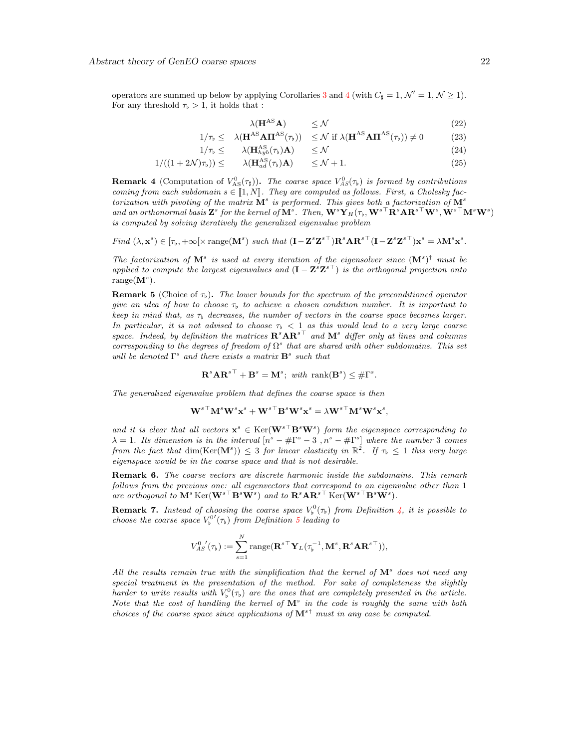operators are summed up below by applying Corollaries 3 and 4 (with $C_\sharp = 1, \mathcal{N}' = 1, \mathcal{N} \geq 1$). For any threshold $\tau_\flat > 1$, it holds that :

$$
\begin{aligned}
& \lambda(\mathbf{H}^{\text{AS}}\mathbf{A}) && \leq \mathcal{N} && (22)\\
1/\tau_\flat \leq\ & \lambda(\mathbf{H}^{\text{AS}}\mathbf{A}\mathbf{\Pi}^{\text{AS}}(\tau_\flat)) && \leq \mathcal{N} \text{ if } \lambda(\mathbf{H}^{\text{AS}}\mathbf{A}\mathbf{\Pi}^{\text{AS}}(\tau_\flat)) \neq 0 && (23)\\
1/\tau_\flat \leq\ & \lambda(\mathbf{H}^{\text{AS}}_{hyb}(\tau_\flat)\mathbf{A}) && \leq \mathcal{N} && (24)\\
1/((1+2\mathcal{N})\tau_\flat)) \leq\ & \lambda(\mathbf{H}^{\text{AS}}_{ad}(\tau_\flat)\mathbf{A}) && \leq \mathcal{N}+1. && (25)
\end{aligned}
$$

**Remark 4** (Computation of $V^0_{\text{AS}}(\tau_\sharp)$)**.** *The coarse space $V^0_{AS}(\tau_\flat)$ is formed by contributions coming from each subdomain $s \in [\![1, N]\!]$. They are computed as follows. First, a Cholesky factorization with pivoting of the matrix $\mathbf{M}^s$ is performed. This gives both a factorization of $\mathbf{M}^s$ and an orthonormal basis $\mathbf{Z}^s$ for the kernel of $\mathbf{M}^s$. Then, $\mathbf{W}^s\mathbf{Y}_H(\tau_\flat, \mathbf{W}^{s\top}\mathbf{R}^s\mathbf{A}\mathbf{R}^{s\top}\mathbf{W}^s, \mathbf{W}^{s\top}\mathbf{M}^s\mathbf{W}^s)$ is computed by solving iteratively the generalized eigenvalue problem*

*Find $(\lambda, \mathbf{x}^s) \in [\tau_\flat, +\infty[ \times \text{range}(\mathbf{M}^s)$ such that $(\mathbf{I} - \mathbf{Z}^s\mathbf{Z}^{s\top})\mathbf{R}^s\mathbf{A}\mathbf{R}^{s\top}(\mathbf{I} - \mathbf{Z}^s\mathbf{Z}^{s\top})\mathbf{x}^s = \lambda\mathbf{M}^s\mathbf{x}^s$.*

*The factorization of $\mathbf{M}^s$ is used at every iteration of the eigensolver since $(\mathbf{M}^s)^\dagger$ must be applied to compute the largest eigenvalues and $(\mathbf{I} - \mathbf{Z}^s\mathbf{Z}^{s\top})$ is the orthogonal projection onto $\text{range}(\mathbf{M}^s)$.*

**Remark 5** (Choice of $\tau_\flat$)**.** *The lower bounds for the spectrum of the preconditioned operator give an idea of how to choose $\tau_\flat$ to achieve a chosen condition number. It is important to keep in mind that, as $\tau_\flat$ decreases, the number of vectors in the coarse space becomes larger. In particular, it is not advised to choose $\tau_\flat < 1$ as this would lead to a very large coarse space. Indeed, by definition the matrices $\mathbf{R}^s\mathbf{A}\mathbf{R}^{s\top}$ and $\mathbf{M}^s$ differ only at lines and columns corresponding to the degrees of freedom of $\Omega^s$ that are shared with other subdomains. This set will be denoted $\Gamma^s$ and there exists a matrix $\mathbf{B}^s$ such that*

$$\mathbf{R}^s\mathbf{A}\mathbf{R}^{s\top} + \mathbf{B}^s = \mathbf{M}^s; \text{ with } \text{rank}(\mathbf{B}^s) \leq \#\Gamma^s.$$

*The generalized eigenvalue problem that defines the coarse space is then*

$$\mathbf{W}^{s\top}\mathbf{M}^s\mathbf{W}^s\mathbf{x}^s + \mathbf{W}^{s\top}\mathbf{B}^s\mathbf{W}^s\mathbf{x}^s = \lambda\mathbf{W}^{s\top}\mathbf{M}^s\mathbf{W}^s\mathbf{x}^s,$$

*and it is clear that all vectors $\mathbf{x}^s \in \text{Ker}(\mathbf{W}^{s\top}\mathbf{B}^s\mathbf{W}^s)$ form the eigenspace corresponding to $\lambda = 1$. Its dimension is in the interval $[n^s - \#\Gamma^s - 3\ , n^s - \#\Gamma^s]$ where the number 3 comes from the fact that $\dim(\text{Ker}(\mathbf{M}^s)) \leq 3$ for linear elasticity in $\mathbb{R}^2$. If $\tau_\flat \leq 1$ this very large eigenspace would be in the coarse space and that is not desirable.*

**Remark 6.** *The coarse vectors are discrete harmonic inside the subdomains. This remark follows from the previous one: all eigenvectors that correspond to an eigenvalue other than 1 are orthogonal to $\mathbf{M}^s\,\text{Ker}(\mathbf{W}^{s\top}\mathbf{B}^s\mathbf{W}^s)$ and to $\mathbf{R}^s\mathbf{A}\mathbf{R}^{s\top}\,\text{Ker}(\mathbf{W}^{s\top}\mathbf{B}^s\mathbf{W}^s)$.*

**Remark 7.** *Instead of choosing the coarse space $V^0_\flat(\tau_\flat)$ from Definition 4, it is possible to choose the coarse space $V^{0\prime}_\flat(\tau_\flat)$ from Definition 5 leading to*

$$V^{0\prime}_{AS}(\tau_\flat) := \sum_{s=1}^{N} \text{range}(\mathbf{R}^{s\top}\mathbf{Y}_L(\tau_\flat^{-1}, \mathbf{M}^s, \mathbf{R}^s\mathbf{A}\mathbf{R}^{s\top})),$$

*All the results remain true with the simplification that the kernel of $\mathbf{M}^s$ does not need any special treatment in the presentation of the method. For sake of completeness the slightly harder to write results with $V^0_\flat(\tau_\flat)$ are the ones that are completely presented in the article. Note that the cost of handling the kernel of $\mathbf{M}^s$ in the code is roughly the same with both choices of the coarse space since applications of $\mathbf{M}^{s\dagger}$ must in any case be computed.*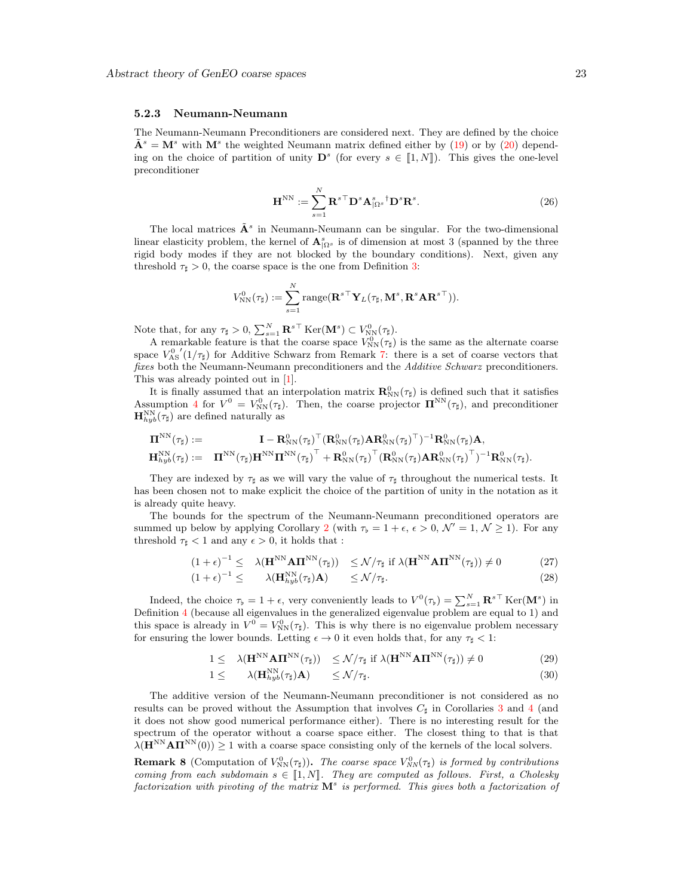### 5.2.3 Neumann-Neumann

The Neumann-Neumann Preconditioners are considered next. They are defined by the choice $\tilde{\mathbf{A}}^s = \mathbf{M}^s$ with $\mathbf{M}^s$ the weighted Neumann matrix defined either by (19) or by (20) depending on the choice of partition of unity $\mathbf{D}^s$ (for every $s \in [\![1, N]\!]$). This gives the one-level preconditioner

$$\mathbf{H}^{\mathrm{NN}} := \sum_{s=1}^{N} \mathbf{R}^{s\top} \mathbf{D}^s \mathbf{A}^s_{|\Omega^s}{}^{\dagger} \mathbf{D}^s \mathbf{R}^s. \tag{26}$$

The local matrices $\tilde{\mathbf{A}}^s$ in Neumann-Neumann can be singular. For the two-dimensional linear elasticity problem, the kernel of $\mathbf{A}^s_{|\Omega^s}$ is of dimension at most 3 (spanned by the three rigid body modes if they are not blocked by the boundary conditions). Next, given any threshold $\tau_\sharp > 0$, the coarse space is the one from Definition 3:

$$V^0_{\mathrm{NN}}(\tau_\sharp) := \sum_{s=1}^{N} \mathrm{range}(\mathbf{R}^{s\top} \mathbf{Y}_L(\tau_\sharp, \mathbf{M}^s, \mathbf{R}^s \mathbf{A} \mathbf{R}^{s\top})).$$

Note that, for any $\tau_\sharp > 0$, $\sum_{s=1}^{N} \mathbf{R}^{s\top} \operatorname{Ker}(\mathbf{M}^s) \subset V^0_{\mathrm{NN}}(\tau_\sharp)$.

A remarkable feature is that the coarse space $V^0_{\mathrm{NN}}(\tau_\sharp)$ is the same as the alternate coarse space $V^0_{\mathrm{AS}}{}'(1/\tau_\sharp)$ for Additive Schwarz from Remark 7: there is a set of coarse vectors that *fixes* both the Neumann-Neumann preconditioners and the *Additive Schwarz* preconditioners. This was already pointed out in [1].

It is finally assumed that an interpolation matrix $\mathbf{R}^0_{\mathrm{NN}}(\tau_\sharp)$ is defined such that it satisfies Assumption 4 for $V^0 = V^0_{\mathrm{NN}}(\tau_\sharp)$. Then, the coarse projector $\mathbf{\Pi}^{\mathrm{NN}}(\tau_\sharp)$, and preconditioner $\mathbf{H}^{\mathrm{NN}}_{hyb}(\tau_\sharp)$ are defined naturally as

$$\begin{aligned}
\mathbf{\Pi}^{\mathrm{NN}}(\tau_\sharp) &:= \mathbf{I} - \mathbf{R}^0_{\mathrm{NN}}(\tau_\sharp)^\top (\mathbf{R}^0_{\mathrm{NN}}(\tau_\sharp) \mathbf{A} \mathbf{R}^0_{\mathrm{NN}}(\tau_\sharp)^\top)^{-1} \mathbf{R}^0_{\mathrm{NN}}(\tau_\sharp) \mathbf{A}, \\
\mathbf{H}^{\mathrm{NN}}_{hyb}(\tau_\sharp) &:= \mathbf{\Pi}^{\mathrm{NN}}(\tau_\sharp) \mathbf{H}^{\mathrm{NN}} \mathbf{\Pi}^{\mathrm{NN}}(\tau_\sharp)^\top + \mathbf{R}^0_{\mathrm{NN}}(\tau_\sharp)^\top (\mathbf{R}^0_{\mathrm{NN}}(\tau_\sharp) \mathbf{A} \mathbf{R}^0_{\mathrm{NN}}(\tau_\sharp)^\top)^{-1} \mathbf{R}^0_{\mathrm{NN}}(\tau_\sharp).
\end{aligned}$$

They are indexed by $\tau_\sharp$ as we will vary the value of $\tau_\sharp$ throughout the numerical tests. It has been chosen not to make explicit the choice of the partition of unity in the notation as it is already quite heavy.

The bounds for the spectrum of the Neumann-Neumann preconditioned operators are summed up below by applying Corollary 2 (with $\tau_\flat = 1 + \epsilon$, $\epsilon > 0$, $\mathcal{N}' = 1$, $\mathcal{N} \geq 1$). For any threshold $\tau_\sharp < 1$ and any $\epsilon > 0$, it holds that :

$$(1+\epsilon)^{-1} \leq \lambda(\mathbf{H}^{\mathrm{NN}} \mathbf{A} \mathbf{\Pi}^{\mathrm{NN}}(\tau_\sharp)) \leq \mathcal{N}/\tau_\sharp \text{ if } \lambda(\mathbf{H}^{\mathrm{NN}} \mathbf{A} \mathbf{\Pi}^{\mathrm{NN}}(\tau_\sharp)) \neq 0 \tag{27}$$

$$(1+\epsilon)^{-1} \leq \lambda(\mathbf{H}^{\mathrm{NN}}_{hyb}(\tau_\sharp) \mathbf{A}) \leq \mathcal{N}/\tau_\sharp. \tag{28}$$

Indeed, the choice $\tau_\flat = 1 + \epsilon$, very conveniently leads to $V^0(\tau_\flat) = \sum_{s=1}^{N} \mathbf{R}^{s\top} \operatorname{Ker}(\mathbf{M}^s)$ in Definition 4 (because all eigenvalues in the generalized eigenvalue problem are equal to 1) and this space is already in $V^0 = V^0_{\mathrm{NN}}(\tau_\sharp)$. This is why there is no eigenvalue problem necessary for ensuring the lower bounds. Letting $\epsilon \to 0$ it even holds that, for any $\tau_\sharp < 1$:

$$1 \leq \lambda(\mathbf{H}^{\mathrm{NN}} \mathbf{A} \mathbf{\Pi}^{\mathrm{NN}}(\tau_\sharp)) \leq \mathcal{N}/\tau_\sharp \text{ if } \lambda(\mathbf{H}^{\mathrm{NN}} \mathbf{A} \mathbf{\Pi}^{\mathrm{NN}}(\tau_\sharp)) \neq 0 \tag{29}$$

$$1 \leq \lambda(\mathbf{H}^{\mathrm{NN}}_{hyb}(\tau_\sharp) \mathbf{A}) \leq \mathcal{N}/\tau_\sharp. \tag{30}$$

The additive version of the Neumann-Neumann preconditioner is not considered as no results can be proved without the Assumption that involves $C_\sharp$ in Corollaries 3 and 4 (and it does not show good numerical performance either). There is no interesting result for the spectrum of the operator without a coarse space either. The closest thing to that is that $\lambda(\mathbf{H}^{\mathrm{NN}} \mathbf{A} \mathbf{\Pi}^{\mathrm{NN}}(0)) \geq 1$ with a coarse space consisting only of the kernels of the local solvers.

**Remark 8** (Computation of $V^0_{\mathrm{NN}}(\tau_\sharp)$)**.** *The coarse space $V^0_{NN}(\tau_\sharp)$ is formed by contributions coming from each subdomain $s \in [\![1, N]\!]$. They are computed as follows. First, a Cholesky factorization with pivoting of the matrix $\mathbf{M}^s$ is performed. This gives both a factorization of*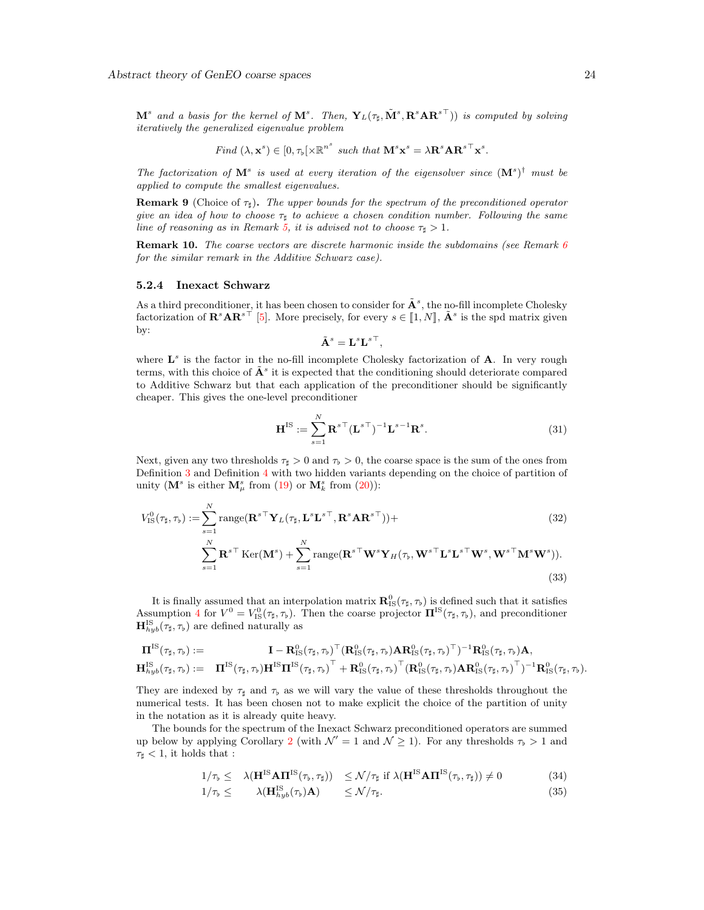*$\mathbf{M}^s$ and a basis for the kernel of $\mathbf{M}^s$. Then, $\mathbf{Y}_L(\tau_\sharp, \tilde{\mathbf{M}}^s, \mathbf{R}^s\mathbf{A}\mathbf{R}^{s\top}))$ is computed by solving iteratively the generalized eigenvalue problem*

$$\textit{Find } (\lambda, \mathbf{x}^s) \in [0, \tau_\flat[ \times \mathbb{R}^{n^s} \textit{ such that } \mathbf{M}^s\mathbf{x}^s = \lambda \mathbf{R}^s\mathbf{A}\mathbf{R}^{s\top}\mathbf{x}^s.$$

*The factorization of $\mathbf{M}^s$ is used at every iteration of the eigensolver since $(\mathbf{M}^s)^\dagger$ must be applied to compute the smallest eigenvalues.*

**Remark 9** (Choice of $\tau_\sharp$)**.** *The upper bounds for the spectrum of the preconditioned operator give an idea of how to choose $\tau_\sharp$ to achieve a chosen condition number. Following the same line of reasoning as in Remark 5, it is advised not to choose $\tau_\sharp > 1$.*

**Remark 10.** *The coarse vectors are discrete harmonic inside the subdomains (see Remark 6 for the similar remark in the Additive Schwarz case).*

#### 5.2.4 Inexact Schwarz

As a third preconditioner, it has been chosen to consider for $\tilde{\mathbf{A}}^s$, the no-fill incomplete Cholesky factorization of $\mathbf{R}^s\mathbf{A}\mathbf{R}^{s\top}$ [5]. More precisely, for every $s \in [\![1, N]\!]$, $\tilde{\mathbf{A}}^s$ is the spd matrix given by:

$$\tilde{\mathbf{A}}^s = \mathbf{L}^s\mathbf{L}^{s\top},$$

where $\mathbf{L}^s$ is the factor in the no-fill incomplete Cholesky factorization of $\mathbf{A}$. In very rough terms, with this choice of $\tilde{\mathbf{A}}^s$ it is expected that the conditioning should deteriorate compared to Additive Schwarz but that each application of the preconditioner should be significantly cheaper. This gives the one-level preconditioner

$$\mathbf{H}^{\text{IS}} := \sum_{s=1}^{N} \mathbf{R}^{s\top}(\mathbf{L}^{s\top})^{-1}\mathbf{L}^{s-1}\mathbf{R}^s. \tag{31}$$

Next, given any two thresholds $\tau_\sharp > 0$ and $\tau_\flat > 0$, the coarse space is the sum of the ones from Definition 3 and Definition 4 with two hidden variants depending on the choice of partition of unity ($\mathbf{M}^s$ is either $\mathbf{M}^s_\mu$ from (19) or $\mathbf{M}^s_k$ from (20)):

$$V^0_{\text{IS}}(\tau_\sharp, \tau_\flat) := \sum_{s=1}^{N} \text{range}(\mathbf{R}^{s\top}\mathbf{Y}_L(\tau_\sharp, \mathbf{L}^s\mathbf{L}^{s\top}, \mathbf{R}^s\mathbf{A}\mathbf{R}^{s\top})) + \tag{32}$$

$$\sum_{s=1}^{N} \mathbf{R}^{s\top}\,\text{Ker}(\mathbf{M}^s) + \sum_{s=1}^{N} \text{range}(\mathbf{R}^{s\top}\mathbf{W}^s\mathbf{Y}_H(\tau_\flat, \mathbf{W}^{s\top}\mathbf{L}^s\mathbf{L}^{s\top}\mathbf{W}^s, \mathbf{W}^{s\top}\mathbf{M}^s\mathbf{W}^s)). \tag{33}$$

It is finally assumed that an interpolation matrix $\mathbf{R}^0_{\text{IS}}(\tau_\sharp, \tau_\flat)$ is defined such that it satisfies Assumption 4 for $V^0 = V^0_{\text{IS}}(\tau_\sharp, \tau_\flat)$. Then the coarse projector $\mathbf{\Pi}^{\text{IS}}(\tau_\sharp, \tau_\flat)$, and preconditioner $\mathbf{H}^{\text{IS}}_{hyb}(\tau_\sharp, \tau_\flat)$ are defined naturally as

$$\mathbf{\Pi}^{\text{IS}}(\tau_\sharp, \tau_\flat) := \mathbf{I} - \mathbf{R}^0_{\text{IS}}(\tau_\sharp, \tau_\flat)^\top(\mathbf{R}^0_{\text{IS}}(\tau_\sharp, \tau_\flat)\mathbf{A}\mathbf{R}^0_{\text{IS}}(\tau_\sharp, \tau_\flat)^\top)^{-1}\mathbf{R}^0_{\text{IS}}(\tau_\sharp, \tau_\flat)\mathbf{A},$$

$$\mathbf{H}^{\text{IS}}_{hyb}(\tau_\sharp, \tau_\flat) := \mathbf{\Pi}^{\text{IS}}(\tau_\sharp, \tau_\flat)\mathbf{H}^{\text{IS}}\mathbf{\Pi}^{\text{IS}}(\tau_\sharp, \tau_\flat)^\top + \mathbf{R}^0_{\text{IS}}(\tau_\sharp, \tau_\flat)^\top(\mathbf{R}^0_{\text{IS}}(\tau_\sharp, \tau_\flat)\mathbf{A}\mathbf{R}^0_{\text{IS}}(\tau_\sharp, \tau_\flat)^\top)^{-1}\mathbf{R}^0_{\text{IS}}(\tau_\sharp, \tau_\flat).$$

They are indexed by $\tau_\sharp$ and $\tau_\flat$ as we will vary the value of these thresholds throughout the numerical tests. It has been chosen not to make explicit the choice of the partition of unity in the notation as it is already quite heavy.

The bounds for the spectrum of the Inexact Schwarz preconditioned operators are summed up below by applying Corollary 2 (with $\mathcal{N}' = 1$ and $\mathcal{N} \geq 1$). For any thresholds $\tau_\flat > 1$ and $\tau_\sharp < 1$, it holds that :

$$1/\tau_\flat \leq \quad \lambda(\mathbf{H}^{\text{IS}}\mathbf{A}\mathbf{\Pi}^{\text{IS}}(\tau_\flat, \tau_\sharp)) \quad \leq \mathcal{N}/\tau_\sharp \text{ if } \lambda(\mathbf{H}^{\text{IS}}\mathbf{A}\mathbf{\Pi}^{\text{IS}}(\tau_\flat, \tau_\sharp)) \neq 0 \tag{34}$$

$$1/\tau_\flat \leq \qquad \lambda(\mathbf{H}^{\text{IS}}_{hyb}(\tau_\flat)\mathbf{A}) \qquad \leq \mathcal{N}/\tau_\sharp. \tag{35}$$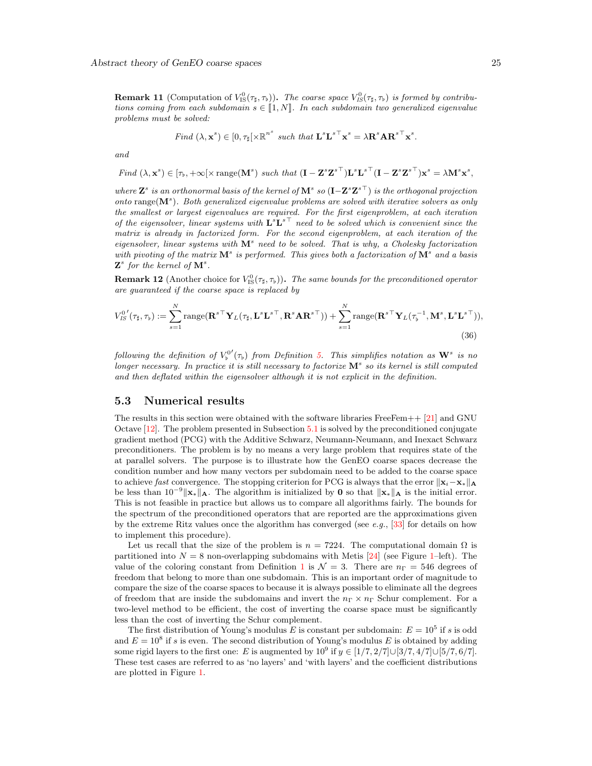**Remark 11** (Computation of $V^0_{\text{IS}}(\tau_\sharp, \tau_\flat)$)**.** *The coarse space $V^0_{IS}(\tau_\sharp, \tau_\flat)$ is formed by contributions coming from each subdomain $s \in [\![1, N]\!]$. In each subdomain two generalized eigenvalue problems must be solved:*

$$\textit{Find } (\lambda, \mathbf{x}^s) \in [0, \tau_\sharp[\times \mathbb{R}^{n^s} \textit{ such that } \mathbf{L}^s \mathbf{L}^{s\top} \mathbf{x}^s = \lambda \mathbf{R}^s \mathbf{A} \mathbf{R}^{s\top} \mathbf{x}^s.$$

*and*

$$\textit{Find } (\lambda, \mathbf{x}^s) \in [\tau_\flat, +\infty[\times \operatorname{range}(\mathbf{M}^s) \textit{ such that } (\mathbf{I} - \mathbf{Z}^s \mathbf{Z}^{s\top}) \mathbf{L}^s \mathbf{L}^{s\top} (\mathbf{I} - \mathbf{Z}^s \mathbf{Z}^{s\top}) \mathbf{x}^s = \lambda \mathbf{M}^s \mathbf{x}^s,$$

*where $\mathbf{Z}^s$ is an orthonormal basis of the kernel of $\mathbf{M}^s$ so $(\mathbf{I} - \mathbf{Z}^s \mathbf{Z}^{s\top})$ is the orthogonal projection onto $\operatorname{range}(\mathbf{M}^s)$. Both generalized eigenvalue problems are solved with iterative solvers as only the smallest or largest eigenvalues are required. For the first eigenproblem, at each iteration of the eigensolver, linear systems with $\mathbf{L}^s \mathbf{L}^{s\top}$ need to be solved which is convenient since the matrix is already in factorized form. For the second eigenproblem, at each iteration of the eigensolver, linear systems with $\mathbf{M}^s$ need to be solved. That is why, a Cholesky factorization with pivoting of the matrix $\mathbf{M}^s$ is performed. This gives both a factorization of $\mathbf{M}^s$ and a basis $\mathbf{Z}^s$ for the kernel of $\mathbf{M}^s$.*

**Remark 12** (Another choice for $V^0_{\text{IS}}(\tau_\sharp, \tau_\flat)$)**.** *The same bounds for the preconditioned operator are guaranteed if the coarse space is replaced by*

$$V^{0\,\prime}_{IS}(\tau_\sharp, \tau_\flat) := \sum_{s=1}^{N} \operatorname{range}(\mathbf{R}^{s\top} \mathbf{Y}_L(\tau_\sharp, \mathbf{L}^s \mathbf{L}^{s\top}, \mathbf{R}^s \mathbf{A} \mathbf{R}^{s\top})) + \sum_{s=1}^{N} \operatorname{range}(\mathbf{R}^{s\top} \mathbf{Y}_L(\tau_\flat^{-1}, \mathbf{M}^s, \mathbf{L}^s \mathbf{L}^{s\top})), \tag{36}$$

*following the definition of $V_\flat^{0\prime}(\tau_\flat)$ from Definition 5. This simplifies notation as $\mathbf{W}^s$ is no longer necessary. In practice it is still necessary to factorize $\mathbf{M}^s$ so its kernel is still computed and then deflated within the eigensolver although it is not explicit in the definition.*

### 5.3 Numerical results

The results in this section were obtained with the software libraries FreeFem++ [21] and GNU Octave [12]. The problem presented in Subsection 5.1 is solved by the preconditioned conjugate gradient method (PCG) with the Additive Schwarz, Neumann-Neumann, and Inexact Schwarz preconditioners. The problem is by no means a very large problem that requires state of the at parallel solvers. The purpose is to illustrate how the GenEO coarse spaces decrease the condition number and how many vectors per subdomain need to be added to the coarse space to achieve *fast* convergence. The stopping criterion for PCG is always that the error $\|\mathbf{x}_i - \mathbf{x}_*\|_{\mathbf{A}}$ be less than $10^{-9}\|\mathbf{x}_*\|_{\mathbf{A}}$. The algorithm is initialized by $\mathbf{0}$ so that $\|\mathbf{x}_*\|_{\mathbf{A}}$ is the initial error. This is not feasible in practice but allows us to compare all algorithms fairly. The bounds for the spectrum of the preconditioned operators that are reported are the approximations given by the extreme Ritz values once the algorithm has converged (see *e.g.*, [33] for details on how to implement this procedure).

Let us recall that the size of the problem is $n = 7224$. The computational domain $\Omega$ is partitioned into $N = 8$ non-overlapping subdomains with Metis [24] (see Figure 1–left). The value of the coloring constant from Definition 1 is $\mathcal{N} = 3$. There are $n_\Gamma = 546$ degrees of freedom that belong to more than one subdomain. This is an important order of magnitude to compare the size of the coarse spaces to because it is always possible to eliminate all the degrees of freedom that are inside the subdomains and invert the $n_\Gamma \times n_\Gamma$ Schur complement. For a two-level method to be efficient, the cost of inverting the coarse space must be significantly less than the cost of inverting the Schur complement.

The first distribution of Young's modulus $E$ is constant per subdomain: $E = 10^5$ if $s$ is odd and $E = 10^8$ if $s$ is even. The second distribution of Young's modulus $E$ is obtained by adding some rigid layers to the first one: $E$ is augmented by $10^9$ if $y \in [1/7, 2/7] \cup [3/7, 4/7] \cup [5/7, 6/7]$. These test cases are referred to as 'no layers' and 'with layers' and the coefficient distributions are plotted in Figure 1.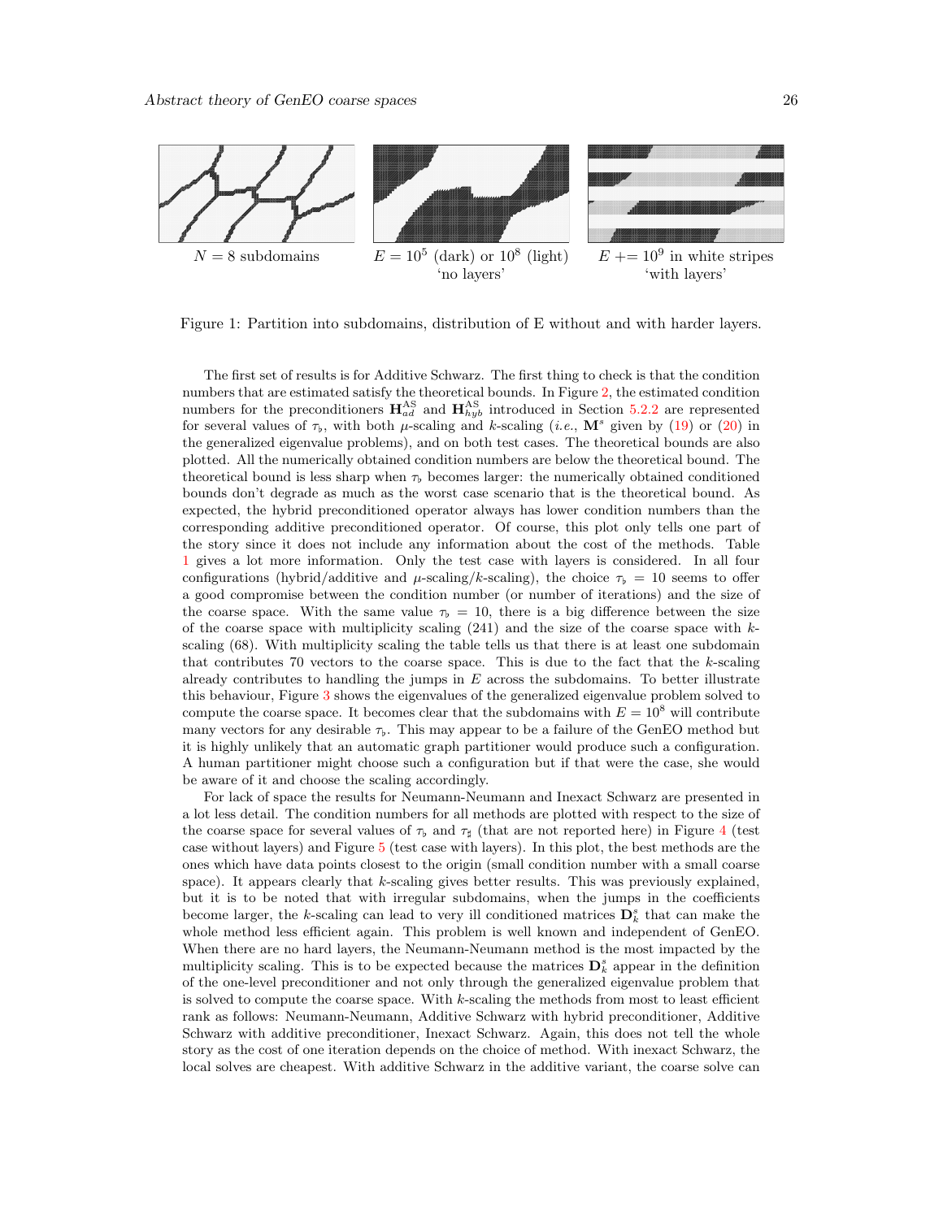$N = 8$ subdomains

$E = 10^5$ (dark) or $10^8$ (light) 'no layers'

$E \mathrel{+}= 10^9$ in white stripes 'with layers'

Figure 1: Partition into subdomains, distribution of E without and with harder layers.

The first set of results is for Additive Schwarz. The first thing to check is that the condition numbers that are estimated satisfy the theoretical bounds. In Figure 2, the estimated condition numbers for the preconditioners $\mathbf{H}_{ad}^{\text{AS}}$ and $\mathbf{H}_{hyb}^{\text{AS}}$ introduced in Section 5.2.2 are represented for several values of $\tau_\flat$, with both $\mu$-scaling and $k$-scaling (*i.e.*, $\mathbf{M}^s$ given by (19) or (20) in the generalized eigenvalue problems), and on both test cases. The theoretical bounds are also plotted. All the numerically obtained condition numbers are below the theoretical bound. The theoretical bound is less sharp when $\tau_\flat$ becomes larger: the numerically obtained conditioned bounds don't degrade as much as the worst case scenario that is the theoretical bound. As expected, the hybrid preconditioned operator always has lower condition numbers than the corresponding additive preconditioned operator. Of course, this plot only tells one part of the story since it does not include any information about the cost of the methods. Table 1 gives a lot more information. Only the test case with layers is considered. In all four configurations (hybrid/additive and $\mu$-scaling/$k$-scaling), the choice $\tau_\flat = 10$ seems to offer a good compromise between the condition number (or number of iterations) and the size of the coarse space. With the same value $\tau_\flat = 10$, there is a big difference between the size of the coarse space with multiplicity scaling (241) and the size of the coarse space with $k$-scaling (68). With multiplicity scaling the table tells us that there is at least one subdomain that contributes 70 vectors to the coarse space. This is due to the fact that the $k$-scaling already contributes to handling the jumps in $E$ across the subdomains. To better illustrate this behaviour, Figure 3 shows the eigenvalues of the generalized eigenvalue problem solved to compute the coarse space. It becomes clear that the subdomains with $E = 10^8$ will contribute many vectors for any desirable $\tau_\flat$. This may appear to be a failure of the GenEO method but it is highly unlikely that an automatic graph partitioner would produce such a configuration. A human partitioner might choose such a configuration but if that were the case, she would be aware of it and choose the scaling accordingly.

For lack of space the results for Neumann-Neumann and Inexact Schwarz are presented in a lot less detail. The condition numbers for all methods are plotted with respect to the size of the coarse space for several values of $\tau_\flat$ and $\tau_\sharp$ (that are not reported here) in Figure 4 (test case without layers) and Figure 5 (test case with layers). In this plot, the best methods are the ones which have data points closest to the origin (small condition number with a small coarse space). It appears clearly that $k$-scaling gives better results. This was previously explained, but it is to be noted that with irregular subdomains, when the jumps in the coefficients become larger, the $k$-scaling can lead to very ill conditioned matrices $\mathbf{D}_k^s$ that can make the whole method less efficient again. This problem is well known and independent of GenEO. When there are no hard layers, the Neumann-Neumann method is the most impacted by the multiplicity scaling. This is to be expected because the matrices $\mathbf{D}_k^s$ appear in the definition of the one-level preconditioner and not only through the generalized eigenvalue problem that is solved to compute the coarse space. With $k$-scaling the methods from most to least efficient rank as follows: Neumann-Neumann, Additive Schwarz with hybrid preconditioner, Additive Schwarz with additive preconditioner, Inexact Schwarz. Again, this does not tell the whole story as the cost of one iteration depends on the choice of method. With inexact Schwarz, the local solves are cheapest. With additive Schwarz in the additive variant, the coarse solve can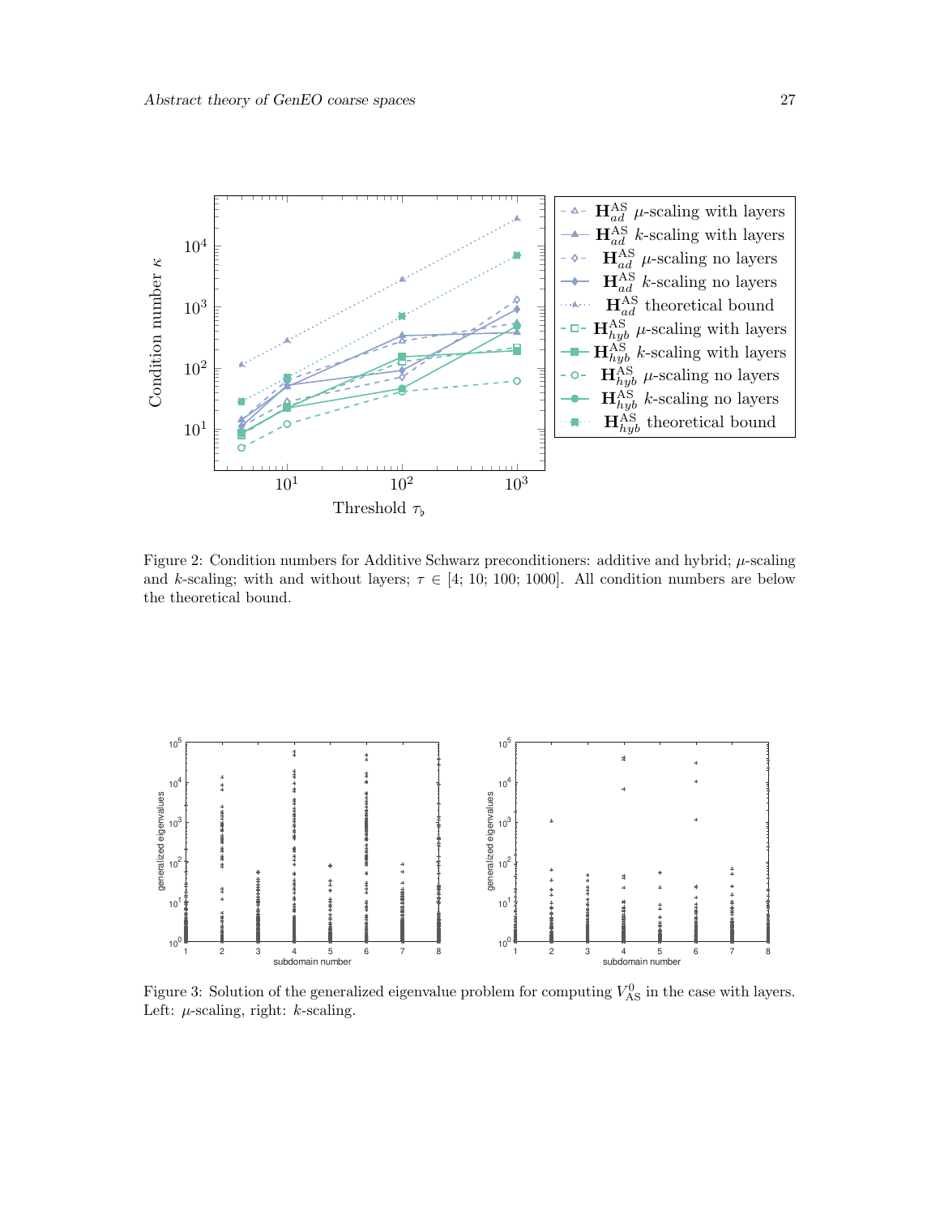Figure 2: Condition numbers for Additive Schwarz preconditioners: additive and hybrid; $\mu$-scaling and $k$-scaling; with and without layers; $\tau \in [4; 10; 100; 1000]$. All condition numbers are below the theoretical bound.

Figure 3: Solution of the generalized eigenvalue problem for computing $V^0_{\mathrm{AS}}$ in the case with layers. Left: $\mu$-scaling, right: $k$-scaling.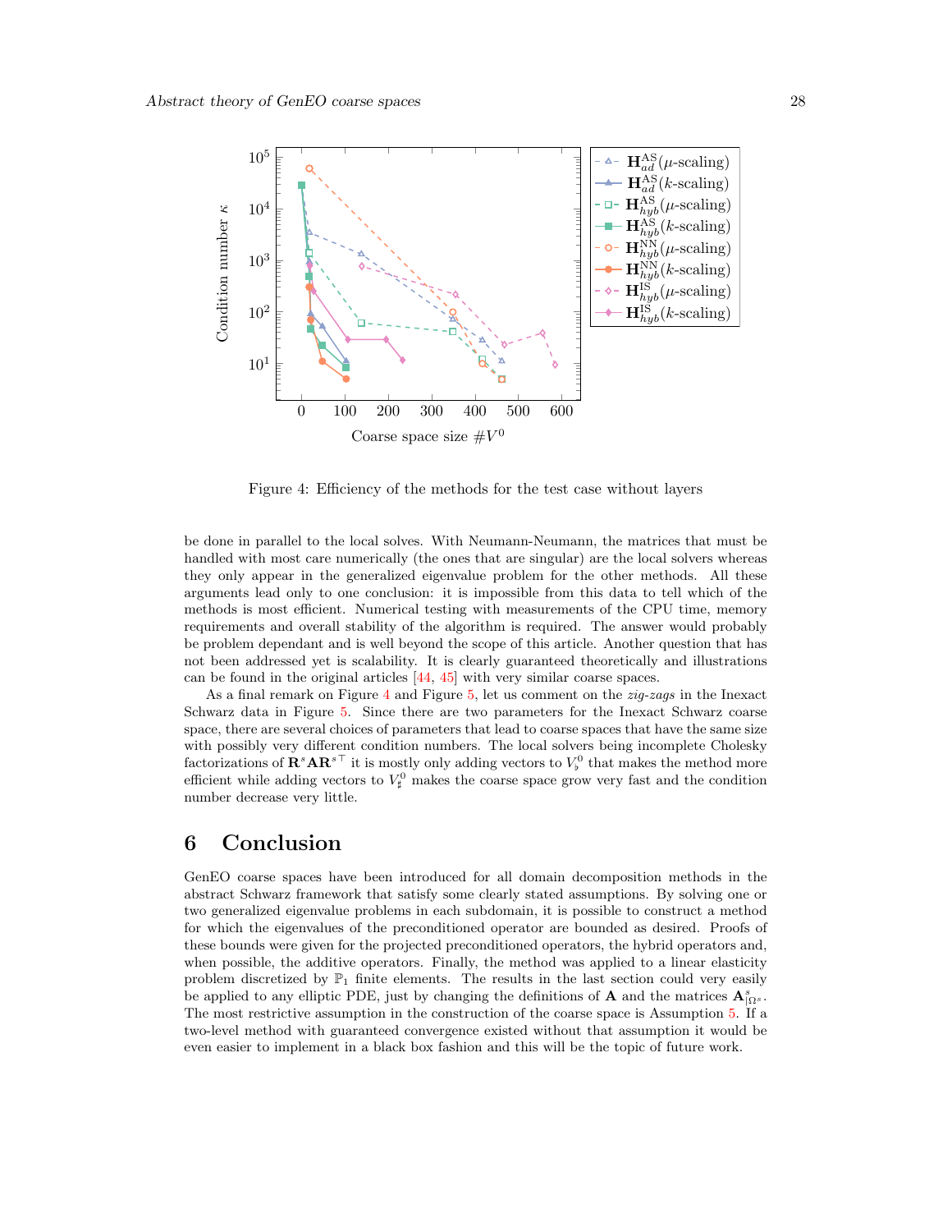Figure 4: Efficiency of the methods for the test case without layers

be done in parallel to the local solves. With Neumann-Neumann, the matrices that must be handled with most care numerically (the ones that are singular) are the local solvers whereas they only appear in the generalized eigenvalue problem for the other methods. All these arguments lead only to one conclusion: it is impossible from this data to tell which of the methods is most efficient. Numerical testing with measurements of the CPU time, memory requirements and overall stability of the algorithm is required. The answer would probably be problem dependant and is well beyond the scope of this article. Another question that has not been addressed yet is scalability. It is clearly guaranteed theoretically and illustrations can be found in the original articles [44, 45] with very similar coarse spaces.

As a final remark on Figure 4 and Figure 5, let us comment on the *zig-zags* in the Inexact Schwarz data in Figure 5. Since there are two parameters for the Inexact Schwarz coarse space, there are several choices of parameters that lead to coarse spaces that have the same size with possibly very different condition numbers. The local solvers being incomplete Cholesky factorizations of $\mathbf{R}^s\mathbf{A}\mathbf{R}^{s\top}$ it is mostly only adding vectors to $V_\flat^0$ that makes the method more efficient while adding vectors to $V_\sharp^0$ makes the coarse space grow very fast and the condition number decrease very little.

# 6 Conclusion

GenEO coarse spaces have been introduced for all domain decomposition methods in the abstract Schwarz framework that satisfy some clearly stated assumptions. By solving one or two generalized eigenvalue problems in each subdomain, it is possible to construct a method for which the eigenvalues of the preconditioned operator are bounded as desired. Proofs of these bounds were given for the projected preconditioned operators, the hybrid operators and, when possible, the additive operators. Finally, the method was applied to a linear elasticity problem discretized by $\mathbb{P}_1$ finite elements. The results in the last section could very easily be applied to any elliptic PDE, just by changing the definitions of $\mathbf{A}$ and the matrices $\mathbf{A}^s_{|\Omega^s}$. The most restrictive assumption in the construction of the coarse space is Assumption 5. If a two-level method with guaranteed convergence existed without that assumption it would be even easier to implement in a black box fashion and this will be the topic of future work.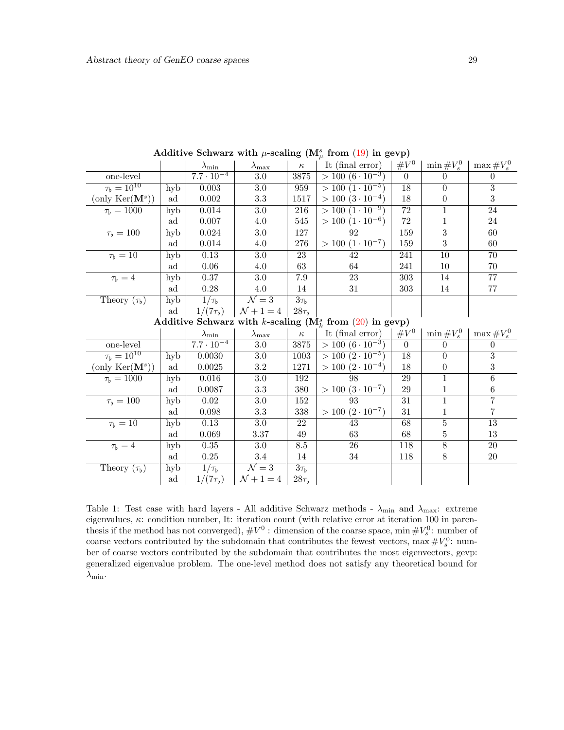**Additive Schwarz with $\mu$-scaling ($\mathbf{M}^s_\mu$ from (19) in gevp)**

| | | $\lambda_{\min}$ | $\lambda_{\max}$ | $\kappa$ | It (final error) | $\#V^0$ | $\min \#V^0_s$ | $\max \#V^0_s$ |
|---|---|---|---|---|---|---|---|---|
| one-level | | $7.7 \cdot 10^{-4}$ | 3.0 | 3875 | $> 100$ $(6 \cdot 10^{-3})$ | 0 | 0 | 0 |
| $\tau_\flat = 10^{10}$ | hyb | 0.003 | 3.0 | 959 | $> 100$ $(1 \cdot 10^{-5})$ | 18 | 0 | 3 |
| (only $\mathrm{Ker}(\mathbf{M}^s)$) | ad | 0.002 | 3.3 | 1517 | $> 100$ $(3 \cdot 10^{-4})$ | 18 | 0 | 3 |
| $\tau_\flat = 1000$ | hyb | 0.014 | 3.0 | 216 | $> 100$ $(1 \cdot 10^{-9})$ | 72 | 1 | 24 |
| | ad | 0.007 | 4.0 | 545 | $> 100$ $(1 \cdot 10^{-6})$ | 72 | 1 | 24 |
| $\tau_\flat = 100$ | hyb | 0.024 | 3.0 | 127 | 92 | 159 | 3 | 60 |
| | ad | 0.014 | 4.0 | 276 | $> 100$ $(1 \cdot 10^{-7})$ | 159 | 3 | 60 |
| $\tau_\flat = 10$ | hyb | 0.13 | 3.0 | 23 | 42 | 241 | 10 | 70 |
| | ad | 0.06 | 4.0 | 63 | 64 | 241 | 10 | 70 |
| $\tau_\flat = 4$ | hyb | 0.37 | 3.0 | 7.9 | 23 | 303 | 14 | 77 |
| | ad | 0.28 | 4.0 | 14 | 31 | 303 | 14 | 77 |
| Theory ($\tau_\flat$) | hyb | $1/\tau_\flat$ | $\mathcal{N} = 3$ | $3\tau_\flat$ | | | | |
| | ad | $1/(7\tau_\flat)$ | $\mathcal{N} + 1 = 4$ | $28\tau_\flat$ | | | | |

**Additive Schwarz with $k$-scaling ($\mathbf{M}^s_k$ from (20) in gevp)**

| | | $\lambda_{\min}$ | $\lambda_{\max}$ | $\kappa$ | It (final error) | $\#V^0$ | $\min \#V^0_s$ | $\max \#V^0_s$ |
|---|---|---|---|---|---|---|---|---|
| one-level | | $7.7 \cdot 10^{-4}$ | 3.0 | 3875 | $> 100$ $(6 \cdot 10^{-3})$ | 0 | 0 | 0 |
| $\tau_\flat = 10^{10}$ | hyb | 0.0030 | 3.0 | 1003 | $> 100$ $(2 \cdot 10^{-5})$ | 18 | 0 | 3 |
| (only $\mathrm{Ker}(\mathbf{M}^s)$) | ad | 0.0025 | 3.2 | 1271 | $> 100$ $(2 \cdot 10^{-4})$ | 18 | 0 | 3 |
| $\tau_\flat = 1000$ | hyb | 0.016 | 3.0 | 192 | 98 | 29 | 1 | 6 |
| | ad | 0.0087 | 3.3 | 380 | $> 100$ $(3 \cdot 10^{-7})$ | 29 | 1 | 6 |
| $\tau_\flat = 100$ | hyb | 0.02 | 3.0 | 152 | 93 | 31 | 1 | 7 |
| | ad | 0.098 | 3.3 | 338 | $> 100$ $(2 \cdot 10^{-7})$ | 31 | 1 | 7 |
| $\tau_\flat = 10$ | hyb | 0.13 | 3.0 | 22 | 43 | 68 | 5 | 13 |
| | ad | 0.069 | 3.37 | 49 | 63 | 68 | 5 | 13 |
| $\tau_\flat = 4$ | hyb | 0.35 | 3.0 | 8.5 | 26 | 118 | 8 | 20 |
| | ad | 0.25 | 3.4 | 14 | 34 | 118 | 8 | 20 |
| Theory ($\tau_\flat$) | hyb | $1/\tau_\flat$ | $\mathcal{N} = 3$ | $3\tau_\flat$ | | | | |
| | ad | $1/(7\tau_\flat)$ | $\mathcal{N} + 1 = 4$ | $28\tau_\flat$ | | | | |

Table 1: Test case with hard layers - All additive Schwarz methods - $\lambda_{\min}$ and $\lambda_{\max}$: extreme eigenvalues, $\kappa$: condition number, It: iteration count (with relative error at iteration 100 in parenthesis if the method has not converged), $\#V^0$ : dimension of the coarse space, $\min \#V^0_s$: number of coarse vectors contributed by the subdomain that contributes the fewest vectors, $\max \#V^0_s$: number of coarse vectors contributed by the subdomain that contributes the most eigenvectors, gevp: generalized eigenvalue problem. The one-level method does not satisfy any theoretical bound for $\lambda_{\min}$.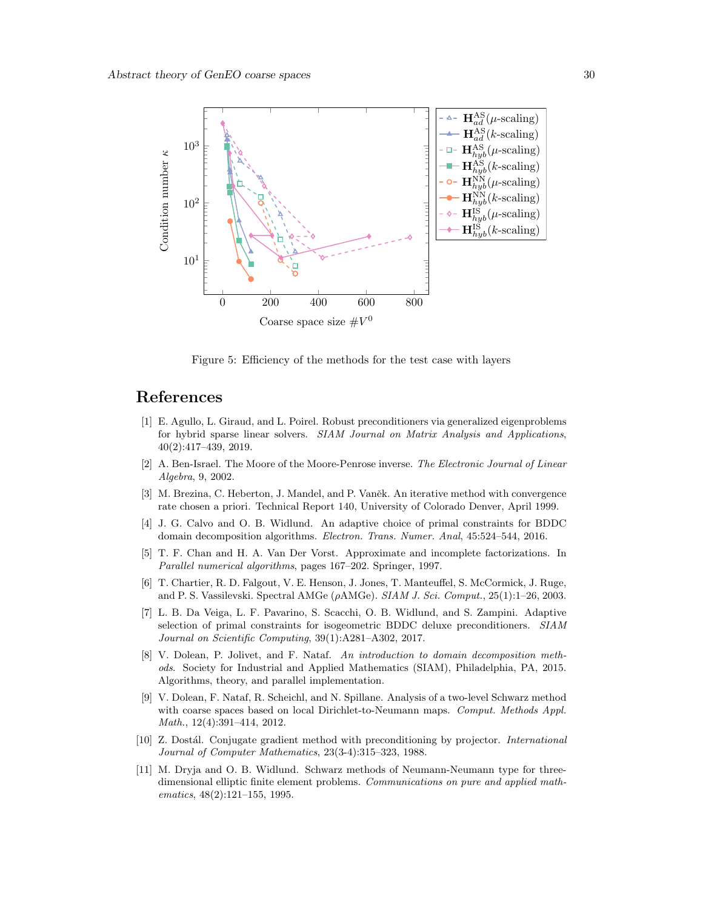Figure 5: Efficiency of the methods for the test case with layers

## References

[1] E. Agullo, L. Giraud, and L. Poirel. Robust preconditioners via generalized eigenproblems for hybrid sparse linear solvers. *SIAM Journal on Matrix Analysis and Applications*, 40(2):417–439, 2019.

[2] A. Ben-Israel. The Moore of the Moore-Penrose inverse. *The Electronic Journal of Linear Algebra*, 9, 2002.

[3] M. Brezina, C. Heberton, J. Mandel, and P. Vaněk. An iterative method with convergence rate chosen a priori. Technical Report 140, University of Colorado Denver, April 1999.

[4] J. G. Calvo and O. B. Widlund. An adaptive choice of primal constraints for BDDC domain decomposition algorithms. *Electron. Trans. Numer. Anal*, 45:524–544, 2016.

[5] T. F. Chan and H. A. Van Der Vorst. Approximate and incomplete factorizations. In *Parallel numerical algorithms*, pages 167–202. Springer, 1997.

[6] T. Chartier, R. D. Falgout, V. E. Henson, J. Jones, T. Manteuffel, S. McCormick, J. Ruge, and P. S. Vassilevski. Spectral AMGe ($\rho$AMGe). *SIAM J. Sci. Comput.*, 25(1):1–26, 2003.

[7] L. B. Da Veiga, L. F. Pavarino, S. Scacchi, O. B. Widlund, and S. Zampini. Adaptive selection of primal constraints for isogeometric BDDC deluxe preconditioners. *SIAM Journal on Scientific Computing*, 39(1):A281–A302, 2017.

[8] V. Dolean, P. Jolivet, and F. Nataf. *An introduction to domain decomposition methods*. Society for Industrial and Applied Mathematics (SIAM), Philadelphia, PA, 2015. Algorithms, theory, and parallel implementation.

[9] V. Dolean, F. Nataf, R. Scheichl, and N. Spillane. Analysis of a two-level Schwarz method with coarse spaces based on local Dirichlet-to-Neumann maps. *Comput. Methods Appl. Math.*, 12(4):391–414, 2012.

[10] Z. Dostál. Conjugate gradient method with preconditioning by projector. *International Journal of Computer Mathematics*, 23(3-4):315–323, 1988.

[11] M. Dryja and O. B. Widlund. Schwarz methods of Neumann-Neumann type for three-dimensional elliptic finite element problems. *Communications on pure and applied mathematics*, 48(2):121–155, 1995.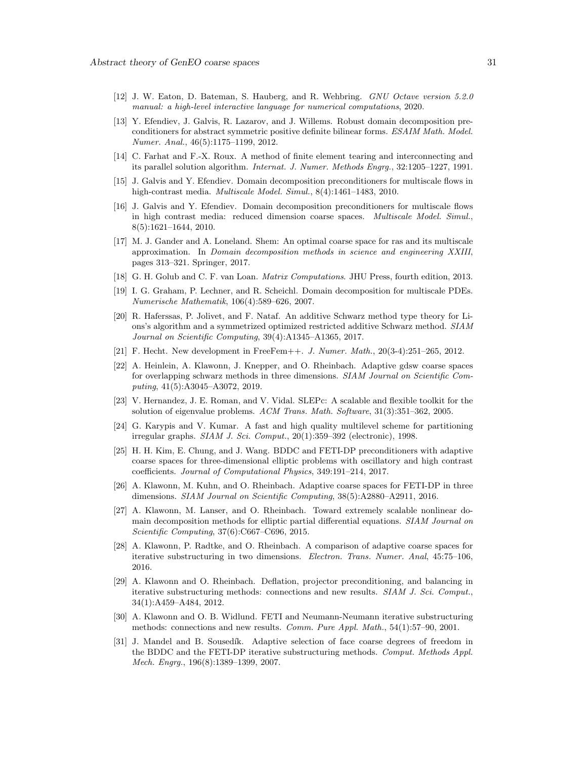[12] J. W. Eaton, D. Bateman, S. Hauberg, and R. Wehbring. *GNU Octave version 5.2.0 manual: a high-level interactive language for numerical computations*, 2020.

[13] Y. Efendiev, J. Galvis, R. Lazarov, and J. Willems. Robust domain decomposition preconditioners for abstract symmetric positive definite bilinear forms. *ESAIM Math. Model. Numer. Anal.*, 46(5):1175–1199, 2012.

[14] C. Farhat and F.-X. Roux. A method of finite element tearing and interconnecting and its parallel solution algorithm. *Internat. J. Numer. Methods Engrg.*, 32:1205–1227, 1991.

[15] J. Galvis and Y. Efendiev. Domain decomposition preconditioners for multiscale flows in high-contrast media. *Multiscale Model. Simul.*, 8(4):1461–1483, 2010.

[16] J. Galvis and Y. Efendiev. Domain decomposition preconditioners for multiscale flows in high contrast media: reduced dimension coarse spaces. *Multiscale Model. Simul.*, 8(5):1621–1644, 2010.

[17] M. J. Gander and A. Loneland. Shem: An optimal coarse space for ras and its multiscale approximation. In *Domain decomposition methods in science and engineering XXIII*, pages 313–321. Springer, 2017.

[18] G. H. Golub and C. F. van Loan. *Matrix Computations*. JHU Press, fourth edition, 2013.

[19] I. G. Graham, P. Lechner, and R. Scheichl. Domain decomposition for multiscale PDEs. *Numerische Mathematik*, 106(4):589–626, 2007.

[20] R. Haferssas, P. Jolivet, and F. Nataf. An additive Schwarz method type theory for Lions's algorithm and a symmetrized optimized restricted additive Schwarz method. *SIAM Journal on Scientific Computing*, 39(4):A1345–A1365, 2017.

[21] F. Hecht. New development in FreeFem++. *J. Numer. Math.*, 20(3-4):251–265, 2012.

[22] A. Heinlein, A. Klawonn, J. Knepper, and O. Rheinbach. Adaptive gdsw coarse spaces for overlapping schwarz methods in three dimensions. *SIAM Journal on Scientific Computing*, 41(5):A3045–A3072, 2019.

[23] V. Hernandez, J. E. Roman, and V. Vidal. SLEPc: A scalable and flexible toolkit for the solution of eigenvalue problems. *ACM Trans. Math. Software*, 31(3):351–362, 2005.

[24] G. Karypis and V. Kumar. A fast and high quality multilevel scheme for partitioning irregular graphs. *SIAM J. Sci. Comput.*, 20(1):359–392 (electronic), 1998.

[25] H. H. Kim, E. Chung, and J. Wang. BDDC and FETI-DP preconditioners with adaptive coarse spaces for three-dimensional elliptic problems with oscillatory and high contrast coefficients. *Journal of Computational Physics*, 349:191–214, 2017.

[26] A. Klawonn, M. Kuhn, and O. Rheinbach. Adaptive coarse spaces for FETI-DP in three dimensions. *SIAM Journal on Scientific Computing*, 38(5):A2880–A2911, 2016.

[27] A. Klawonn, M. Lanser, and O. Rheinbach. Toward extremely scalable nonlinear domain decomposition methods for elliptic partial differential equations. *SIAM Journal on Scientific Computing*, 37(6):C667–C696, 2015.

[28] A. Klawonn, P. Radtke, and O. Rheinbach. A comparison of adaptive coarse spaces for iterative substructuring in two dimensions. *Electron. Trans. Numer. Anal*, 45:75–106, 2016.

[29] A. Klawonn and O. Rheinbach. Deflation, projector preconditioning, and balancing in iterative substructuring methods: connections and new results. *SIAM J. Sci. Comput.*, 34(1):A459–A484, 2012.

[30] A. Klawonn and O. B. Widlund. FETI and Neumann-Neumann iterative substructuring methods: connections and new results. *Comm. Pure Appl. Math.*, 54(1):57–90, 2001.

[31] J. Mandel and B. Sousedík. Adaptive selection of face coarse degrees of freedom in the BDDC and the FETI-DP iterative substructuring methods. *Comput. Methods Appl. Mech. Engrg.*, 196(8):1389–1399, 2007.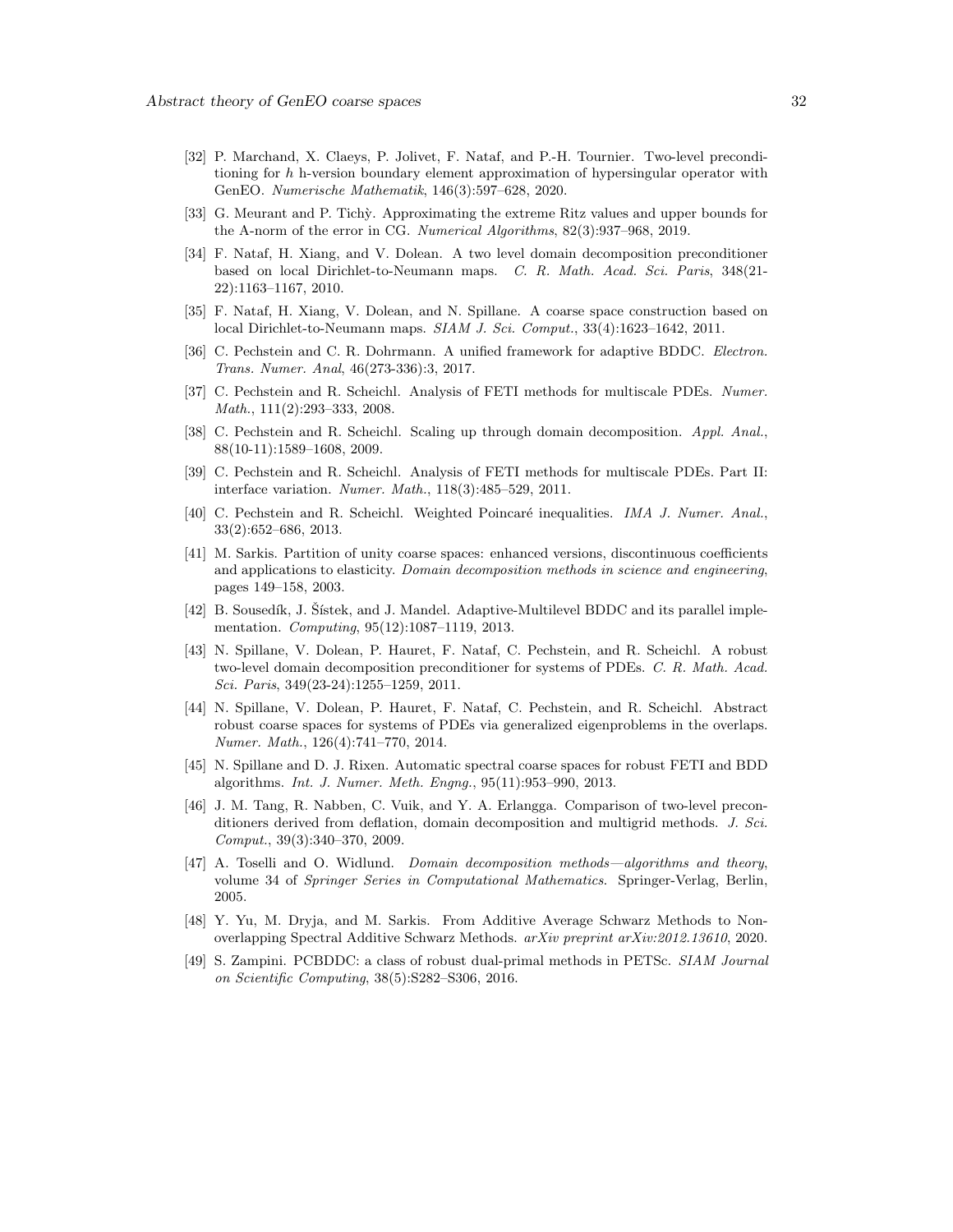[32] P. Marchand, X. Claeys, P. Jolivet, F. Nataf, and P.-H. Tournier. Two-level preconditioning for $h$ h-version boundary element approximation of hypersingular operator with GenEO. *Numerische Mathematik*, 146(3):597–628, 2020.

[33] G. Meurant and P. Tichỳ. Approximating the extreme Ritz values and upper bounds for the A-norm of the error in CG. *Numerical Algorithms*, 82(3):937–968, 2019.

[34] F. Nataf, H. Xiang, and V. Dolean. A two level domain decomposition preconditioner based on local Dirichlet-to-Neumann maps. *C. R. Math. Acad. Sci. Paris*, 348(21-22):1163–1167, 2010.

[35] F. Nataf, H. Xiang, V. Dolean, and N. Spillane. A coarse space construction based on local Dirichlet-to-Neumann maps. *SIAM J. Sci. Comput.*, 33(4):1623–1642, 2011.

[36] C. Pechstein and C. R. Dohrmann. A unified framework for adaptive BDDC. *Electron. Trans. Numer. Anal*, 46(273-336):3, 2017.

[37] C. Pechstein and R. Scheichl. Analysis of FETI methods for multiscale PDEs. *Numer. Math.*, 111(2):293–333, 2008.

[38] C. Pechstein and R. Scheichl. Scaling up through domain decomposition. *Appl. Anal.*, 88(10-11):1589–1608, 2009.

[39] C. Pechstein and R. Scheichl. Analysis of FETI methods for multiscale PDEs. Part II: interface variation. *Numer. Math.*, 118(3):485–529, 2011.

[40] C. Pechstein and R. Scheichl. Weighted Poincaré inequalities. *IMA J. Numer. Anal.*, 33(2):652–686, 2013.

[41] M. Sarkis. Partition of unity coarse spaces: enhanced versions, discontinuous coefficients and applications to elasticity. *Domain decomposition methods in science and engineering*, pages 149–158, 2003.

[42] B. Sousedík, J. Šístek, and J. Mandel. Adaptive-Multilevel BDDC and its parallel implementation. *Computing*, 95(12):1087–1119, 2013.

[43] N. Spillane, V. Dolean, P. Hauret, F. Nataf, C. Pechstein, and R. Scheichl. A robust two-level domain decomposition preconditioner for systems of PDEs. *C. R. Math. Acad. Sci. Paris*, 349(23-24):1255–1259, 2011.

[44] N. Spillane, V. Dolean, P. Hauret, F. Nataf, C. Pechstein, and R. Scheichl. Abstract robust coarse spaces for systems of PDEs via generalized eigenproblems in the overlaps. *Numer. Math.*, 126(4):741–770, 2014.

[45] N. Spillane and D. J. Rixen. Automatic spectral coarse spaces for robust FETI and BDD algorithms. *Int. J. Numer. Meth. Engng.*, 95(11):953–990, 2013.

[46] J. M. Tang, R. Nabben, C. Vuik, and Y. A. Erlangga. Comparison of two-level preconditioners derived from deflation, domain decomposition and multigrid methods. *J. Sci. Comput.*, 39(3):340–370, 2009.

[47] A. Toselli and O. Widlund. *Domain decomposition methods—algorithms and theory*, volume 34 of *Springer Series in Computational Mathematics*. Springer-Verlag, Berlin, 2005.

[48] Y. Yu, M. Dryja, and M. Sarkis. From Additive Average Schwarz Methods to Non-overlapping Spectral Additive Schwarz Methods. *arXiv preprint arXiv:2012.13610*, 2020.

[49] S. Zampini. PCBDDC: a class of robust dual-primal methods in PETSc. *SIAM Journal on Scientific Computing*, 38(5):S282–S306, 2016.